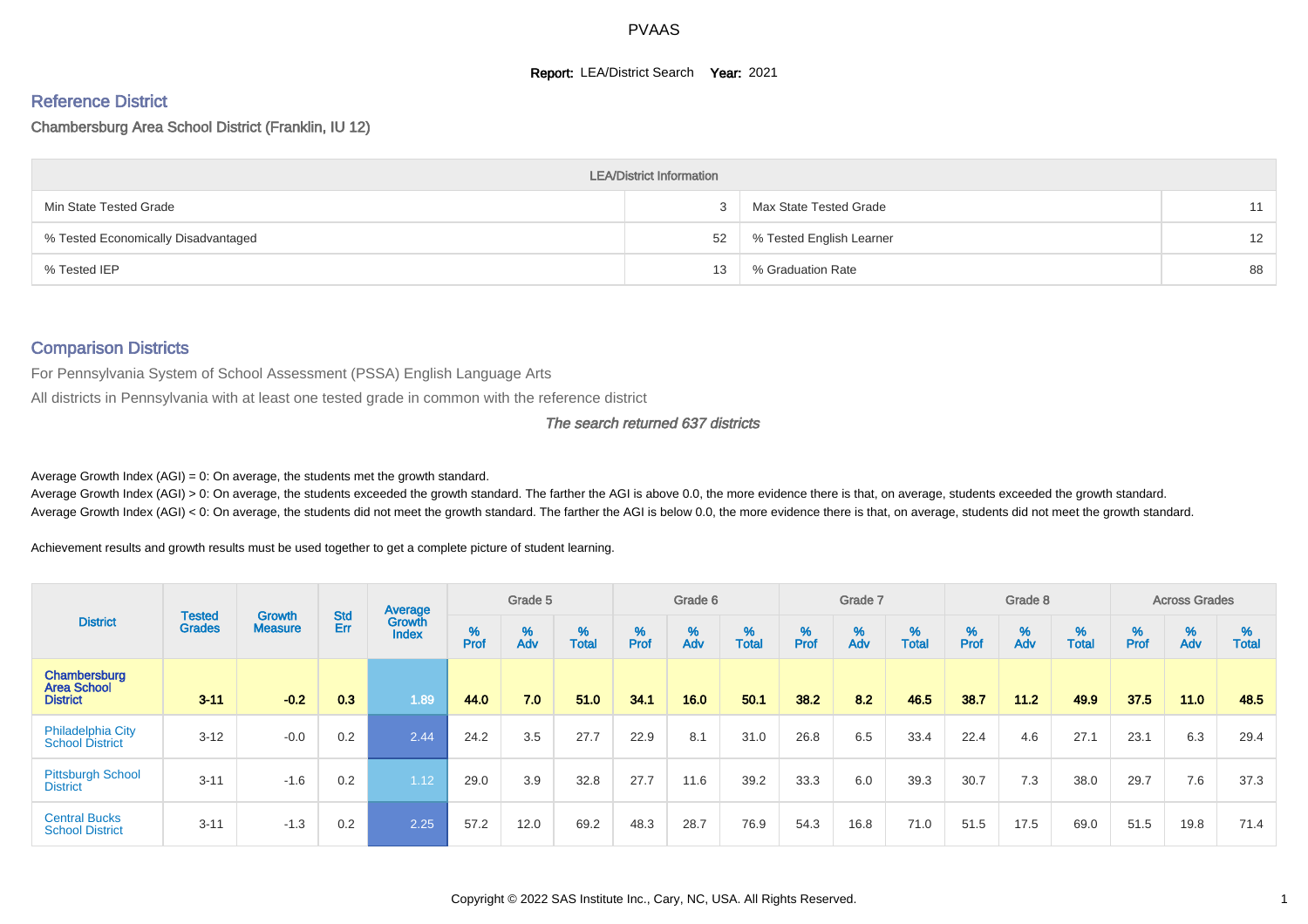PVAAS

**Report:** LEA/District Search **Year:** 2021

## Reference District

Chambersburg Area School District (Franklin, IU 12)

| LEA/District Information | | | |
|---|---|---|---|
| Min State Tested Grade | 3 | Max State Tested Grade | 11 |
| % Tested Economically Disadvantaged | 52 | % Tested English Learner | 12 |
| % Tested IEP | 13 | % Graduation Rate | 88 |

## Comparison Districts

For Pennsylvania System of School Assessment (PSSA) English Language Arts

All districts in Pennsylvania with at least one tested grade in common with the reference district

*The search returned 637 districts*

Average Growth Index (AGI) = 0: On average, the students met the growth standard.

Average Growth Index (AGI) > 0: On average, the students exceeded the growth standard. The farther the AGI is above 0.0, the more evidence there is that, on average, students exceeded the growth standard.

Average Growth Index (AGI) < 0: On average, the students did not meet the growth standard. The farther the AGI is below 0.0, the more evidence there is that, on average, students did not meet the growth standard.

Achievement results and growth results must be used together to get a complete picture of student learning.

| District | Tested Grades | Growth Measure | Std Err | Average Growth Index | Grade 5 | | | Grade 6 | | | Grade 7 | | | Grade 8 | | | Across Grades | | |
|---|---|---|---|---|---|---|---|---|---|---|---|---|---|---|---|---|---|---|---|
| | | | | | % Prof | % Adv | % Total | % Prof | % Adv | % Total | % Prof | % Adv | % Total | % Prof | % Adv | % Total | % Prof | % Adv | % Total |
| **Chambersburg Area School District** | **3-11** | **-0.2** | **0.3** | **1.89** | **44.0** | **7.0** | **51.0** | **34.1** | **16.0** | **50.1** | **38.2** | **8.2** | **46.5** | **38.7** | **11.2** | **49.9** | **37.5** | **11.0** | **48.5** |
| Philadelphia City School District | 3-12 | -0.0 | 0.2 | 2.44 | 24.2 | 3.5 | 27.7 | 22.9 | 8.1 | 31.0 | 26.8 | 6.5 | 33.4 | 22.4 | 4.6 | 27.1 | 23.1 | 6.3 | 29.4 |
| Pittsburgh School District | 3-11 | -1.6 | 0.2 | 1.12 | 29.0 | 3.9 | 32.8 | 27.7 | 11.6 | 39.2 | 33.3 | 6.0 | 39.3 | 30.7 | 7.3 | 38.0 | 29.7 | 7.6 | 37.3 |
| Central Bucks School District | 3-11 | -1.3 | 0.2 | 2.25 | 57.2 | 12.0 | 69.2 | 48.3 | 28.7 | 76.9 | 54.3 | 16.8 | 71.0 | 51.5 | 17.5 | 69.0 | 51.5 | 19.8 | 71.4 |

Copyright © 2022 SAS Institute Inc., Cary, NC, USA. All Rights Reserved.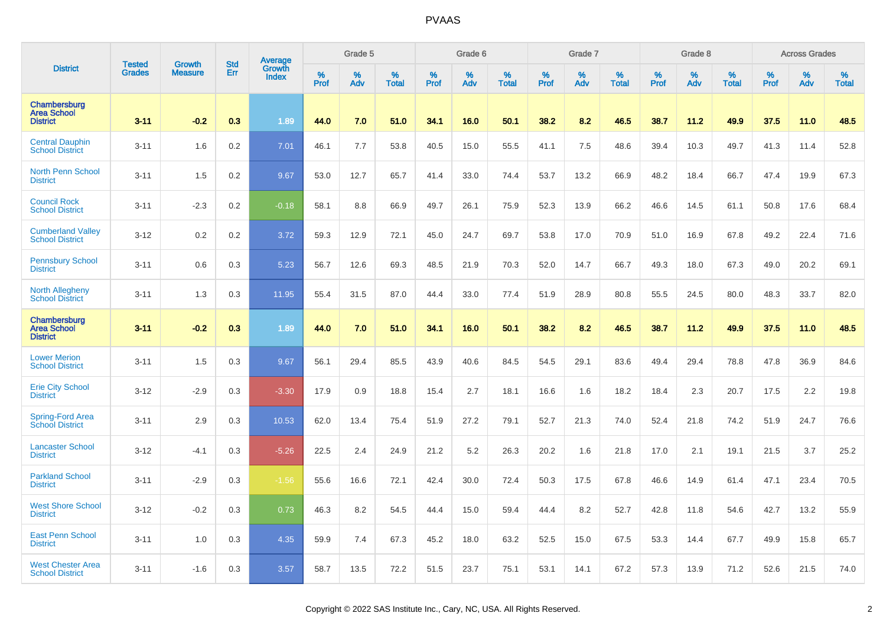# PVAAS

| District | Tested Grades | Growth Measure | Std Err | Average Growth Index | Grade 5 | | | Grade 6 | | | Grade 7 | | | Grade 8 | | | Across Grades | | |
|---|---|---|---|---|---|---|---|---|---|---|---|---|---|---|---|---|---|---|---|
| | | | | | % Prof | % Adv | % Total | % Prof | % Adv | % Total | % Prof | % Adv | % Total | % Prof | % Adv | % Total | % Prof | % Adv | % Total |
| **Chambersburg Area School District** | **3-11** | **-0.2** | **0.3** | **1.89** | **44.0** | **7.0** | **51.0** | **34.1** | **16.0** | **50.1** | **38.2** | **8.2** | **46.5** | **38.7** | **11.2** | **49.9** | **37.5** | **11.0** | **48.5** |
| Central Dauphin School District | 3-11 | 1.6 | 0.2 | 7.01 | 46.1 | 7.7 | 53.8 | 40.5 | 15.0 | 55.5 | 41.1 | 7.5 | 48.6 | 39.4 | 10.3 | 49.7 | 41.3 | 11.4 | 52.8 |
| North Penn School District | 3-11 | 1.5 | 0.2 | 9.67 | 53.0 | 12.7 | 65.7 | 41.4 | 33.0 | 74.4 | 53.7 | 13.2 | 66.9 | 48.2 | 18.4 | 66.7 | 47.4 | 19.9 | 67.3 |
| Council Rock School District | 3-11 | -2.3 | 0.2 | -0.18 | 58.1 | 8.8 | 66.9 | 49.7 | 26.1 | 75.9 | 52.3 | 13.9 | 66.2 | 46.6 | 14.5 | 61.1 | 50.8 | 17.6 | 68.4 |
| Cumberland Valley School District | 3-12 | 0.2 | 0.2 | 3.72 | 59.3 | 12.9 | 72.1 | 45.0 | 24.7 | 69.7 | 53.8 | 17.0 | 70.9 | 51.0 | 16.9 | 67.8 | 49.2 | 22.4 | 71.6 |
| Pennsbury School District | 3-11 | 0.6 | 0.3 | 5.23 | 56.7 | 12.6 | 69.3 | 48.5 | 21.9 | 70.3 | 52.0 | 14.7 | 66.7 | 49.3 | 18.0 | 67.3 | 49.0 | 20.2 | 69.1 |
| North Allegheny School District | 3-11 | 1.3 | 0.3 | 11.95 | 55.4 | 31.5 | 87.0 | 44.4 | 33.0 | 77.4 | 51.9 | 28.9 | 80.8 | 55.5 | 24.5 | 80.0 | 48.3 | 33.7 | 82.0 |
| **Chambersburg Area School District** | **3-11** | **-0.2** | **0.3** | **1.89** | **44.0** | **7.0** | **51.0** | **34.1** | **16.0** | **50.1** | **38.2** | **8.2** | **46.5** | **38.7** | **11.2** | **49.9** | **37.5** | **11.0** | **48.5** |
| Lower Merion School District | 3-11 | 1.5 | 0.3 | 9.67 | 56.1 | 29.4 | 85.5 | 43.9 | 40.6 | 84.5 | 54.5 | 29.1 | 83.6 | 49.4 | 29.4 | 78.8 | 47.8 | 36.9 | 84.6 |
| Erie City School District | 3-12 | -2.9 | 0.3 | -3.30 | 17.9 | 0.9 | 18.8 | 15.4 | 2.7 | 18.1 | 16.6 | 1.6 | 18.2 | 18.4 | 2.3 | 20.7 | 17.5 | 2.2 | 19.8 |
| Spring-Ford Area School District | 3-11 | 2.9 | 0.3 | 10.53 | 62.0 | 13.4 | 75.4 | 51.9 | 27.2 | 79.1 | 52.7 | 21.3 | 74.0 | 52.4 | 21.8 | 74.2 | 51.9 | 24.7 | 76.6 |
| Lancaster School District | 3-12 | -4.1 | 0.3 | -5.26 | 22.5 | 2.4 | 24.9 | 21.2 | 5.2 | 26.3 | 20.2 | 1.6 | 21.8 | 17.0 | 2.1 | 19.1 | 21.5 | 3.7 | 25.2 |
| Parkland School District | 3-11 | -2.9 | 0.3 | -1.56 | 55.6 | 16.6 | 72.1 | 42.4 | 30.0 | 72.4 | 50.3 | 17.5 | 67.8 | 46.6 | 14.9 | 61.4 | 47.1 | 23.4 | 70.5 |
| West Shore School District | 3-12 | -0.2 | 0.3 | 0.73 | 46.3 | 8.2 | 54.5 | 44.4 | 15.0 | 59.4 | 44.4 | 8.2 | 52.7 | 42.8 | 11.8 | 54.6 | 42.7 | 13.2 | 55.9 |
| East Penn School District | 3-11 | 1.0 | 0.3 | 4.35 | 59.9 | 7.4 | 67.3 | 45.2 | 18.0 | 63.2 | 52.5 | 15.0 | 67.5 | 53.3 | 14.4 | 67.7 | 49.9 | 15.8 | 65.7 |
| West Chester Area School District | 3-11 | -1.6 | 0.3 | 3.57 | 58.7 | 13.5 | 72.2 | 51.5 | 23.7 | 75.1 | 53.1 | 14.1 | 67.2 | 57.3 | 13.9 | 71.2 | 52.6 | 21.5 | 74.0 |

Copyright © 2022 SAS Institute Inc., Cary, NC, USA. All Rights Reserved.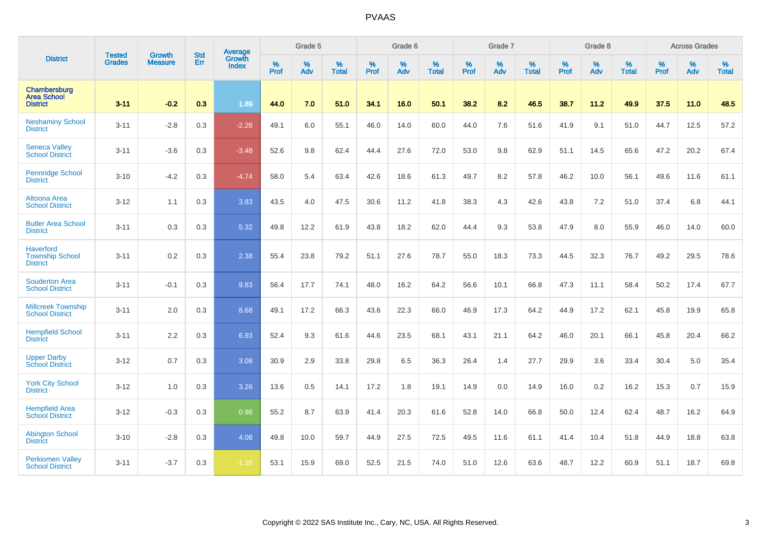# PVAAS

| District | Tested Grades | Growth Measure | Std Err | Average Growth Index | Grade 5 | | | Grade 6 | | | Grade 7 | | | Grade 8 | | | Across Grades | | |
|---|---|---|---|---|---|---|---|---|---|---|---|---|---|---|---|---|---|---|---|
| | | | | | % Prof | % Adv | % Total | % Prof | % Adv | % Total | % Prof | % Adv | % Total | % Prof | % Adv | % Total | % Prof | % Adv | % Total |
| **Chambersburg Area School District** | **3-11** | **-0.2** | **0.3** | **1.89** | **44.0** | **7.0** | **51.0** | **34.1** | **16.0** | **50.1** | **38.2** | **8.2** | **46.5** | **38.7** | **11.2** | **49.9** | **37.5** | **11.0** | **48.5** |
| Neshaminy School District | 3-11 | -2.8 | 0.3 | -2.26 | 49.1 | 6.0 | 55.1 | 46.0 | 14.0 | 60.0 | 44.0 | 7.6 | 51.6 | 41.9 | 9.1 | 51.0 | 44.7 | 12.5 | 57.2 |
| Seneca Valley School District | 3-11 | -3.6 | 0.3 | -3.48 | 52.6 | 9.8 | 62.4 | 44.4 | 27.6 | 72.0 | 53.0 | 9.8 | 62.9 | 51.1 | 14.5 | 65.6 | 47.2 | 20.2 | 67.4 |
| Pennridge School District | 3-10 | -4.2 | 0.3 | -4.74 | 58.0 | 5.4 | 63.4 | 42.6 | 18.6 | 61.3 | 49.7 | 8.2 | 57.8 | 46.2 | 10.0 | 56.1 | 49.6 | 11.6 | 61.1 |
| Altoona Area School District | 3-12 | 1.1 | 0.3 | 3.83 | 43.5 | 4.0 | 47.5 | 30.6 | 11.2 | 41.8 | 38.3 | 4.3 | 42.6 | 43.8 | 7.2 | 51.0 | 37.4 | 6.8 | 44.1 |
| Butler Area School District | 3-11 | 0.3 | 0.3 | 5.32 | 49.8 | 12.2 | 61.9 | 43.8 | 18.2 | 62.0 | 44.4 | 9.3 | 53.8 | 47.9 | 8.0 | 55.9 | 46.0 | 14.0 | 60.0 |
| Haverford Township School District | 3-11 | 0.2 | 0.3 | 2.38 | 55.4 | 23.8 | 79.2 | 51.1 | 27.6 | 78.7 | 55.0 | 18.3 | 73.3 | 44.5 | 32.3 | 76.7 | 49.2 | 29.5 | 78.6 |
| Souderton Area School District | 3-11 | -0.1 | 0.3 | 9.83 | 56.4 | 17.7 | 74.1 | 48.0 | 16.2 | 64.2 | 56.6 | 10.1 | 66.8 | 47.3 | 11.1 | 58.4 | 50.2 | 17.4 | 67.7 |
| Millcreek Township School District | 3-11 | 2.0 | 0.3 | 8.68 | 49.1 | 17.2 | 66.3 | 43.6 | 22.3 | 66.0 | 46.9 | 17.3 | 64.2 | 44.9 | 17.2 | 62.1 | 45.8 | 19.9 | 65.8 |
| Hempfield School District | 3-11 | 2.2 | 0.3 | 6.93 | 52.4 | 9.3 | 61.6 | 44.6 | 23.5 | 68.1 | 43.1 | 21.1 | 64.2 | 46.0 | 20.1 | 66.1 | 45.8 | 20.4 | 66.2 |
| Upper Darby School District | 3-12 | 0.7 | 0.3 | 3.08 | 30.9 | 2.9 | 33.8 | 29.8 | 6.5 | 36.3 | 26.4 | 1.4 | 27.7 | 29.9 | 3.6 | 33.4 | 30.4 | 5.0 | 35.4 |
| York City School District | 3-12 | 1.0 | 0.3 | 3.26 | 13.6 | 0.5 | 14.1 | 17.2 | 1.8 | 19.1 | 14.9 | 0.0 | 14.9 | 16.0 | 0.2 | 16.2 | 15.3 | 0.7 | 15.9 |
| Hempfield Area School District | 3-12 | -0.3 | 0.3 | 0.96 | 55.2 | 8.7 | 63.9 | 41.4 | 20.3 | 61.6 | 52.8 | 14.0 | 66.8 | 50.0 | 12.4 | 62.4 | 48.7 | 16.2 | 64.9 |
| Abington School District | 3-10 | -2.8 | 0.3 | 4.08 | 49.8 | 10.0 | 59.7 | 44.9 | 27.5 | 72.5 | 49.5 | 11.6 | 61.1 | 41.4 | 10.4 | 51.8 | 44.9 | 18.8 | 63.8 |
| Perkiomen Valley School District | 3-11 | -3.7 | 0.3 | -1.26 | 53.1 | 15.9 | 69.0 | 52.5 | 21.5 | 74.0 | 51.0 | 12.6 | 63.6 | 48.7 | 12.2 | 60.9 | 51.1 | 18.7 | 69.8 |

Copyright © 2022 SAS Institute Inc., Cary, NC, USA. All Rights Reserved.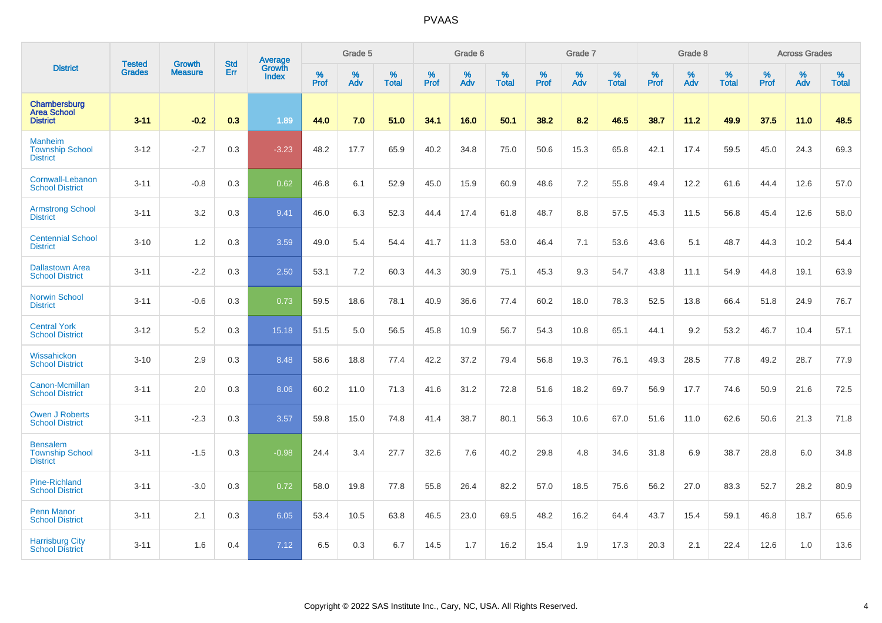# PVAAS

| District | Tested Grades | Growth Measure | Std Err | Average Growth Index | Grade 5 | | | Grade 6 | | | Grade 7 | | | Grade 8 | | | Across Grades | | |
|---|---|---|---|---|---|---|---|---|---|---|---|---|---|---|---|---|---|---|---|
| | | | | | % Prof | % Adv | % Total | % Prof | % Adv | % Total | % Prof | % Adv | % Total | % Prof | % Adv | % Total | % Prof | % Adv | % Total |
| **Chambersburg Area School District** | **3-11** | **-0.2** | **0.3** | **1.89** | **44.0** | **7.0** | **51.0** | **34.1** | **16.0** | **50.1** | **38.2** | **8.2** | **46.5** | **38.7** | **11.2** | **49.9** | **37.5** | **11.0** | **48.5** |
| Manheim Township School District | 3-12 | -2.7 | 0.3 | -3.23 | 48.2 | 17.7 | 65.9 | 40.2 | 34.8 | 75.0 | 50.6 | 15.3 | 65.8 | 42.1 | 17.4 | 59.5 | 45.0 | 24.3 | 69.3 |
| Cornwall-Lebanon School District | 3-11 | -0.8 | 0.3 | 0.62 | 46.8 | 6.1 | 52.9 | 45.0 | 15.9 | 60.9 | 48.6 | 7.2 | 55.8 | 49.4 | 12.2 | 61.6 | 44.4 | 12.6 | 57.0 |
| Armstrong School District | 3-11 | 3.2 | 0.3 | 9.41 | 46.0 | 6.3 | 52.3 | 44.4 | 17.4 | 61.8 | 48.7 | 8.8 | 57.5 | 45.3 | 11.5 | 56.8 | 45.4 | 12.6 | 58.0 |
| Centennial School District | 3-10 | 1.2 | 0.3 | 3.59 | 49.0 | 5.4 | 54.4 | 41.7 | 11.3 | 53.0 | 46.4 | 7.1 | 53.6 | 43.6 | 5.1 | 48.7 | 44.3 | 10.2 | 54.4 |
| Dallastown Area School District | 3-11 | -2.2 | 0.3 | 2.50 | 53.1 | 7.2 | 60.3 | 44.3 | 30.9 | 75.1 | 45.3 | 9.3 | 54.7 | 43.8 | 11.1 | 54.9 | 44.8 | 19.1 | 63.9 |
| Norwin School District | 3-11 | -0.6 | 0.3 | 0.73 | 59.5 | 18.6 | 78.1 | 40.9 | 36.6 | 77.4 | 60.2 | 18.0 | 78.3 | 52.5 | 13.8 | 66.4 | 51.8 | 24.9 | 76.7 |
| Central York School District | 3-12 | 5.2 | 0.3 | 15.18 | 51.5 | 5.0 | 56.5 | 45.8 | 10.9 | 56.7 | 54.3 | 10.8 | 65.1 | 44.1 | 9.2 | 53.2 | 46.7 | 10.4 | 57.1 |
| Wissahickon School District | 3-10 | 2.9 | 0.3 | 8.48 | 58.6 | 18.8 | 77.4 | 42.2 | 37.2 | 79.4 | 56.8 | 19.3 | 76.1 | 49.3 | 28.5 | 77.8 | 49.2 | 28.7 | 77.9 |
| Canon-Mcmillan School District | 3-11 | 2.0 | 0.3 | 8.06 | 60.2 | 11.0 | 71.3 | 41.6 | 31.2 | 72.8 | 51.6 | 18.2 | 69.7 | 56.9 | 17.7 | 74.6 | 50.9 | 21.6 | 72.5 |
| Owen J Roberts School District | 3-11 | -2.3 | 0.3 | 3.57 | 59.8 | 15.0 | 74.8 | 41.4 | 38.7 | 80.1 | 56.3 | 10.6 | 67.0 | 51.6 | 11.0 | 62.6 | 50.6 | 21.3 | 71.8 |
| Bensalem Township School District | 3-11 | -1.5 | 0.3 | -0.98 | 24.4 | 3.4 | 27.7 | 32.6 | 7.6 | 40.2 | 29.8 | 4.8 | 34.6 | 31.8 | 6.9 | 38.7 | 28.8 | 6.0 | 34.8 |
| Pine-Richland School District | 3-11 | -3.0 | 0.3 | 0.72 | 58.0 | 19.8 | 77.8 | 55.8 | 26.4 | 82.2 | 57.0 | 18.5 | 75.6 | 56.2 | 27.0 | 83.3 | 52.7 | 28.2 | 80.9 |
| Penn Manor School District | 3-11 | 2.1 | 0.3 | 6.05 | 53.4 | 10.5 | 63.8 | 46.5 | 23.0 | 69.5 | 48.2 | 16.2 | 64.4 | 43.7 | 15.4 | 59.1 | 46.8 | 18.7 | 65.6 |
| Harrisburg City School District | 3-11 | 1.6 | 0.4 | 7.12 | 6.5 | 0.3 | 6.7 | 14.5 | 1.7 | 16.2 | 15.4 | 1.9 | 17.3 | 20.3 | 2.1 | 22.4 | 12.6 | 1.0 | 13.6 |

Copyright © 2022 SAS Institute Inc., Cary, NC, USA. All Rights Reserved.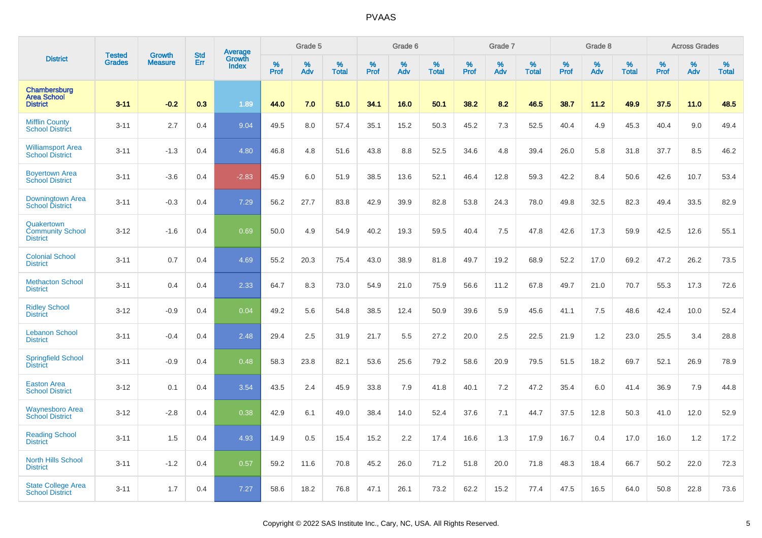# PVAAS

| District | Tested Grades | Growth Measure | Std Err | Average Growth Index | Grade 5 | | | Grade 6 | | | Grade 7 | | | Grade 8 | | | Across Grades | | |
|---|---|---|---|---|---|---|---|---|---|---|---|---|---|---|---|---|---|---|---|
| | | | | | % Prof | % Adv | % Total | % Prof | % Adv | % Total | % Prof | % Adv | % Total | % Prof | % Adv | % Total | % Prof | % Adv | % Total |
| **Chambersburg Area School District** | **3-11** | **-0.2** | **0.3** | **1.89** | **44.0** | **7.0** | **51.0** | **34.1** | **16.0** | **50.1** | **38.2** | **8.2** | **46.5** | **38.7** | **11.2** | **49.9** | **37.5** | **11.0** | **48.5** |
| Mifflin County School District | 3-11 | 2.7 | 0.4 | 9.04 | 49.5 | 8.0 | 57.4 | 35.1 | 15.2 | 50.3 | 45.2 | 7.3 | 52.5 | 40.4 | 4.9 | 45.3 | 40.4 | 9.0 | 49.4 |
| Williamsport Area School District | 3-11 | -1.3 | 0.4 | 4.80 | 46.8 | 4.8 | 51.6 | 43.8 | 8.8 | 52.5 | 34.6 | 4.8 | 39.4 | 26.0 | 5.8 | 31.8 | 37.7 | 8.5 | 46.2 |
| Boyertown Area School District | 3-11 | -3.6 | 0.4 | -2.83 | 45.9 | 6.0 | 51.9 | 38.5 | 13.6 | 52.1 | 46.4 | 12.8 | 59.3 | 42.2 | 8.4 | 50.6 | 42.6 | 10.7 | 53.4 |
| Downingtown Area School District | 3-11 | -0.3 | 0.4 | 7.29 | 56.2 | 27.7 | 83.8 | 42.9 | 39.9 | 82.8 | 53.8 | 24.3 | 78.0 | 49.8 | 32.5 | 82.3 | 49.4 | 33.5 | 82.9 |
| Quakertown Community School District | 3-12 | -1.6 | 0.4 | 0.69 | 50.0 | 4.9 | 54.9 | 40.2 | 19.3 | 59.5 | 40.4 | 7.5 | 47.8 | 42.6 | 17.3 | 59.9 | 42.5 | 12.6 | 55.1 |
| Colonial School District | 3-11 | 0.7 | 0.4 | 4.69 | 55.2 | 20.3 | 75.4 | 43.0 | 38.9 | 81.8 | 49.7 | 19.2 | 68.9 | 52.2 | 17.0 | 69.2 | 47.2 | 26.2 | 73.5 |
| Methacton School District | 3-11 | 0.4 | 0.4 | 2.33 | 64.7 | 8.3 | 73.0 | 54.9 | 21.0 | 75.9 | 56.6 | 11.2 | 67.8 | 49.7 | 21.0 | 70.7 | 55.3 | 17.3 | 72.6 |
| Ridley School District | 3-12 | -0.9 | 0.4 | 0.04 | 49.2 | 5.6 | 54.8 | 38.5 | 12.4 | 50.9 | 39.6 | 5.9 | 45.6 | 41.1 | 7.5 | 48.6 | 42.4 | 10.0 | 52.4 |
| Lebanon School District | 3-11 | -0.4 | 0.4 | 2.48 | 29.4 | 2.5 | 31.9 | 21.7 | 5.5 | 27.2 | 20.0 | 2.5 | 22.5 | 21.9 | 1.2 | 23.0 | 25.5 | 3.4 | 28.8 |
| Springfield School District | 3-11 | -0.9 | 0.4 | 0.48 | 58.3 | 23.8 | 82.1 | 53.6 | 25.6 | 79.2 | 58.6 | 20.9 | 79.5 | 51.5 | 18.2 | 69.7 | 52.1 | 26.9 | 78.9 |
| Easton Area School District | 3-12 | 0.1 | 0.4 | 3.54 | 43.5 | 2.4 | 45.9 | 33.8 | 7.9 | 41.8 | 40.1 | 7.2 | 47.2 | 35.4 | 6.0 | 41.4 | 36.9 | 7.9 | 44.8 |
| Waynesboro Area School District | 3-12 | -2.8 | 0.4 | 0.38 | 42.9 | 6.1 | 49.0 | 38.4 | 14.0 | 52.4 | 37.6 | 7.1 | 44.7 | 37.5 | 12.8 | 50.3 | 41.0 | 12.0 | 52.9 |
| Reading School District | 3-11 | 1.5 | 0.4 | 4.93 | 14.9 | 0.5 | 15.4 | 15.2 | 2.2 | 17.4 | 16.6 | 1.3 | 17.9 | 16.7 | 0.4 | 17.0 | 16.0 | 1.2 | 17.2 |
| North Hills School District | 3-11 | -1.2 | 0.4 | 0.57 | 59.2 | 11.6 | 70.8 | 45.2 | 26.0 | 71.2 | 51.8 | 20.0 | 71.8 | 48.3 | 18.4 | 66.7 | 50.2 | 22.0 | 72.3 |
| State College Area School District | 3-11 | 1.7 | 0.4 | 7.27 | 58.6 | 18.2 | 76.8 | 47.1 | 26.1 | 73.2 | 62.2 | 15.2 | 77.4 | 47.5 | 16.5 | 64.0 | 50.8 | 22.8 | 73.6 |

Copyright © 2022 SAS Institute Inc., Cary, NC, USA. All Rights Reserved.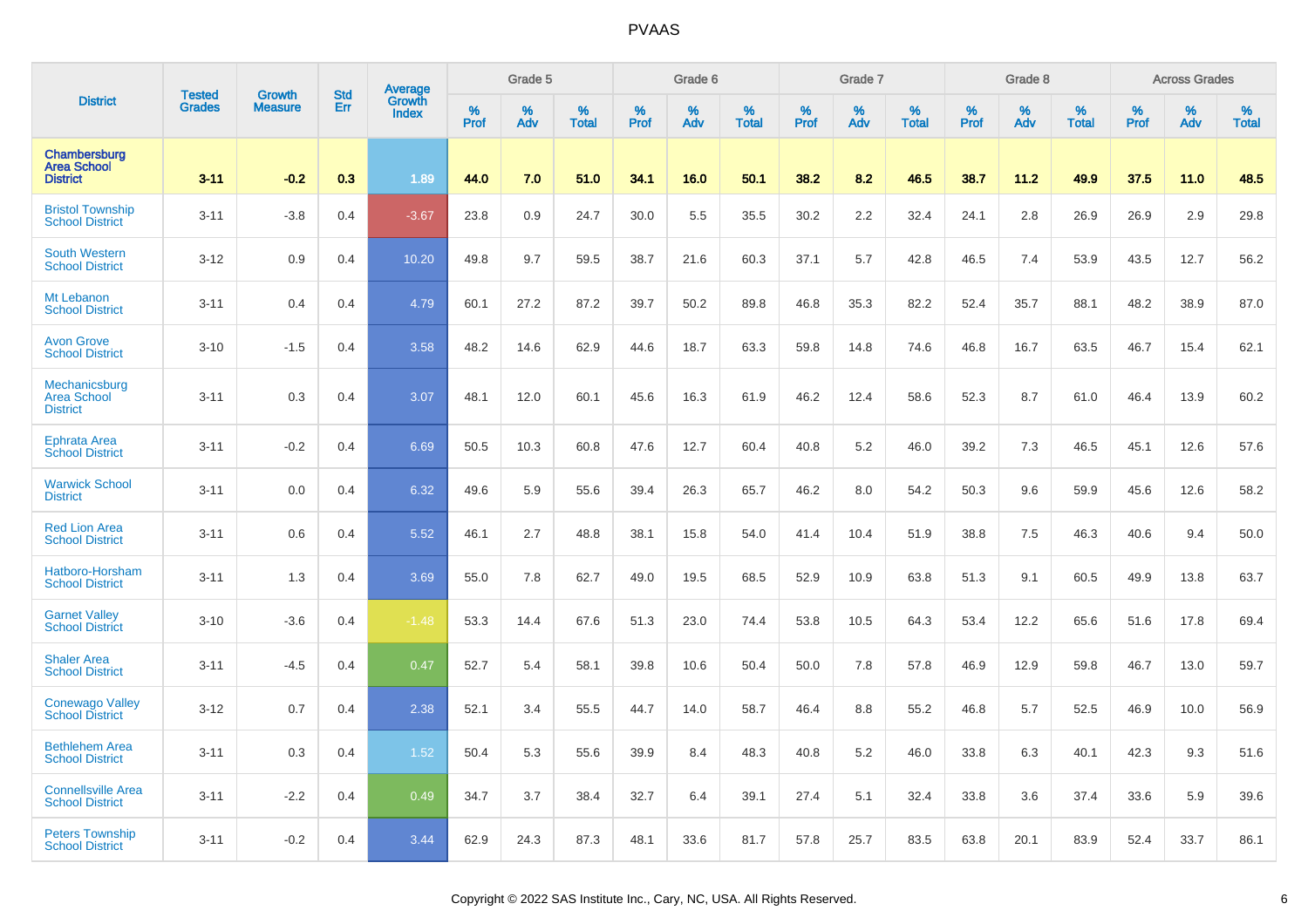| District | Tested Grades | Growth Measure | Std Err | Average Growth Index | Grade 5 | | | Grade 6 | | | Grade 7 | | | Grade 8 | | | Across Grades | | |
|---|---|---|---|---|---|---|---|---|---|---|---|---|---|---|---|---|---|---|---|
| | | | | | % Prof | % Adv | % Total | % Prof | % Adv | % Total | % Prof | % Adv | % Total | % Prof | % Adv | % Total | % Prof | % Adv | % Total |
| **Chambersburg Area School District** | **3-11** | **-0.2** | **0.3** | **1.89** | **44.0** | **7.0** | **51.0** | **34.1** | **16.0** | **50.1** | **38.2** | **8.2** | **46.5** | **38.7** | **11.2** | **49.9** | **37.5** | **11.0** | **48.5** |
| Bristol Township School District | 3-11 | -3.8 | 0.4 | -3.67 | 23.8 | 0.9 | 24.7 | 30.0 | 5.5 | 35.5 | 30.2 | 2.2 | 32.4 | 24.1 | 2.8 | 26.9 | 26.9 | 2.9 | 29.8 |
| South Western School District | 3-12 | 0.9 | 0.4 | 10.20 | 49.8 | 9.7 | 59.5 | 38.7 | 21.6 | 60.3 | 37.1 | 5.7 | 42.8 | 46.5 | 7.4 | 53.9 | 43.5 | 12.7 | 56.2 |
| Mt Lebanon School District | 3-11 | 0.4 | 0.4 | 4.79 | 60.1 | 27.2 | 87.2 | 39.7 | 50.2 | 89.8 | 46.8 | 35.3 | 82.2 | 52.4 | 35.7 | 88.1 | 48.2 | 38.9 | 87.0 |
| Avon Grove School District | 3-10 | -1.5 | 0.4 | 3.58 | 48.2 | 14.6 | 62.9 | 44.6 | 18.7 | 63.3 | 59.8 | 14.8 | 74.6 | 46.8 | 16.7 | 63.5 | 46.7 | 15.4 | 62.1 |
| Mechanicsburg Area School District | 3-11 | 0.3 | 0.4 | 3.07 | 48.1 | 12.0 | 60.1 | 45.6 | 16.3 | 61.9 | 46.2 | 12.4 | 58.6 | 52.3 | 8.7 | 61.0 | 46.4 | 13.9 | 60.2 |
| Ephrata Area School District | 3-11 | -0.2 | 0.4 | 6.69 | 50.5 | 10.3 | 60.8 | 47.6 | 12.7 | 60.4 | 40.8 | 5.2 | 46.0 | 39.2 | 7.3 | 46.5 | 45.1 | 12.6 | 57.6 |
| Warwick School District | 3-11 | 0.0 | 0.4 | 6.32 | 49.6 | 5.9 | 55.6 | 39.4 | 26.3 | 65.7 | 46.2 | 8.0 | 54.2 | 50.3 | 9.6 | 59.9 | 45.6 | 12.6 | 58.2 |
| Red Lion Area School District | 3-11 | 0.6 | 0.4 | 5.52 | 46.1 | 2.7 | 48.8 | 38.1 | 15.8 | 54.0 | 41.4 | 10.4 | 51.9 | 38.8 | 7.5 | 46.3 | 40.6 | 9.4 | 50.0 |
| Hatboro-Horsham School District | 3-11 | 1.3 | 0.4 | 3.69 | 55.0 | 7.8 | 62.7 | 49.0 | 19.5 | 68.5 | 52.9 | 10.9 | 63.8 | 51.3 | 9.1 | 60.5 | 49.9 | 13.8 | 63.7 |
| Garnet Valley School District | 3-10 | -3.6 | 0.4 | -1.48 | 53.3 | 14.4 | 67.6 | 51.3 | 23.0 | 74.4 | 53.8 | 10.5 | 64.3 | 53.4 | 12.2 | 65.6 | 51.6 | 17.8 | 69.4 |
| Shaler Area School District | 3-11 | -4.5 | 0.4 | 0.47 | 52.7 | 5.4 | 58.1 | 39.8 | 10.6 | 50.4 | 50.0 | 7.8 | 57.8 | 46.9 | 12.9 | 59.8 | 46.7 | 13.0 | 59.7 |
| Conewago Valley School District | 3-12 | 0.7 | 0.4 | 2.38 | 52.1 | 3.4 | 55.5 | 44.7 | 14.0 | 58.7 | 46.4 | 8.8 | 55.2 | 46.8 | 5.7 | 52.5 | 46.9 | 10.0 | 56.9 |
| Bethlehem Area School District | 3-11 | 0.3 | 0.4 | 1.52 | 50.4 | 5.3 | 55.6 | 39.9 | 8.4 | 48.3 | 40.8 | 5.2 | 46.0 | 33.8 | 6.3 | 40.1 | 42.3 | 9.3 | 51.6 |
| Connellsville Area School District | 3-11 | -2.2 | 0.4 | 0.49 | 34.7 | 3.7 | 38.4 | 32.7 | 6.4 | 39.1 | 27.4 | 5.1 | 32.4 | 33.8 | 3.6 | 37.4 | 33.6 | 5.9 | 39.6 |
| Peters Township School District | 3-11 | -0.2 | 0.4 | 3.44 | 62.9 | 24.3 | 87.3 | 48.1 | 33.6 | 81.7 | 57.8 | 25.7 | 83.5 | 63.8 | 20.1 | 83.9 | 52.4 | 33.7 | 86.1 |

Copyright © 2022 SAS Institute Inc., Cary, NC, USA. All Rights Reserved.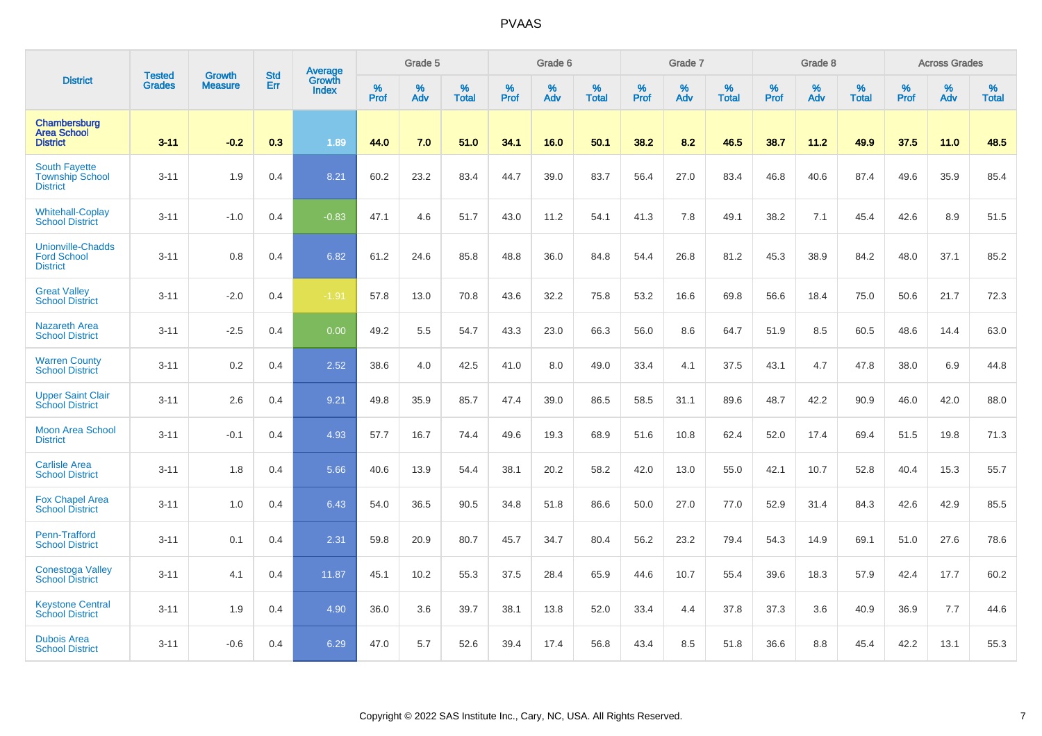# PVAAS

| District | Tested Grades | Growth Measure | Std Err | Average Growth Index | Grade 5 | | | Grade 6 | | | Grade 7 | | | Grade 8 | | | Across Grades | | |
|---|---|---|---|---|---|---|---|---|---|---|---|---|---|---|---|---|---|---|---|
| | | | | | % Prof | % Adv | % Total | % Prof | % Adv | % Total | % Prof | % Adv | % Total | % Prof | % Adv | % Total | % Prof | % Adv | % Total |
| **Chambersburg Area School District** | **3-11** | **-0.2** | **0.3** | **1.89** | **44.0** | **7.0** | **51.0** | **34.1** | **16.0** | **50.1** | **38.2** | **8.2** | **46.5** | **38.7** | **11.2** | **49.9** | **37.5** | **11.0** | **48.5** |
| South Fayette Township School District | 3-11 | 1.9 | 0.4 | 8.21 | 60.2 | 23.2 | 83.4 | 44.7 | 39.0 | 83.7 | 56.4 | 27.0 | 83.4 | 46.8 | 40.6 | 87.4 | 49.6 | 35.9 | 85.4 |
| Whitehall-Coplay School District | 3-11 | -1.0 | 0.4 | -0.83 | 47.1 | 4.6 | 51.7 | 43.0 | 11.2 | 54.1 | 41.3 | 7.8 | 49.1 | 38.2 | 7.1 | 45.4 | 42.6 | 8.9 | 51.5 |
| Unionville-Chadds Ford School District | 3-11 | 0.8 | 0.4 | 6.82 | 61.2 | 24.6 | 85.8 | 48.8 | 36.0 | 84.8 | 54.4 | 26.8 | 81.2 | 45.3 | 38.9 | 84.2 | 48.0 | 37.1 | 85.2 |
| Great Valley School District | 3-11 | -2.0 | 0.4 | -1.91 | 57.8 | 13.0 | 70.8 | 43.6 | 32.2 | 75.8 | 53.2 | 16.6 | 69.8 | 56.6 | 18.4 | 75.0 | 50.6 | 21.7 | 72.3 |
| Nazareth Area School District | 3-11 | -2.5 | 0.4 | 0.00 | 49.2 | 5.5 | 54.7 | 43.3 | 23.0 | 66.3 | 56.0 | 8.6 | 64.7 | 51.9 | 8.5 | 60.5 | 48.6 | 14.4 | 63.0 |
| Warren County School District | 3-11 | 0.2 | 0.4 | 2.52 | 38.6 | 4.0 | 42.5 | 41.0 | 8.0 | 49.0 | 33.4 | 4.1 | 37.5 | 43.1 | 4.7 | 47.8 | 38.0 | 6.9 | 44.8 |
| Upper Saint Clair School District | 3-11 | 2.6 | 0.4 | 9.21 | 49.8 | 35.9 | 85.7 | 47.4 | 39.0 | 86.5 | 58.5 | 31.1 | 89.6 | 48.7 | 42.2 | 90.9 | 46.0 | 42.0 | 88.0 |
| Moon Area School District | 3-11 | -0.1 | 0.4 | 4.93 | 57.7 | 16.7 | 74.4 | 49.6 | 19.3 | 68.9 | 51.6 | 10.8 | 62.4 | 52.0 | 17.4 | 69.4 | 51.5 | 19.8 | 71.3 |
| Carlisle Area School District | 3-11 | 1.8 | 0.4 | 5.66 | 40.6 | 13.9 | 54.4 | 38.1 | 20.2 | 58.2 | 42.0 | 13.0 | 55.0 | 42.1 | 10.7 | 52.8 | 40.4 | 15.3 | 55.7 |
| Fox Chapel Area School District | 3-11 | 1.0 | 0.4 | 6.43 | 54.0 | 36.5 | 90.5 | 34.8 | 51.8 | 86.6 | 50.0 | 27.0 | 77.0 | 52.9 | 31.4 | 84.3 | 42.6 | 42.9 | 85.5 |
| Penn-Trafford School District | 3-11 | 0.1 | 0.4 | 2.31 | 59.8 | 20.9 | 80.7 | 45.7 | 34.7 | 80.4 | 56.2 | 23.2 | 79.4 | 54.3 | 14.9 | 69.1 | 51.0 | 27.6 | 78.6 |
| Conestoga Valley School District | 3-11 | 4.1 | 0.4 | 11.87 | 45.1 | 10.2 | 55.3 | 37.5 | 28.4 | 65.9 | 44.6 | 10.7 | 55.4 | 39.6 | 18.3 | 57.9 | 42.4 | 17.7 | 60.2 |
| Keystone Central School District | 3-11 | 1.9 | 0.4 | 4.90 | 36.0 | 3.6 | 39.7 | 38.1 | 13.8 | 52.0 | 33.4 | 4.4 | 37.8 | 37.3 | 3.6 | 40.9 | 36.9 | 7.7 | 44.6 |
| Dubois Area School District | 3-11 | -0.6 | 0.4 | 6.29 | 47.0 | 5.7 | 52.6 | 39.4 | 17.4 | 56.8 | 43.4 | 8.5 | 51.8 | 36.6 | 8.8 | 45.4 | 42.2 | 13.1 | 55.3 |

Copyright © 2022 SAS Institute Inc., Cary, NC, USA. All Rights Reserved.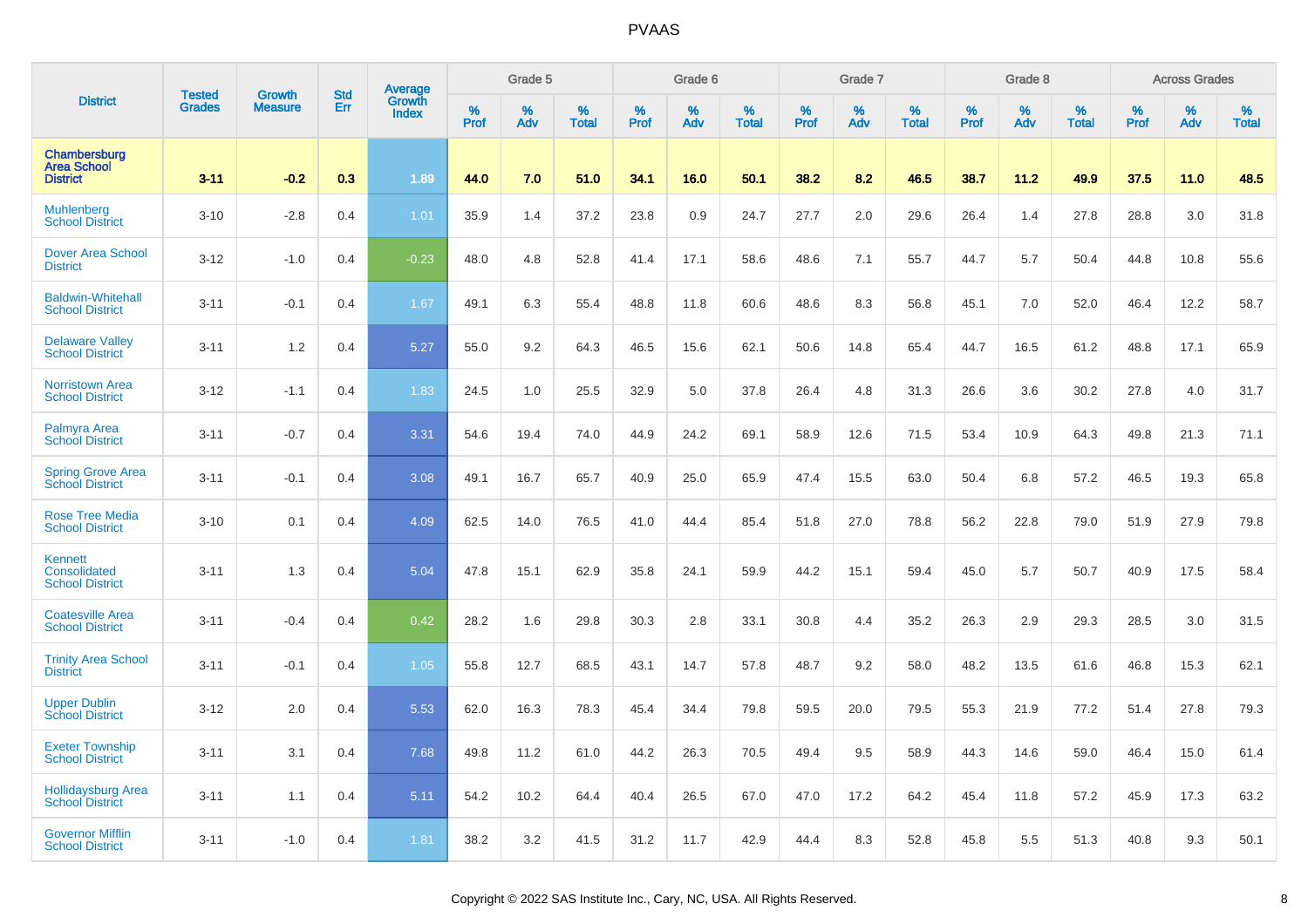| District | Tested Grades | Growth Measure | Std Err | Average Growth Index | Grade 5 | | | Grade 6 | | | Grade 7 | | | Grade 8 | | | Across Grades | | |
|---|---|---|---|---|---|---|---|---|---|---|---|---|---|---|---|---|---|---|---|
| | | | | | % Prof | % Adv | % Total | % Prof | % Adv | % Total | % Prof | % Adv | % Total | % Prof | % Adv | % Total | % Prof | % Adv | % Total |
| **Chambersburg Area School District** | **3-11** | **-0.2** | **0.3** | **1.89** | **44.0** | **7.0** | **51.0** | **34.1** | **16.0** | **50.1** | **38.2** | **8.2** | **46.5** | **38.7** | **11.2** | **49.9** | **37.5** | **11.0** | **48.5** |
| Muhlenberg School District | 3-10 | -2.8 | 0.4 | 1.01 | 35.9 | 1.4 | 37.2 | 23.8 | 0.9 | 24.7 | 27.7 | 2.0 | 29.6 | 26.4 | 1.4 | 27.8 | 28.8 | 3.0 | 31.8 |
| Dover Area School District | 3-12 | -1.0 | 0.4 | -0.23 | 48.0 | 4.8 | 52.8 | 41.4 | 17.1 | 58.6 | 48.6 | 7.1 | 55.7 | 44.7 | 5.7 | 50.4 | 44.8 | 10.8 | 55.6 |
| Baldwin-Whitehall School District | 3-11 | -0.1 | 0.4 | 1.67 | 49.1 | 6.3 | 55.4 | 48.8 | 11.8 | 60.6 | 48.6 | 8.3 | 56.8 | 45.1 | 7.0 | 52.0 | 46.4 | 12.2 | 58.7 |
| Delaware Valley School District | 3-11 | 1.2 | 0.4 | 5.27 | 55.0 | 9.2 | 64.3 | 46.5 | 15.6 | 62.1 | 50.6 | 14.8 | 65.4 | 44.7 | 16.5 | 61.2 | 48.8 | 17.1 | 65.9 |
| Norristown Area School District | 3-12 | -1.1 | 0.4 | 1.83 | 24.5 | 1.0 | 25.5 | 32.9 | 5.0 | 37.8 | 26.4 | 4.8 | 31.3 | 26.6 | 3.6 | 30.2 | 27.8 | 4.0 | 31.7 |
| Palmyra Area School District | 3-11 | -0.7 | 0.4 | 3.31 | 54.6 | 19.4 | 74.0 | 44.9 | 24.2 | 69.1 | 58.9 | 12.6 | 71.5 | 53.4 | 10.9 | 64.3 | 49.8 | 21.3 | 71.1 |
| Spring Grove Area School District | 3-11 | -0.1 | 0.4 | 3.08 | 49.1 | 16.7 | 65.7 | 40.9 | 25.0 | 65.9 | 47.4 | 15.5 | 63.0 | 50.4 | 6.8 | 57.2 | 46.5 | 19.3 | 65.8 |
| Rose Tree Media School District | 3-10 | 0.1 | 0.4 | 4.09 | 62.5 | 14.0 | 76.5 | 41.0 | 44.4 | 85.4 | 51.8 | 27.0 | 78.8 | 56.2 | 22.8 | 79.0 | 51.9 | 27.9 | 79.8 |
| Kennett Consolidated School District | 3-11 | 1.3 | 0.4 | 5.04 | 47.8 | 15.1 | 62.9 | 35.8 | 24.1 | 59.9 | 44.2 | 15.1 | 59.4 | 45.0 | 5.7 | 50.7 | 40.9 | 17.5 | 58.4 |
| Coatesville Area School District | 3-11 | -0.4 | 0.4 | 0.42 | 28.2 | 1.6 | 29.8 | 30.3 | 2.8 | 33.1 | 30.8 | 4.4 | 35.2 | 26.3 | 2.9 | 29.3 | 28.5 | 3.0 | 31.5 |
| Trinity Area School District | 3-11 | -0.1 | 0.4 | 1.05 | 55.8 | 12.7 | 68.5 | 43.1 | 14.7 | 57.8 | 48.7 | 9.2 | 58.0 | 48.2 | 13.5 | 61.6 | 46.8 | 15.3 | 62.1 |
| Upper Dublin School District | 3-12 | 2.0 | 0.4 | 5.53 | 62.0 | 16.3 | 78.3 | 45.4 | 34.4 | 79.8 | 59.5 | 20.0 | 79.5 | 55.3 | 21.9 | 77.2 | 51.4 | 27.8 | 79.3 |
| Exeter Township School District | 3-11 | 3.1 | 0.4 | 7.68 | 49.8 | 11.2 | 61.0 | 44.2 | 26.3 | 70.5 | 49.4 | 9.5 | 58.9 | 44.3 | 14.6 | 59.0 | 46.4 | 15.0 | 61.4 |
| Hollidaysburg Area School District | 3-11 | 1.1 | 0.4 | 5.11 | 54.2 | 10.2 | 64.4 | 40.4 | 26.5 | 67.0 | 47.0 | 17.2 | 64.2 | 45.4 | 11.8 | 57.2 | 45.9 | 17.3 | 63.2 |
| Governor Mifflin School District | 3-11 | -1.0 | 0.4 | 1.81 | 38.2 | 3.2 | 41.5 | 31.2 | 11.7 | 42.9 | 44.4 | 8.3 | 52.8 | 45.8 | 5.5 | 51.3 | 40.8 | 9.3 | 50.1 |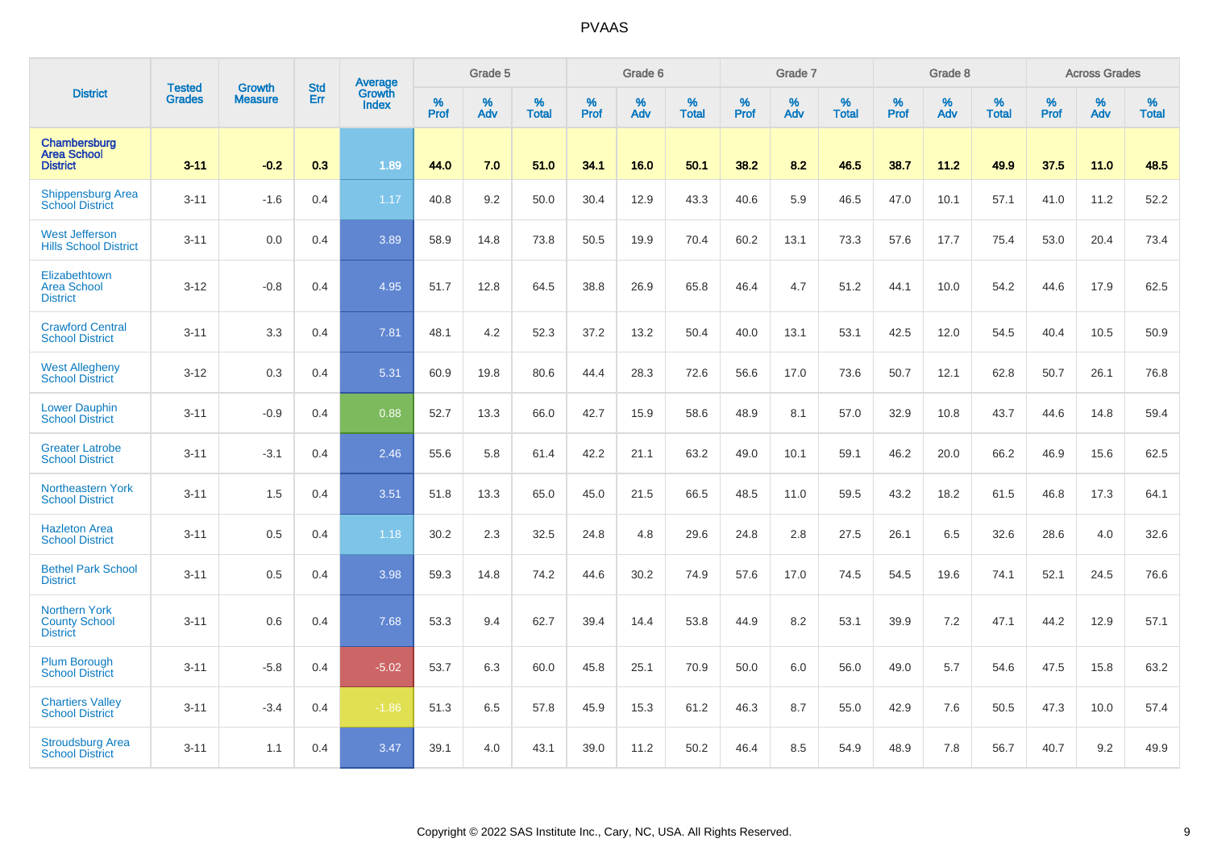# PVAAS

| District | Tested Grades | Growth Measure | Std Err | Average Growth Index | Grade 5 | | | Grade 6 | | | Grade 7 | | | Grade 8 | | | Across Grades | | |
|---|---|---|---|---|---|---|---|---|---|---|---|---|---|---|---|---|---|---|---|
| | | | | | % Prof | % Adv | % Total | % Prof | % Adv | % Total | % Prof | % Adv | % Total | % Prof | % Adv | % Total | % Prof | % Adv | % Total |
| **Chambersburg Area School District** | **3-11** | **-0.2** | **0.3** | **1.89** | **44.0** | **7.0** | **51.0** | **34.1** | **16.0** | **50.1** | **38.2** | **8.2** | **46.5** | **38.7** | **11.2** | **49.9** | **37.5** | **11.0** | **48.5** |
| Shippensburg Area School District | 3-11 | -1.6 | 0.4 | 1.17 | 40.8 | 9.2 | 50.0 | 30.4 | 12.9 | 43.3 | 40.6 | 5.9 | 46.5 | 47.0 | 10.1 | 57.1 | 41.0 | 11.2 | 52.2 |
| West Jefferson Hills School District | 3-11 | 0.0 | 0.4 | 3.89 | 58.9 | 14.8 | 73.8 | 50.5 | 19.9 | 70.4 | 60.2 | 13.1 | 73.3 | 57.6 | 17.7 | 75.4 | 53.0 | 20.4 | 73.4 |
| Elizabethtown Area School District | 3-12 | -0.8 | 0.4 | 4.95 | 51.7 | 12.8 | 64.5 | 38.8 | 26.9 | 65.8 | 46.4 | 4.7 | 51.2 | 44.1 | 10.0 | 54.2 | 44.6 | 17.9 | 62.5 |
| Crawford Central School District | 3-11 | 3.3 | 0.4 | 7.81 | 48.1 | 4.2 | 52.3 | 37.2 | 13.2 | 50.4 | 40.0 | 13.1 | 53.1 | 42.5 | 12.0 | 54.5 | 40.4 | 10.5 | 50.9 |
| West Allegheny School District | 3-12 | 0.3 | 0.4 | 5.31 | 60.9 | 19.8 | 80.6 | 44.4 | 28.3 | 72.6 | 56.6 | 17.0 | 73.6 | 50.7 | 12.1 | 62.8 | 50.7 | 26.1 | 76.8 |
| Lower Dauphin School District | 3-11 | -0.9 | 0.4 | 0.88 | 52.7 | 13.3 | 66.0 | 42.7 | 15.9 | 58.6 | 48.9 | 8.1 | 57.0 | 32.9 | 10.8 | 43.7 | 44.6 | 14.8 | 59.4 |
| Greater Latrobe School District | 3-11 | -3.1 | 0.4 | 2.46 | 55.6 | 5.8 | 61.4 | 42.2 | 21.1 | 63.2 | 49.0 | 10.1 | 59.1 | 46.2 | 20.0 | 66.2 | 46.9 | 15.6 | 62.5 |
| Northeastern York School District | 3-11 | 1.5 | 0.4 | 3.51 | 51.8 | 13.3 | 65.0 | 45.0 | 21.5 | 66.5 | 48.5 | 11.0 | 59.5 | 43.2 | 18.2 | 61.5 | 46.8 | 17.3 | 64.1 |
| Hazleton Area School District | 3-11 | 0.5 | 0.4 | 1.18 | 30.2 | 2.3 | 32.5 | 24.8 | 4.8 | 29.6 | 24.8 | 2.8 | 27.5 | 26.1 | 6.5 | 32.6 | 28.6 | 4.0 | 32.6 |
| Bethel Park School District | 3-11 | 0.5 | 0.4 | 3.98 | 59.3 | 14.8 | 74.2 | 44.6 | 30.2 | 74.9 | 57.6 | 17.0 | 74.5 | 54.5 | 19.6 | 74.1 | 52.1 | 24.5 | 76.6 |
| Northern York County School District | 3-11 | 0.6 | 0.4 | 7.68 | 53.3 | 9.4 | 62.7 | 39.4 | 14.4 | 53.8 | 44.9 | 8.2 | 53.1 | 39.9 | 7.2 | 47.1 | 44.2 | 12.9 | 57.1 |
| Plum Borough School District | 3-11 | -5.8 | 0.4 | -5.02 | 53.7 | 6.3 | 60.0 | 45.8 | 25.1 | 70.9 | 50.0 | 6.0 | 56.0 | 49.0 | 5.7 | 54.6 | 47.5 | 15.8 | 63.2 |
| Chartiers Valley School District | 3-11 | -3.4 | 0.4 | -1.86 | 51.3 | 6.5 | 57.8 | 45.9 | 15.3 | 61.2 | 46.3 | 8.7 | 55.0 | 42.9 | 7.6 | 50.5 | 47.3 | 10.0 | 57.4 |
| Stroudsburg Area School District | 3-11 | 1.1 | 0.4 | 3.47 | 39.1 | 4.0 | 43.1 | 39.0 | 11.2 | 50.2 | 46.4 | 8.5 | 54.9 | 48.9 | 7.8 | 56.7 | 40.7 | 9.2 | 49.9 |

Copyright © 2022 SAS Institute Inc., Cary, NC, USA. All Rights Reserved.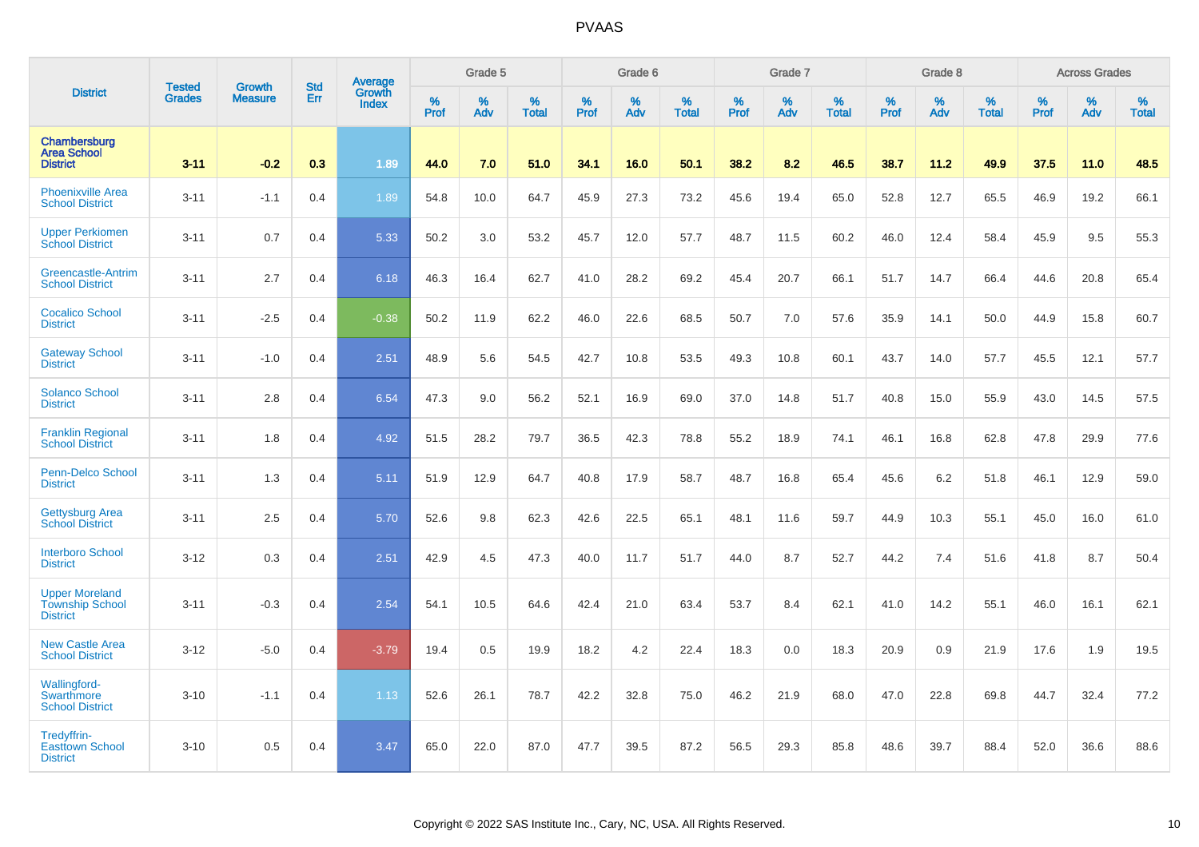# PVAAS

| District | Tested Grades | Growth Measure | Std Err | Average Growth Index | Grade 5 | | | Grade 6 | | | Grade 7 | | | Grade 8 | | | Across Grades | | |
|---|---|---|---|---|---|---|---|---|---|---|---|---|---|---|---|---|---|---|---|
| | | | | | % Prof | % Adv | % Total | % Prof | % Adv | % Total | % Prof | % Adv | % Total | % Prof | % Adv | % Total | % Prof | % Adv | % Total |
| **Chambersburg Area School District** | **3-11** | **-0.2** | **0.3** | **1.89** | **44.0** | **7.0** | **51.0** | **34.1** | **16.0** | **50.1** | **38.2** | **8.2** | **46.5** | **38.7** | **11.2** | **49.9** | **37.5** | **11.0** | **48.5** |
| Phoenixville Area School District | 3-11 | -1.1 | 0.4 | 1.89 | 54.8 | 10.0 | 64.7 | 45.9 | 27.3 | 73.2 | 45.6 | 19.4 | 65.0 | 52.8 | 12.7 | 65.5 | 46.9 | 19.2 | 66.1 |
| Upper Perkiomen School District | 3-11 | 0.7 | 0.4 | 5.33 | 50.2 | 3.0 | 53.2 | 45.7 | 12.0 | 57.7 | 48.7 | 11.5 | 60.2 | 46.0 | 12.4 | 58.4 | 45.9 | 9.5 | 55.3 |
| Greencastle-Antrim School District | 3-11 | 2.7 | 0.4 | 6.18 | 46.3 | 16.4 | 62.7 | 41.0 | 28.2 | 69.2 | 45.4 | 20.7 | 66.1 | 51.7 | 14.7 | 66.4 | 44.6 | 20.8 | 65.4 |
| Cocalico School District | 3-11 | -2.5 | 0.4 | -0.38 | 50.2 | 11.9 | 62.2 | 46.0 | 22.6 | 68.5 | 50.7 | 7.0 | 57.6 | 35.9 | 14.1 | 50.0 | 44.9 | 15.8 | 60.7 |
| Gateway School District | 3-11 | -1.0 | 0.4 | 2.51 | 48.9 | 5.6 | 54.5 | 42.7 | 10.8 | 53.5 | 49.3 | 10.8 | 60.1 | 43.7 | 14.0 | 57.7 | 45.5 | 12.1 | 57.7 |
| Solanco School District | 3-11 | 2.8 | 0.4 | 6.54 | 47.3 | 9.0 | 56.2 | 52.1 | 16.9 | 69.0 | 37.0 | 14.8 | 51.7 | 40.8 | 15.0 | 55.9 | 43.0 | 14.5 | 57.5 |
| Franklin Regional School District | 3-11 | 1.8 | 0.4 | 4.92 | 51.5 | 28.2 | 79.7 | 36.5 | 42.3 | 78.8 | 55.2 | 18.9 | 74.1 | 46.1 | 16.8 | 62.8 | 47.8 | 29.9 | 77.6 |
| Penn-Delco School District | 3-11 | 1.3 | 0.4 | 5.11 | 51.9 | 12.9 | 64.7 | 40.8 | 17.9 | 58.7 | 48.7 | 16.8 | 65.4 | 45.6 | 6.2 | 51.8 | 46.1 | 12.9 | 59.0 |
| Gettysburg Area School District | 3-11 | 2.5 | 0.4 | 5.70 | 52.6 | 9.8 | 62.3 | 42.6 | 22.5 | 65.1 | 48.1 | 11.6 | 59.7 | 44.9 | 10.3 | 55.1 | 45.0 | 16.0 | 61.0 |
| Interboro School District | 3-12 | 0.3 | 0.4 | 2.51 | 42.9 | 4.5 | 47.3 | 40.0 | 11.7 | 51.7 | 44.0 | 8.7 | 52.7 | 44.2 | 7.4 | 51.6 | 41.8 | 8.7 | 50.4 |
| Upper Moreland Township School District | 3-11 | -0.3 | 0.4 | 2.54 | 54.1 | 10.5 | 64.6 | 42.4 | 21.0 | 63.4 | 53.7 | 8.4 | 62.1 | 41.0 | 14.2 | 55.1 | 46.0 | 16.1 | 62.1 |
| New Castle Area School District | 3-12 | -5.0 | 0.4 | -3.79 | 19.4 | 0.5 | 19.9 | 18.2 | 4.2 | 22.4 | 18.3 | 0.0 | 18.3 | 20.9 | 0.9 | 21.9 | 17.6 | 1.9 | 19.5 |
| Wallingford-Swarthmore School District | 3-10 | -1.1 | 0.4 | 1.13 | 52.6 | 26.1 | 78.7 | 42.2 | 32.8 | 75.0 | 46.2 | 21.9 | 68.0 | 47.0 | 22.8 | 69.8 | 44.7 | 32.4 | 77.2 |
| Tredyffrin-Easttown School District | 3-10 | 0.5 | 0.4 | 3.47 | 65.0 | 22.0 | 87.0 | 47.7 | 39.5 | 87.2 | 56.5 | 29.3 | 85.8 | 48.6 | 39.7 | 88.4 | 52.0 | 36.6 | 88.6 |

Copyright © 2022 SAS Institute Inc., Cary, NC, USA. All Rights Reserved.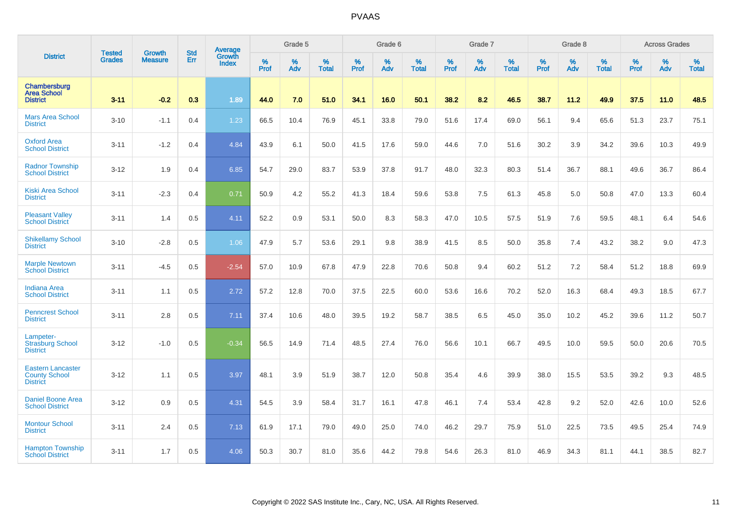| District | Tested Grades | Growth Measure | Std Err | Average Growth Index | Grade 5 | | | Grade 6 | | | Grade 7 | | | Grade 8 | | | Across Grades | | |
|---|---|---|---|---|---|---|---|---|---|---|---|---|---|---|---|---|---|---|---|
| | | | | | % Prof | % Adv | % Total | % Prof | % Adv | % Total | % Prof | % Adv | % Total | % Prof | % Adv | % Total | % Prof | % Adv | % Total |
| **Chambersburg Area School District** | **3-11** | **-0.2** | **0.3** | **1.89** | **44.0** | **7.0** | **51.0** | **34.1** | **16.0** | **50.1** | **38.2** | **8.2** | **46.5** | **38.7** | **11.2** | **49.9** | **37.5** | **11.0** | **48.5** |
| Mars Area School District | 3-10 | -1.1 | 0.4 | 1.23 | 66.5 | 10.4 | 76.9 | 45.1 | 33.8 | 79.0 | 51.6 | 17.4 | 69.0 | 56.1 | 9.4 | 65.6 | 51.3 | 23.7 | 75.1 |
| Oxford Area School District | 3-11 | -1.2 | 0.4 | 4.84 | 43.9 | 6.1 | 50.0 | 41.5 | 17.6 | 59.0 | 44.6 | 7.0 | 51.6 | 30.2 | 3.9 | 34.2 | 39.6 | 10.3 | 49.9 |
| Radnor Township School District | 3-12 | 1.9 | 0.4 | 6.85 | 54.7 | 29.0 | 83.7 | 53.9 | 37.8 | 91.7 | 48.0 | 32.3 | 80.3 | 51.4 | 36.7 | 88.1 | 49.6 | 36.7 | 86.4 |
| Kiski Area School District | 3-11 | -2.3 | 0.4 | 0.71 | 50.9 | 4.2 | 55.2 | 41.3 | 18.4 | 59.6 | 53.8 | 7.5 | 61.3 | 45.8 | 5.0 | 50.8 | 47.0 | 13.3 | 60.4 |
| Pleasant Valley School District | 3-11 | 1.4 | 0.5 | 4.11 | 52.2 | 0.9 | 53.1 | 50.0 | 8.3 | 58.3 | 47.0 | 10.5 | 57.5 | 51.9 | 7.6 | 59.5 | 48.1 | 6.4 | 54.6 |
| Shikellamy School District | 3-10 | -2.8 | 0.5 | 1.06 | 47.9 | 5.7 | 53.6 | 29.1 | 9.8 | 38.9 | 41.5 | 8.5 | 50.0 | 35.8 | 7.4 | 43.2 | 38.2 | 9.0 | 47.3 |
| Marple Newtown School District | 3-11 | -4.5 | 0.5 | -2.54 | 57.0 | 10.9 | 67.8 | 47.9 | 22.8 | 70.6 | 50.8 | 9.4 | 60.2 | 51.2 | 7.2 | 58.4 | 51.2 | 18.8 | 69.9 |
| Indiana Area School District | 3-11 | 1.1 | 0.5 | 2.72 | 57.2 | 12.8 | 70.0 | 37.5 | 22.5 | 60.0 | 53.6 | 16.6 | 70.2 | 52.0 | 16.3 | 68.4 | 49.3 | 18.5 | 67.7 |
| Penncrest School District | 3-11 | 2.8 | 0.5 | 7.11 | 37.4 | 10.6 | 48.0 | 39.5 | 19.2 | 58.7 | 38.5 | 6.5 | 45.0 | 35.0 | 10.2 | 45.2 | 39.6 | 11.2 | 50.7 |
| Lampeter-Strasburg School District | 3-12 | -1.0 | 0.5 | -0.34 | 56.5 | 14.9 | 71.4 | 48.5 | 27.4 | 76.0 | 56.6 | 10.1 | 66.7 | 49.5 | 10.0 | 59.5 | 50.0 | 20.6 | 70.5 |
| Eastern Lancaster County School District | 3-12 | 1.1 | 0.5 | 3.97 | 48.1 | 3.9 | 51.9 | 38.7 | 12.0 | 50.8 | 35.4 | 4.6 | 39.9 | 38.0 | 15.5 | 53.5 | 39.2 | 9.3 | 48.5 |
| Daniel Boone Area School District | 3-12 | 0.9 | 0.5 | 4.31 | 54.5 | 3.9 | 58.4 | 31.7 | 16.1 | 47.8 | 46.1 | 7.4 | 53.4 | 42.8 | 9.2 | 52.0 | 42.6 | 10.0 | 52.6 |
| Montour School District | 3-11 | 2.4 | 0.5 | 7.13 | 61.9 | 17.1 | 79.0 | 49.0 | 25.0 | 74.0 | 46.2 | 29.7 | 75.9 | 51.0 | 22.5 | 73.5 | 49.5 | 25.4 | 74.9 |
| Hampton Township School District | 3-11 | 1.7 | 0.5 | 4.06 | 50.3 | 30.7 | 81.0 | 35.6 | 44.2 | 79.8 | 54.6 | 26.3 | 81.0 | 46.9 | 34.3 | 81.1 | 44.1 | 38.5 | 82.7 |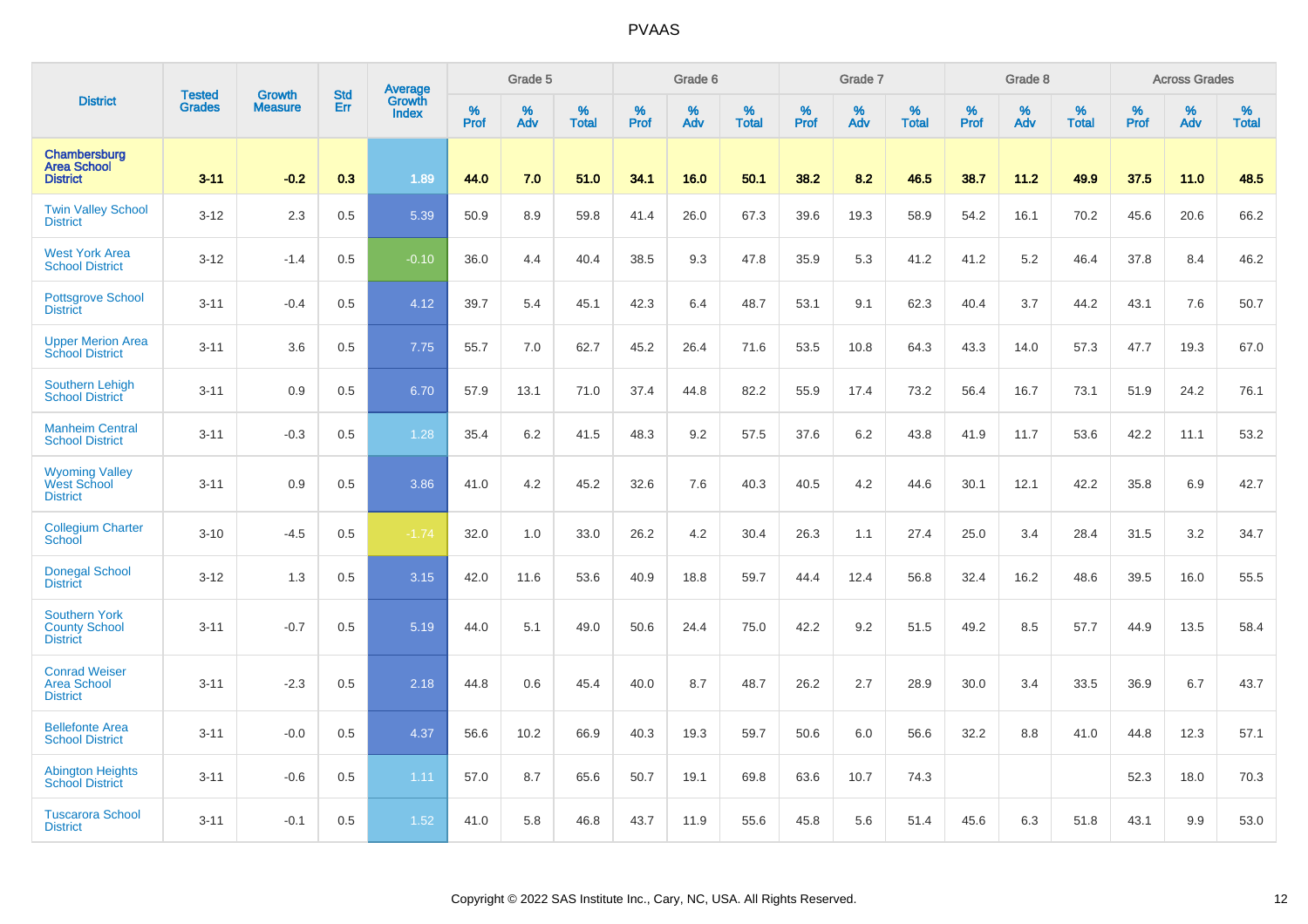# PVAAS

| District | Tested Grades | Growth Measure | Std Err | Average Growth Index | Grade 5 | | | Grade 6 | | | Grade 7 | | | Grade 8 | | | Across Grades | | |
|---|---|---|---|---|---|---|---|---|---|---|---|---|---|---|---|---|---|---|---|
| | | | | | % Prof | % Adv | % Total | % Prof | % Adv | % Total | % Prof | % Adv | % Total | % Prof | % Adv | % Total | % Prof | % Adv | % Total |
| **Chambersburg Area School District** | **3-11** | **-0.2** | **0.3** | **1.89** | **44.0** | **7.0** | **51.0** | **34.1** | **16.0** | **50.1** | **38.2** | **8.2** | **46.5** | **38.7** | **11.2** | **49.9** | **37.5** | **11.0** | **48.5** |
| Twin Valley School District | 3-12 | 2.3 | 0.5 | 5.39 | 50.9 | 8.9 | 59.8 | 41.4 | 26.0 | 67.3 | 39.6 | 19.3 | 58.9 | 54.2 | 16.1 | 70.2 | 45.6 | 20.6 | 66.2 |
| West York Area School District | 3-12 | -1.4 | 0.5 | -0.10 | 36.0 | 4.4 | 40.4 | 38.5 | 9.3 | 47.8 | 35.9 | 5.3 | 41.2 | 41.2 | 5.2 | 46.4 | 37.8 | 8.4 | 46.2 |
| Pottsgrove School District | 3-11 | -0.4 | 0.5 | 4.12 | 39.7 | 5.4 | 45.1 | 42.3 | 6.4 | 48.7 | 53.1 | 9.1 | 62.3 | 40.4 | 3.7 | 44.2 | 43.1 | 7.6 | 50.7 |
| Upper Merion Area School District | 3-11 | 3.6 | 0.5 | 7.75 | 55.7 | 7.0 | 62.7 | 45.2 | 26.4 | 71.6 | 53.5 | 10.8 | 64.3 | 43.3 | 14.0 | 57.3 | 47.7 | 19.3 | 67.0 |
| Southern Lehigh School District | 3-11 | 0.9 | 0.5 | 6.70 | 57.9 | 13.1 | 71.0 | 37.4 | 44.8 | 82.2 | 55.9 | 17.4 | 73.2 | 56.4 | 16.7 | 73.1 | 51.9 | 24.2 | 76.1 |
| Manheim Central School District | 3-11 | -0.3 | 0.5 | 1.28 | 35.4 | 6.2 | 41.5 | 48.3 | 9.2 | 57.5 | 37.6 | 6.2 | 43.8 | 41.9 | 11.7 | 53.6 | 42.2 | 11.1 | 53.2 |
| Wyoming Valley West School District | 3-11 | 0.9 | 0.5 | 3.86 | 41.0 | 4.2 | 45.2 | 32.6 | 7.6 | 40.3 | 40.5 | 4.2 | 44.6 | 30.1 | 12.1 | 42.2 | 35.8 | 6.9 | 42.7 |
| Collegium Charter School | 3-10 | -4.5 | 0.5 | -1.74 | 32.0 | 1.0 | 33.0 | 26.2 | 4.2 | 30.4 | 26.3 | 1.1 | 27.4 | 25.0 | 3.4 | 28.4 | 31.5 | 3.2 | 34.7 |
| Donegal School District | 3-12 | 1.3 | 0.5 | 3.15 | 42.0 | 11.6 | 53.6 | 40.9 | 18.8 | 59.7 | 44.4 | 12.4 | 56.8 | 32.4 | 16.2 | 48.6 | 39.5 | 16.0 | 55.5 |
| Southern York County School District | 3-11 | -0.7 | 0.5 | 5.19 | 44.0 | 5.1 | 49.0 | 50.6 | 24.4 | 75.0 | 42.2 | 9.2 | 51.5 | 49.2 | 8.5 | 57.7 | 44.9 | 13.5 | 58.4 |
| Conrad Weiser Area School District | 3-11 | -2.3 | 0.5 | 2.18 | 44.8 | 0.6 | 45.4 | 40.0 | 8.7 | 48.7 | 26.2 | 2.7 | 28.9 | 30.0 | 3.4 | 33.5 | 36.9 | 6.7 | 43.7 |
| Bellefonte Area School District | 3-11 | -0.0 | 0.5 | 4.37 | 56.6 | 10.2 | 66.9 | 40.3 | 19.3 | 59.7 | 50.6 | 6.0 | 56.6 | 32.2 | 8.8 | 41.0 | 44.8 | 12.3 | 57.1 |
| Abington Heights School District | 3-11 | -0.6 | 0.5 | 1.11 | 57.0 | 8.7 | 65.6 | 50.7 | 19.1 | 69.8 | 63.6 | 10.7 | 74.3 | | | | 52.3 | 18.0 | 70.3 |
| Tuscarora School District | 3-11 | -0.1 | 0.5 | 1.52 | 41.0 | 5.8 | 46.8 | 43.7 | 11.9 | 55.6 | 45.8 | 5.6 | 51.4 | 45.6 | 6.3 | 51.8 | 43.1 | 9.9 | 53.0 |

Copyright © 2022 SAS Institute Inc., Cary, NC, USA. All Rights Reserved.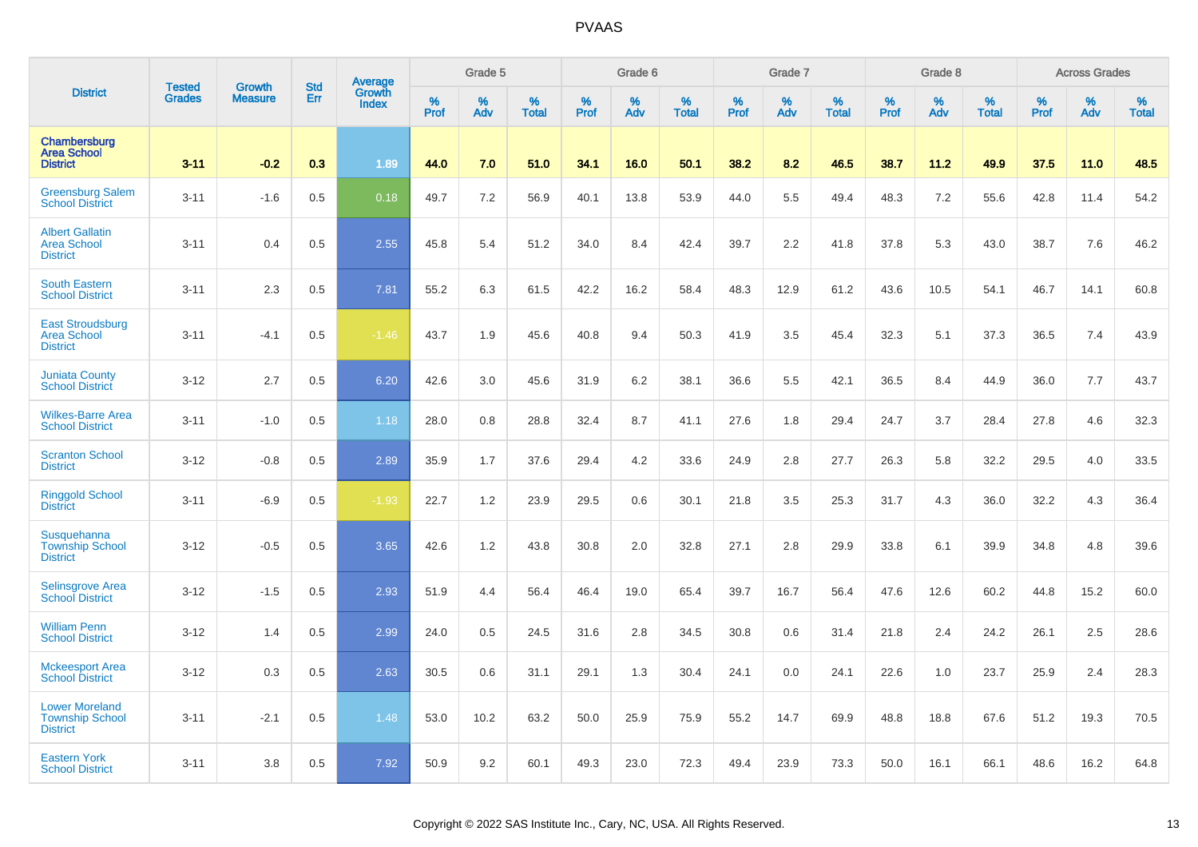# PVAAS

| District | Tested Grades | Growth Measure | Std Err | Average Growth Index | Grade 5 | | | Grade 6 | | | Grade 7 | | | Grade 8 | | | Across Grades | | |
|---|---|---|---|---|---|---|---|---|---|---|---|---|---|---|---|---|---|---|---|
| | | | | | % Prof | % Adv | % Total | % Prof | % Adv | % Total | % Prof | % Adv | % Total | % Prof | % Adv | % Total | % Prof | % Adv | % Total |
| **Chambersburg Area School District** | **3-11** | **-0.2** | **0.3** | **1.89** | **44.0** | **7.0** | **51.0** | **34.1** | **16.0** | **50.1** | **38.2** | **8.2** | **46.5** | **38.7** | **11.2** | **49.9** | **37.5** | **11.0** | **48.5** |
| Greensburg Salem School District | 3-11 | -1.6 | 0.5 | 0.18 | 49.7 | 7.2 | 56.9 | 40.1 | 13.8 | 53.9 | 44.0 | 5.5 | 49.4 | 48.3 | 7.2 | 55.6 | 42.8 | 11.4 | 54.2 |
| Albert Gallatin Area School District | 3-11 | 0.4 | 0.5 | 2.55 | 45.8 | 5.4 | 51.2 | 34.0 | 8.4 | 42.4 | 39.7 | 2.2 | 41.8 | 37.8 | 5.3 | 43.0 | 38.7 | 7.6 | 46.2 |
| South Eastern School District | 3-11 | 2.3 | 0.5 | 7.81 | 55.2 | 6.3 | 61.5 | 42.2 | 16.2 | 58.4 | 48.3 | 12.9 | 61.2 | 43.6 | 10.5 | 54.1 | 46.7 | 14.1 | 60.8 |
| East Stroudsburg Area School District | 3-11 | -4.1 | 0.5 | -1.46 | 43.7 | 1.9 | 45.6 | 40.8 | 9.4 | 50.3 | 41.9 | 3.5 | 45.4 | 32.3 | 5.1 | 37.3 | 36.5 | 7.4 | 43.9 |
| Juniata County School District | 3-12 | 2.7 | 0.5 | 6.20 | 42.6 | 3.0 | 45.6 | 31.9 | 6.2 | 38.1 | 36.6 | 5.5 | 42.1 | 36.5 | 8.4 | 44.9 | 36.0 | 7.7 | 43.7 |
| Wilkes-Barre Area School District | 3-11 | -1.0 | 0.5 | 1.18 | 28.0 | 0.8 | 28.8 | 32.4 | 8.7 | 41.1 | 27.6 | 1.8 | 29.4 | 24.7 | 3.7 | 28.4 | 27.8 | 4.6 | 32.3 |
| Scranton School District | 3-12 | -0.8 | 0.5 | 2.89 | 35.9 | 1.7 | 37.6 | 29.4 | 4.2 | 33.6 | 24.9 | 2.8 | 27.7 | 26.3 | 5.8 | 32.2 | 29.5 | 4.0 | 33.5 |
| Ringgold School District | 3-11 | -6.9 | 0.5 | -1.93 | 22.7 | 1.2 | 23.9 | 29.5 | 0.6 | 30.1 | 21.8 | 3.5 | 25.3 | 31.7 | 4.3 | 36.0 | 32.2 | 4.3 | 36.4 |
| Susquehanna Township School District | 3-12 | -0.5 | 0.5 | 3.65 | 42.6 | 1.2 | 43.8 | 30.8 | 2.0 | 32.8 | 27.1 | 2.8 | 29.9 | 33.8 | 6.1 | 39.9 | 34.8 | 4.8 | 39.6 |
| Selinsgrove Area School District | 3-12 | -1.5 | 0.5 | 2.93 | 51.9 | 4.4 | 56.4 | 46.4 | 19.0 | 65.4 | 39.7 | 16.7 | 56.4 | 47.6 | 12.6 | 60.2 | 44.8 | 15.2 | 60.0 |
| William Penn School District | 3-12 | 1.4 | 0.5 | 2.99 | 24.0 | 0.5 | 24.5 | 31.6 | 2.8 | 34.5 | 30.8 | 0.6 | 31.4 | 21.8 | 2.4 | 24.2 | 26.1 | 2.5 | 28.6 |
| Mckeesport Area School District | 3-12 | 0.3 | 0.5 | 2.63 | 30.5 | 0.6 | 31.1 | 29.1 | 1.3 | 30.4 | 24.1 | 0.0 | 24.1 | 22.6 | 1.0 | 23.7 | 25.9 | 2.4 | 28.3 |
| Lower Moreland Township School District | 3-11 | -2.1 | 0.5 | 1.48 | 53.0 | 10.2 | 63.2 | 50.0 | 25.9 | 75.9 | 55.2 | 14.7 | 69.9 | 48.8 | 18.8 | 67.6 | 51.2 | 19.3 | 70.5 |
| Eastern York School District | 3-11 | 3.8 | 0.5 | 7.92 | 50.9 | 9.2 | 60.1 | 49.3 | 23.0 | 72.3 | 49.4 | 23.9 | 73.3 | 50.0 | 16.1 | 66.1 | 48.6 | 16.2 | 64.8 |

Copyright © 2022 SAS Institute Inc., Cary, NC, USA. All Rights Reserved.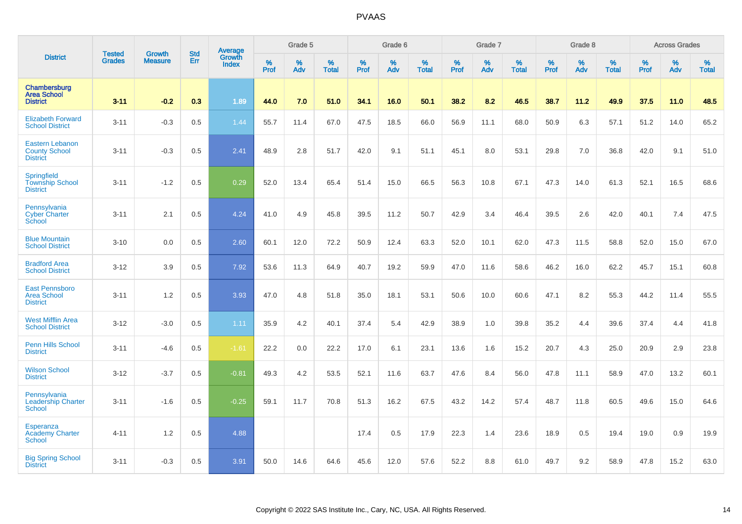# PVAAS

| District | Tested Grades | Growth Measure | Std Err | Average Growth Index | Grade 5 | | | Grade 6 | | | Grade 7 | | | Grade 8 | | | Across Grades | | |
|---|---|---|---|---|---|---|---|---|---|---|---|---|---|---|---|---|---|---|---|
| | | | | | % Prof | % Adv | % Total | % Prof | % Adv | % Total | % Prof | % Adv | % Total | % Prof | % Adv | % Total | % Prof | % Adv | % Total |
| **Chambersburg Area School District** | **3-11** | **-0.2** | **0.3** | **1.89** | **44.0** | **7.0** | **51.0** | **34.1** | **16.0** | **50.1** | **38.2** | **8.2** | **46.5** | **38.7** | **11.2** | **49.9** | **37.5** | **11.0** | **48.5** |
| Elizabeth Forward School District | 3-11 | -0.3 | 0.5 | 1.44 | 55.7 | 11.4 | 67.0 | 47.5 | 18.5 | 66.0 | 56.9 | 11.1 | 68.0 | 50.9 | 6.3 | 57.1 | 51.2 | 14.0 | 65.2 |
| Eastern Lebanon County School District | 3-11 | -0.3 | 0.5 | 2.41 | 48.9 | 2.8 | 51.7 | 42.0 | 9.1 | 51.1 | 45.1 | 8.0 | 53.1 | 29.8 | 7.0 | 36.8 | 42.0 | 9.1 | 51.0 |
| Springfield Township School District | 3-11 | -1.2 | 0.5 | 0.29 | 52.0 | 13.4 | 65.4 | 51.4 | 15.0 | 66.5 | 56.3 | 10.8 | 67.1 | 47.3 | 14.0 | 61.3 | 52.1 | 16.5 | 68.6 |
| Pennsylvania Cyber Charter School | 3-11 | 2.1 | 0.5 | 4.24 | 41.0 | 4.9 | 45.8 | 39.5 | 11.2 | 50.7 | 42.9 | 3.4 | 46.4 | 39.5 | 2.6 | 42.0 | 40.1 | 7.4 | 47.5 |
| Blue Mountain School District | 3-10 | 0.0 | 0.5 | 2.60 | 60.1 | 12.0 | 72.2 | 50.9 | 12.4 | 63.3 | 52.0 | 10.1 | 62.0 | 47.3 | 11.5 | 58.8 | 52.0 | 15.0 | 67.0 |
| Bradford Area School District | 3-12 | 3.9 | 0.5 | 7.92 | 53.6 | 11.3 | 64.9 | 40.7 | 19.2 | 59.9 | 47.0 | 11.6 | 58.6 | 46.2 | 16.0 | 62.2 | 45.7 | 15.1 | 60.8 |
| East Pennsboro Area School District | 3-11 | 1.2 | 0.5 | 3.93 | 47.0 | 4.8 | 51.8 | 35.0 | 18.1 | 53.1 | 50.6 | 10.0 | 60.6 | 47.1 | 8.2 | 55.3 | 44.2 | 11.4 | 55.5 |
| West Mifflin Area School District | 3-12 | -3.0 | 0.5 | 1.11 | 35.9 | 4.2 | 40.1 | 37.4 | 5.4 | 42.9 | 38.9 | 1.0 | 39.8 | 35.2 | 4.4 | 39.6 | 37.4 | 4.4 | 41.8 |
| Penn Hills School District | 3-11 | -4.6 | 0.5 | -1.61 | 22.2 | 0.0 | 22.2 | 17.0 | 6.1 | 23.1 | 13.6 | 1.6 | 15.2 | 20.7 | 4.3 | 25.0 | 20.9 | 2.9 | 23.8 |
| Wilson School District | 3-12 | -3.7 | 0.5 | -0.81 | 49.3 | 4.2 | 53.5 | 52.1 | 11.6 | 63.7 | 47.6 | 8.4 | 56.0 | 47.8 | 11.1 | 58.9 | 47.0 | 13.2 | 60.1 |
| Pennsylvania Leadership Charter School | 3-11 | -1.6 | 0.5 | -0.25 | 59.1 | 11.7 | 70.8 | 51.3 | 16.2 | 67.5 | 43.2 | 14.2 | 57.4 | 48.7 | 11.8 | 60.5 | 49.6 | 15.0 | 64.6 |
| Esperanza Academy Charter School | 4-11 | 1.2 | 0.5 | 4.88 | | | | 17.4 | 0.5 | 17.9 | 22.3 | 1.4 | 23.6 | 18.9 | 0.5 | 19.4 | 19.0 | 0.9 | 19.9 |
| Big Spring School District | 3-11 | -0.3 | 0.5 | 3.91 | 50.0 | 14.6 | 64.6 | 45.6 | 12.0 | 57.6 | 52.2 | 8.8 | 61.0 | 49.7 | 9.2 | 58.9 | 47.8 | 15.2 | 63.0 |

Copyright © 2022 SAS Institute Inc., Cary, NC, USA. All Rights Reserved.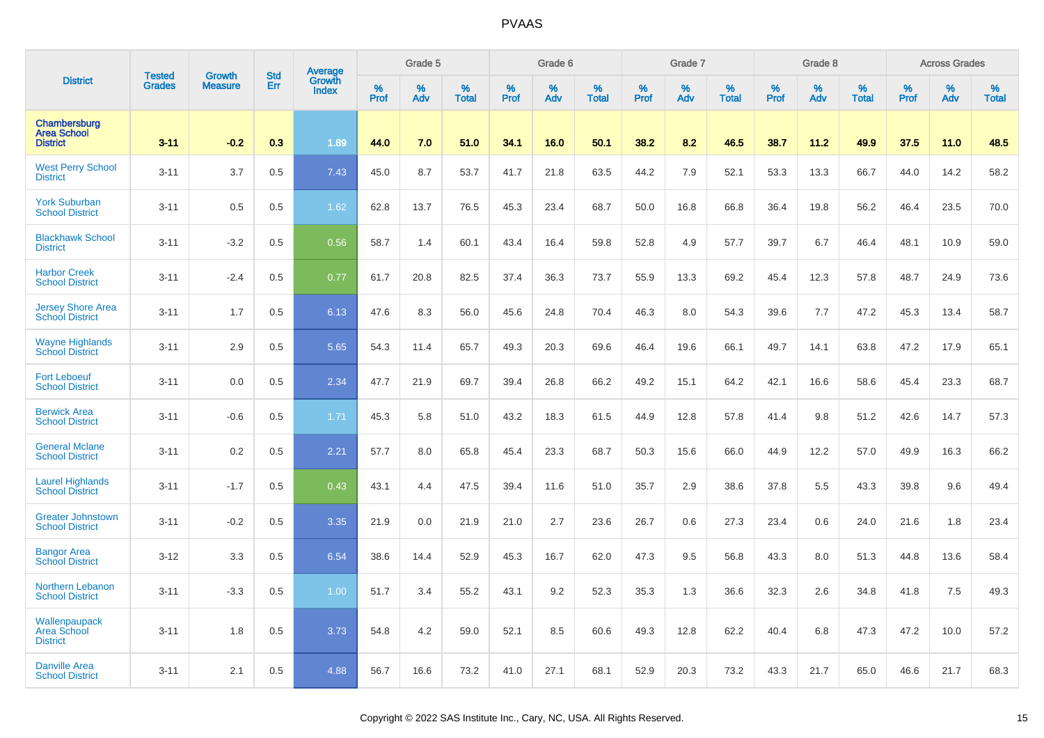# PVAAS

| District | Tested Grades | Growth Measure | Std Err | Average Growth Index | Grade 5 | | | Grade 6 | | | Grade 7 | | | Grade 8 | | | Across Grades | | |
|---|---|---|---|---|---|---|---|---|---|---|---|---|---|---|---|---|---|---|---|
| | | | | | % Prof | % Adv | % Total | % Prof | % Adv | % Total | % Prof | % Adv | % Total | % Prof | % Adv | % Total | % Prof | % Adv | % Total |
| **Chambersburg Area School District** | **3-11** | **-0.2** | **0.3** | **1.89** | **44.0** | **7.0** | **51.0** | **34.1** | **16.0** | **50.1** | **38.2** | **8.2** | **46.5** | **38.7** | **11.2** | **49.9** | **37.5** | **11.0** | **48.5** |
| West Perry School District | 3-11 | 3.7 | 0.5 | 7.43 | 45.0 | 8.7 | 53.7 | 41.7 | 21.8 | 63.5 | 44.2 | 7.9 | 52.1 | 53.3 | 13.3 | 66.7 | 44.0 | 14.2 | 58.2 |
| York Suburban School District | 3-11 | 0.5 | 0.5 | 1.62 | 62.8 | 13.7 | 76.5 | 45.3 | 23.4 | 68.7 | 50.0 | 16.8 | 66.8 | 36.4 | 19.8 | 56.2 | 46.4 | 23.5 | 70.0 |
| Blackhawk School District | 3-11 | -3.2 | 0.5 | 0.56 | 58.7 | 1.4 | 60.1 | 43.4 | 16.4 | 59.8 | 52.8 | 4.9 | 57.7 | 39.7 | 6.7 | 46.4 | 48.1 | 10.9 | 59.0 |
| Harbor Creek School District | 3-11 | -2.4 | 0.5 | 0.77 | 61.7 | 20.8 | 82.5 | 37.4 | 36.3 | 73.7 | 55.9 | 13.3 | 69.2 | 45.4 | 12.3 | 57.8 | 48.7 | 24.9 | 73.6 |
| Jersey Shore Area School District | 3-11 | 1.7 | 0.5 | 6.13 | 47.6 | 8.3 | 56.0 | 45.6 | 24.8 | 70.4 | 46.3 | 8.0 | 54.3 | 39.6 | 7.7 | 47.2 | 45.3 | 13.4 | 58.7 |
| Wayne Highlands School District | 3-11 | 2.9 | 0.5 | 5.65 | 54.3 | 11.4 | 65.7 | 49.3 | 20.3 | 69.6 | 46.4 | 19.6 | 66.1 | 49.7 | 14.1 | 63.8 | 47.2 | 17.9 | 65.1 |
| Fort Leboeuf School District | 3-11 | 0.0 | 0.5 | 2.34 | 47.7 | 21.9 | 69.7 | 39.4 | 26.8 | 66.2 | 49.2 | 15.1 | 64.2 | 42.1 | 16.6 | 58.6 | 45.4 | 23.3 | 68.7 |
| Berwick Area School District | 3-11 | -0.6 | 0.5 | 1.71 | 45.3 | 5.8 | 51.0 | 43.2 | 18.3 | 61.5 | 44.9 | 12.8 | 57.8 | 41.4 | 9.8 | 51.2 | 42.6 | 14.7 | 57.3 |
| General Mclane School District | 3-11 | 0.2 | 0.5 | 2.21 | 57.7 | 8.0 | 65.8 | 45.4 | 23.3 | 68.7 | 50.3 | 15.6 | 66.0 | 44.9 | 12.2 | 57.0 | 49.9 | 16.3 | 66.2 |
| Laurel Highlands School District | 3-11 | -1.7 | 0.5 | 0.43 | 43.1 | 4.4 | 47.5 | 39.4 | 11.6 | 51.0 | 35.7 | 2.9 | 38.6 | 37.8 | 5.5 | 43.3 | 39.8 | 9.6 | 49.4 |
| Greater Johnstown School District | 3-11 | -0.2 | 0.5 | 3.35 | 21.9 | 0.0 | 21.9 | 21.0 | 2.7 | 23.6 | 26.7 | 0.6 | 27.3 | 23.4 | 0.6 | 24.0 | 21.6 | 1.8 | 23.4 |
| Bangor Area School District | 3-12 | 3.3 | 0.5 | 6.54 | 38.6 | 14.4 | 52.9 | 45.3 | 16.7 | 62.0 | 47.3 | 9.5 | 56.8 | 43.3 | 8.0 | 51.3 | 44.8 | 13.6 | 58.4 |
| Northern Lebanon School District | 3-11 | -3.3 | 0.5 | 1.00 | 51.7 | 3.4 | 55.2 | 43.1 | 9.2 | 52.3 | 35.3 | 1.3 | 36.6 | 32.3 | 2.6 | 34.8 | 41.8 | 7.5 | 49.3 |
| Wallenpaupack Area School District | 3-11 | 1.8 | 0.5 | 3.73 | 54.8 | 4.2 | 59.0 | 52.1 | 8.5 | 60.6 | 49.3 | 12.8 | 62.2 | 40.4 | 6.8 | 47.3 | 47.2 | 10.0 | 57.2 |
| Danville Area School District | 3-11 | 2.1 | 0.5 | 4.88 | 56.7 | 16.6 | 73.2 | 41.0 | 27.1 | 68.1 | 52.9 | 20.3 | 73.2 | 43.3 | 21.7 | 65.0 | 46.6 | 21.7 | 68.3 |

Copyright © 2022 SAS Institute Inc., Cary, NC, USA. All Rights Reserved.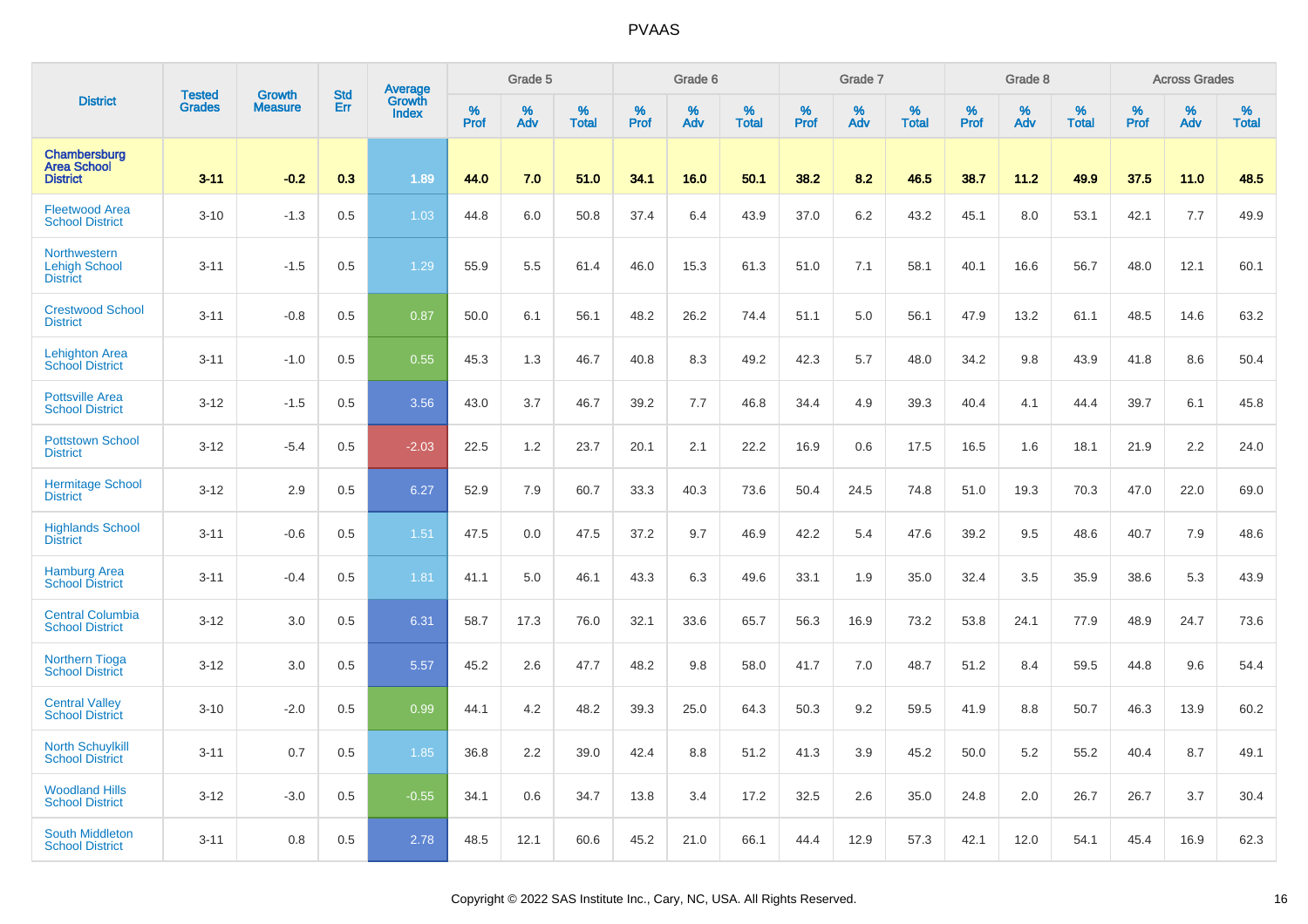| District | Tested Grades | Growth Measure | Std Err | Average Growth Index | Grade 5 | | | Grade 6 | | | Grade 7 | | | Grade 8 | | | Across Grades | | |
|---|---|---|---|---|---|---|---|---|---|---|---|---|---|---|---|---|---|---|---|
| | | | | | % Prof | % Adv | % Total | % Prof | % Adv | % Total | % Prof | % Adv | % Total | % Prof | % Adv | % Total | % Prof | % Adv | % Total |
| **Chambersburg Area School District** | **3-11** | **-0.2** | **0.3** | **1.89** | **44.0** | **7.0** | **51.0** | **34.1** | **16.0** | **50.1** | **38.2** | **8.2** | **46.5** | **38.7** | **11.2** | **49.9** | **37.5** | **11.0** | **48.5** |
| Fleetwood Area School District | 3-10 | -1.3 | 0.5 | 1.03 | 44.8 | 6.0 | 50.8 | 37.4 | 6.4 | 43.9 | 37.0 | 6.2 | 43.2 | 45.1 | 8.0 | 53.1 | 42.1 | 7.7 | 49.9 |
| Northwestern Lehigh School District | 3-11 | -1.5 | 0.5 | 1.29 | 55.9 | 5.5 | 61.4 | 46.0 | 15.3 | 61.3 | 51.0 | 7.1 | 58.1 | 40.1 | 16.6 | 56.7 | 48.0 | 12.1 | 60.1 |
| Crestwood School District | 3-11 | -0.8 | 0.5 | 0.87 | 50.0 | 6.1 | 56.1 | 48.2 | 26.2 | 74.4 | 51.1 | 5.0 | 56.1 | 47.9 | 13.2 | 61.1 | 48.5 | 14.6 | 63.2 |
| Lehighton Area School District | 3-11 | -1.0 | 0.5 | 0.55 | 45.3 | 1.3 | 46.7 | 40.8 | 8.3 | 49.2 | 42.3 | 5.7 | 48.0 | 34.2 | 9.8 | 43.9 | 41.8 | 8.6 | 50.4 |
| Pottsville Area School District | 3-12 | -1.5 | 0.5 | 3.56 | 43.0 | 3.7 | 46.7 | 39.2 | 7.7 | 46.8 | 34.4 | 4.9 | 39.3 | 40.4 | 4.1 | 44.4 | 39.7 | 6.1 | 45.8 |
| Pottstown School District | 3-12 | -5.4 | 0.5 | -2.03 | 22.5 | 1.2 | 23.7 | 20.1 | 2.1 | 22.2 | 16.9 | 0.6 | 17.5 | 16.5 | 1.6 | 18.1 | 21.9 | 2.2 | 24.0 |
| Hermitage School District | 3-12 | 2.9 | 0.5 | 6.27 | 52.9 | 7.9 | 60.7 | 33.3 | 40.3 | 73.6 | 50.4 | 24.5 | 74.8 | 51.0 | 19.3 | 70.3 | 47.0 | 22.0 | 69.0 |
| Highlands School District | 3-11 | -0.6 | 0.5 | 1.51 | 47.5 | 0.0 | 47.5 | 37.2 | 9.7 | 46.9 | 42.2 | 5.4 | 47.6 | 39.2 | 9.5 | 48.6 | 40.7 | 7.9 | 48.6 |
| Hamburg Area School District | 3-11 | -0.4 | 0.5 | 1.81 | 41.1 | 5.0 | 46.1 | 43.3 | 6.3 | 49.6 | 33.1 | 1.9 | 35.0 | 32.4 | 3.5 | 35.9 | 38.6 | 5.3 | 43.9 |
| Central Columbia School District | 3-12 | 3.0 | 0.5 | 6.31 | 58.7 | 17.3 | 76.0 | 32.1 | 33.6 | 65.7 | 56.3 | 16.9 | 73.2 | 53.8 | 24.1 | 77.9 | 48.9 | 24.7 | 73.6 |
| Northern Tioga School District | 3-12 | 3.0 | 0.5 | 5.57 | 45.2 | 2.6 | 47.7 | 48.2 | 9.8 | 58.0 | 41.7 | 7.0 | 48.7 | 51.2 | 8.4 | 59.5 | 44.8 | 9.6 | 54.4 |
| Central Valley School District | 3-10 | -2.0 | 0.5 | 0.99 | 44.1 | 4.2 | 48.2 | 39.3 | 25.0 | 64.3 | 50.3 | 9.2 | 59.5 | 41.9 | 8.8 | 50.7 | 46.3 | 13.9 | 60.2 |
| North Schuylkill School District | 3-11 | 0.7 | 0.5 | 1.85 | 36.8 | 2.2 | 39.0 | 42.4 | 8.8 | 51.2 | 41.3 | 3.9 | 45.2 | 50.0 | 5.2 | 55.2 | 40.4 | 8.7 | 49.1 |
| Woodland Hills School District | 3-12 | -3.0 | 0.5 | -0.55 | 34.1 | 0.6 | 34.7 | 13.8 | 3.4 | 17.2 | 32.5 | 2.6 | 35.0 | 24.8 | 2.0 | 26.7 | 26.7 | 3.7 | 30.4 |
| South Middleton School District | 3-11 | 0.8 | 0.5 | 2.78 | 48.5 | 12.1 | 60.6 | 45.2 | 21.0 | 66.1 | 44.4 | 12.9 | 57.3 | 42.1 | 12.0 | 54.1 | 45.4 | 16.9 | 62.3 |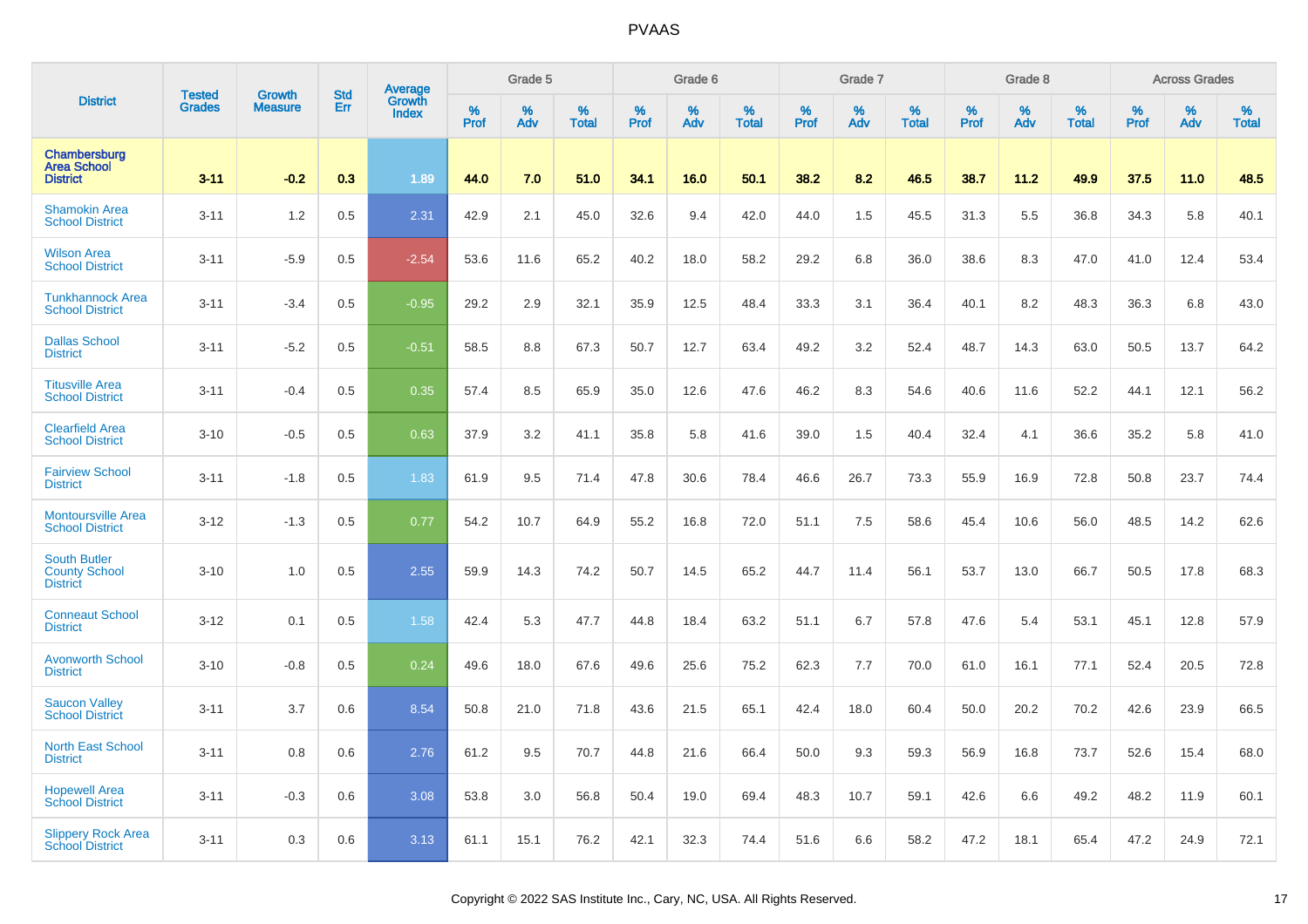# PVAAS

| District | Tested Grades | Growth Measure | Std Err | Average Growth Index | Grade 5 | | | Grade 6 | | | Grade 7 | | | Grade 8 | | | Across Grades | | |
|---|---|---|---|---|---|---|---|---|---|---|---|---|---|---|---|---|---|---|---|
| | | | | | % Prof | % Adv | % Total | % Prof | % Adv | % Total | % Prof | % Adv | % Total | % Prof | % Adv | % Total | % Prof | % Adv | % Total |
| **Chambersburg Area School District** | **3-11** | **-0.2** | **0.3** | **1.89** | **44.0** | **7.0** | **51.0** | **34.1** | **16.0** | **50.1** | **38.2** | **8.2** | **46.5** | **38.7** | **11.2** | **49.9** | **37.5** | **11.0** | **48.5** |
| Shamokin Area School District | 3-11 | 1.2 | 0.5 | 2.31 | 42.9 | 2.1 | 45.0 | 32.6 | 9.4 | 42.0 | 44.0 | 1.5 | 45.5 | 31.3 | 5.5 | 36.8 | 34.3 | 5.8 | 40.1 |
| Wilson Area School District | 3-11 | -5.9 | 0.5 | -2.54 | 53.6 | 11.6 | 65.2 | 40.2 | 18.0 | 58.2 | 29.2 | 6.8 | 36.0 | 38.6 | 8.3 | 47.0 | 41.0 | 12.4 | 53.4 |
| Tunkhannock Area School District | 3-11 | -3.4 | 0.5 | -0.95 | 29.2 | 2.9 | 32.1 | 35.9 | 12.5 | 48.4 | 33.3 | 3.1 | 36.4 | 40.1 | 8.2 | 48.3 | 36.3 | 6.8 | 43.0 |
| Dallas School District | 3-11 | -5.2 | 0.5 | -0.51 | 58.5 | 8.8 | 67.3 | 50.7 | 12.7 | 63.4 | 49.2 | 3.2 | 52.4 | 48.7 | 14.3 | 63.0 | 50.5 | 13.7 | 64.2 |
| Titusville Area School District | 3-11 | -0.4 | 0.5 | 0.35 | 57.4 | 8.5 | 65.9 | 35.0 | 12.6 | 47.6 | 46.2 | 8.3 | 54.6 | 40.6 | 11.6 | 52.2 | 44.1 | 12.1 | 56.2 |
| Clearfield Area School District | 3-10 | -0.5 | 0.5 | 0.63 | 37.9 | 3.2 | 41.1 | 35.8 | 5.8 | 41.6 | 39.0 | 1.5 | 40.4 | 32.4 | 4.1 | 36.6 | 35.2 | 5.8 | 41.0 |
| Fairview School District | 3-11 | -1.8 | 0.5 | 1.83 | 61.9 | 9.5 | 71.4 | 47.8 | 30.6 | 78.4 | 46.6 | 26.7 | 73.3 | 55.9 | 16.9 | 72.8 | 50.8 | 23.7 | 74.4 |
| Montoursville Area School District | 3-12 | -1.3 | 0.5 | 0.77 | 54.2 | 10.7 | 64.9 | 55.2 | 16.8 | 72.0 | 51.1 | 7.5 | 58.6 | 45.4 | 10.6 | 56.0 | 48.5 | 14.2 | 62.6 |
| South Butler County School District | 3-10 | 1.0 | 0.5 | 2.55 | 59.9 | 14.3 | 74.2 | 50.7 | 14.5 | 65.2 | 44.7 | 11.4 | 56.1 | 53.7 | 13.0 | 66.7 | 50.5 | 17.8 | 68.3 |
| Conneaut School District | 3-12 | 0.1 | 0.5 | 1.58 | 42.4 | 5.3 | 47.7 | 44.8 | 18.4 | 63.2 | 51.1 | 6.7 | 57.8 | 47.6 | 5.4 | 53.1 | 45.1 | 12.8 | 57.9 |
| Avonworth School District | 3-10 | -0.8 | 0.5 | 0.24 | 49.6 | 18.0 | 67.6 | 49.6 | 25.6 | 75.2 | 62.3 | 7.7 | 70.0 | 61.0 | 16.1 | 77.1 | 52.4 | 20.5 | 72.8 |
| Saucon Valley School District | 3-11 | 3.7 | 0.6 | 8.54 | 50.8 | 21.0 | 71.8 | 43.6 | 21.5 | 65.1 | 42.4 | 18.0 | 60.4 | 50.0 | 20.2 | 70.2 | 42.6 | 23.9 | 66.5 |
| North East School District | 3-11 | 0.8 | 0.6 | 2.76 | 61.2 | 9.5 | 70.7 | 44.8 | 21.6 | 66.4 | 50.0 | 9.3 | 59.3 | 56.9 | 16.8 | 73.7 | 52.6 | 15.4 | 68.0 |
| Hopewell Area School District | 3-11 | -0.3 | 0.6 | 3.08 | 53.8 | 3.0 | 56.8 | 50.4 | 19.0 | 69.4 | 48.3 | 10.7 | 59.1 | 42.6 | 6.6 | 49.2 | 48.2 | 11.9 | 60.1 |
| Slippery Rock Area School District | 3-11 | 0.3 | 0.6 | 3.13 | 61.1 | 15.1 | 76.2 | 42.1 | 32.3 | 74.4 | 51.6 | 6.6 | 58.2 | 47.2 | 18.1 | 65.4 | 47.2 | 24.9 | 72.1 |

Copyright © 2022 SAS Institute Inc., Cary, NC, USA. All Rights Reserved.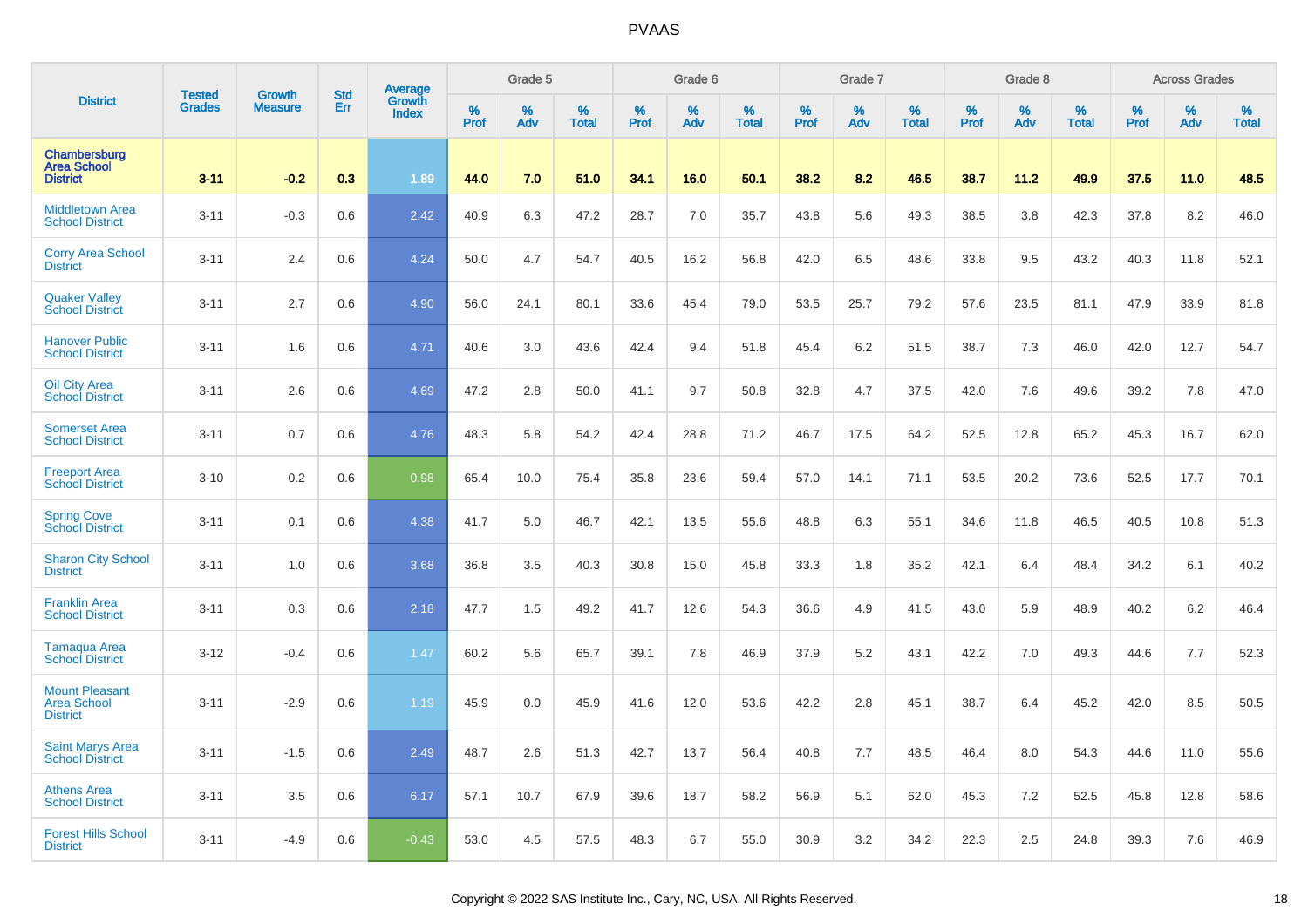| District | Tested Grades | Growth Measure | Std Err | Average Growth Index | Grade 5 | | | Grade 6 | | | Grade 7 | | | Grade 8 | | | Across Grades | | |
|---|---|---|---|---|---|---|---|---|---|---|---|---|---|---|---|---|---|---|---|
| | | | | | % Prof | % Adv | % Total | % Prof | % Adv | % Total | % Prof | % Adv | % Total | % Prof | % Adv | % Total | % Prof | % Adv | % Total |
| **Chambersburg Area School District** | **3-11** | **-0.2** | **0.3** | **1.89** | **44.0** | **7.0** | **51.0** | **34.1** | **16.0** | **50.1** | **38.2** | **8.2** | **46.5** | **38.7** | **11.2** | **49.9** | **37.5** | **11.0** | **48.5** |
| Middletown Area School District | 3-11 | -0.3 | 0.6 | 2.42 | 40.9 | 6.3 | 47.2 | 28.7 | 7.0 | 35.7 | 43.8 | 5.6 | 49.3 | 38.5 | 3.8 | 42.3 | 37.8 | 8.2 | 46.0 |
| Corry Area School District | 3-11 | 2.4 | 0.6 | 4.24 | 50.0 | 4.7 | 54.7 | 40.5 | 16.2 | 56.8 | 42.0 | 6.5 | 48.6 | 33.8 | 9.5 | 43.2 | 40.3 | 11.8 | 52.1 |
| Quaker Valley School District | 3-11 | 2.7 | 0.6 | 4.90 | 56.0 | 24.1 | 80.1 | 33.6 | 45.4 | 79.0 | 53.5 | 25.7 | 79.2 | 57.6 | 23.5 | 81.1 | 47.9 | 33.9 | 81.8 |
| Hanover Public School District | 3-11 | 1.6 | 0.6 | 4.71 | 40.6 | 3.0 | 43.6 | 42.4 | 9.4 | 51.8 | 45.4 | 6.2 | 51.5 | 38.7 | 7.3 | 46.0 | 42.0 | 12.7 | 54.7 |
| Oil City Area School District | 3-11 | 2.6 | 0.6 | 4.69 | 47.2 | 2.8 | 50.0 | 41.1 | 9.7 | 50.8 | 32.8 | 4.7 | 37.5 | 42.0 | 7.6 | 49.6 | 39.2 | 7.8 | 47.0 |
| Somerset Area School District | 3-11 | 0.7 | 0.6 | 4.76 | 48.3 | 5.8 | 54.2 | 42.4 | 28.8 | 71.2 | 46.7 | 17.5 | 64.2 | 52.5 | 12.8 | 65.2 | 45.3 | 16.7 | 62.0 |
| Freeport Area School District | 3-10 | 0.2 | 0.6 | 0.98 | 65.4 | 10.0 | 75.4 | 35.8 | 23.6 | 59.4 | 57.0 | 14.1 | 71.1 | 53.5 | 20.2 | 73.6 | 52.5 | 17.7 | 70.1 |
| Spring Cove School District | 3-11 | 0.1 | 0.6 | 4.38 | 41.7 | 5.0 | 46.7 | 42.1 | 13.5 | 55.6 | 48.8 | 6.3 | 55.1 | 34.6 | 11.8 | 46.5 | 40.5 | 10.8 | 51.3 |
| Sharon City School District | 3-11 | 1.0 | 0.6 | 3.68 | 36.8 | 3.5 | 40.3 | 30.8 | 15.0 | 45.8 | 33.3 | 1.8 | 35.2 | 42.1 | 6.4 | 48.4 | 34.2 | 6.1 | 40.2 |
| Franklin Area School District | 3-11 | 0.3 | 0.6 | 2.18 | 47.7 | 1.5 | 49.2 | 41.7 | 12.6 | 54.3 | 36.6 | 4.9 | 41.5 | 43.0 | 5.9 | 48.9 | 40.2 | 6.2 | 46.4 |
| Tamaqua Area School District | 3-12 | -0.4 | 0.6 | 1.47 | 60.2 | 5.6 | 65.7 | 39.1 | 7.8 | 46.9 | 37.9 | 5.2 | 43.1 | 42.2 | 7.0 | 49.3 | 44.6 | 7.7 | 52.3 |
| Mount Pleasant Area School District | 3-11 | -2.9 | 0.6 | 1.19 | 45.9 | 0.0 | 45.9 | 41.6 | 12.0 | 53.6 | 42.2 | 2.8 | 45.1 | 38.7 | 6.4 | 45.2 | 42.0 | 8.5 | 50.5 |
| Saint Marys Area School District | 3-11 | -1.5 | 0.6 | 2.49 | 48.7 | 2.6 | 51.3 | 42.7 | 13.7 | 56.4 | 40.8 | 7.7 | 48.5 | 46.4 | 8.0 | 54.3 | 44.6 | 11.0 | 55.6 |
| Athens Area School District | 3-11 | 3.5 | 0.6 | 6.17 | 57.1 | 10.7 | 67.9 | 39.6 | 18.7 | 58.2 | 56.9 | 5.1 | 62.0 | 45.3 | 7.2 | 52.5 | 45.8 | 12.8 | 58.6 |
| Forest Hills School District | 3-11 | -4.9 | 0.6 | -0.43 | 53.0 | 4.5 | 57.5 | 48.3 | 6.7 | 55.0 | 30.9 | 3.2 | 34.2 | 22.3 | 2.5 | 24.8 | 39.3 | 7.6 | 46.9 |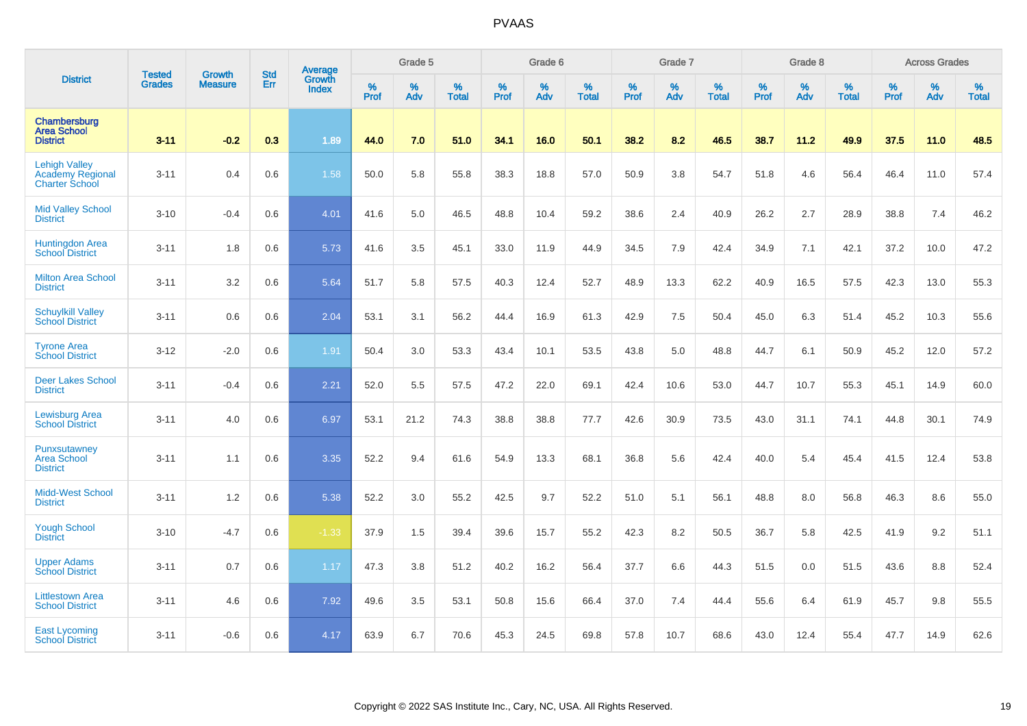# PVAAS

| District | Tested Grades | Growth Measure | Std Err | Average Growth Index | Grade 5 | | | Grade 6 | | | Grade 7 | | | Grade 8 | | | Across Grades | | |
|---|---|---|---|---|---|---|---|---|---|---|---|---|---|---|---|---|---|---|---|
| | | | | | % Prof | % Adv | % Total | % Prof | % Adv | % Total | % Prof | % Adv | % Total | % Prof | % Adv | % Total | % Prof | % Adv | % Total |
| **Chambersburg Area School District** | **3-11** | **-0.2** | **0.3** | **1.89** | **44.0** | **7.0** | **51.0** | **34.1** | **16.0** | **50.1** | **38.2** | **8.2** | **46.5** | **38.7** | **11.2** | **49.9** | **37.5** | **11.0** | **48.5** |
| Lehigh Valley Academy Regional Charter School | 3-11 | 0.4 | 0.6 | 1.58 | 50.0 | 5.8 | 55.8 | 38.3 | 18.8 | 57.0 | 50.9 | 3.8 | 54.7 | 51.8 | 4.6 | 56.4 | 46.4 | 11.0 | 57.4 |
| Mid Valley School District | 3-10 | -0.4 | 0.6 | 4.01 | 41.6 | 5.0 | 46.5 | 48.8 | 10.4 | 59.2 | 38.6 | 2.4 | 40.9 | 26.2 | 2.7 | 28.9 | 38.8 | 7.4 | 46.2 |
| Huntingdon Area School District | 3-11 | 1.8 | 0.6 | 5.73 | 41.6 | 3.5 | 45.1 | 33.0 | 11.9 | 44.9 | 34.5 | 7.9 | 42.4 | 34.9 | 7.1 | 42.1 | 37.2 | 10.0 | 47.2 |
| Milton Area School District | 3-11 | 3.2 | 0.6 | 5.64 | 51.7 | 5.8 | 57.5 | 40.3 | 12.4 | 52.7 | 48.9 | 13.3 | 62.2 | 40.9 | 16.5 | 57.5 | 42.3 | 13.0 | 55.3 |
| Schuylkill Valley School District | 3-11 | 0.6 | 0.6 | 2.04 | 53.1 | 3.1 | 56.2 | 44.4 | 16.9 | 61.3 | 42.9 | 7.5 | 50.4 | 45.0 | 6.3 | 51.4 | 45.2 | 10.3 | 55.6 |
| Tyrone Area School District | 3-12 | -2.0 | 0.6 | 1.91 | 50.4 | 3.0 | 53.3 | 43.4 | 10.1 | 53.5 | 43.8 | 5.0 | 48.8 | 44.7 | 6.1 | 50.9 | 45.2 | 12.0 | 57.2 |
| Deer Lakes School District | 3-11 | -0.4 | 0.6 | 2.21 | 52.0 | 5.5 | 57.5 | 47.2 | 22.0 | 69.1 | 42.4 | 10.6 | 53.0 | 44.7 | 10.7 | 55.3 | 45.1 | 14.9 | 60.0 |
| Lewisburg Area School District | 3-11 | 4.0 | 0.6 | 6.97 | 53.1 | 21.2 | 74.3 | 38.8 | 38.8 | 77.7 | 42.6 | 30.9 | 73.5 | 43.0 | 31.1 | 74.1 | 44.8 | 30.1 | 74.9 |
| Punxsutawney Area School District | 3-11 | 1.1 | 0.6 | 3.35 | 52.2 | 9.4 | 61.6 | 54.9 | 13.3 | 68.1 | 36.8 | 5.6 | 42.4 | 40.0 | 5.4 | 45.4 | 41.5 | 12.4 | 53.8 |
| Midd-West School District | 3-11 | 1.2 | 0.6 | 5.38 | 52.2 | 3.0 | 55.2 | 42.5 | 9.7 | 52.2 | 51.0 | 5.1 | 56.1 | 48.8 | 8.0 | 56.8 | 46.3 | 8.6 | 55.0 |
| Yough School District | 3-10 | -4.7 | 0.6 | -1.33 | 37.9 | 1.5 | 39.4 | 39.6 | 15.7 | 55.2 | 42.3 | 8.2 | 50.5 | 36.7 | 5.8 | 42.5 | 41.9 | 9.2 | 51.1 |
| Upper Adams School District | 3-11 | 0.7 | 0.6 | 1.17 | 47.3 | 3.8 | 51.2 | 40.2 | 16.2 | 56.4 | 37.7 | 6.6 | 44.3 | 51.5 | 0.0 | 51.5 | 43.6 | 8.8 | 52.4 |
| Littlestown Area School District | 3-11 | 4.6 | 0.6 | 7.92 | 49.6 | 3.5 | 53.1 | 50.8 | 15.6 | 66.4 | 37.0 | 7.4 | 44.4 | 55.6 | 6.4 | 61.9 | 45.7 | 9.8 | 55.5 |
| East Lycoming School District | 3-11 | -0.6 | 0.6 | 4.17 | 63.9 | 6.7 | 70.6 | 45.3 | 24.5 | 69.8 | 57.8 | 10.7 | 68.6 | 43.0 | 12.4 | 55.4 | 47.7 | 14.9 | 62.6 |

Copyright © 2022 SAS Institute Inc., Cary, NC, USA. All Rights Reserved.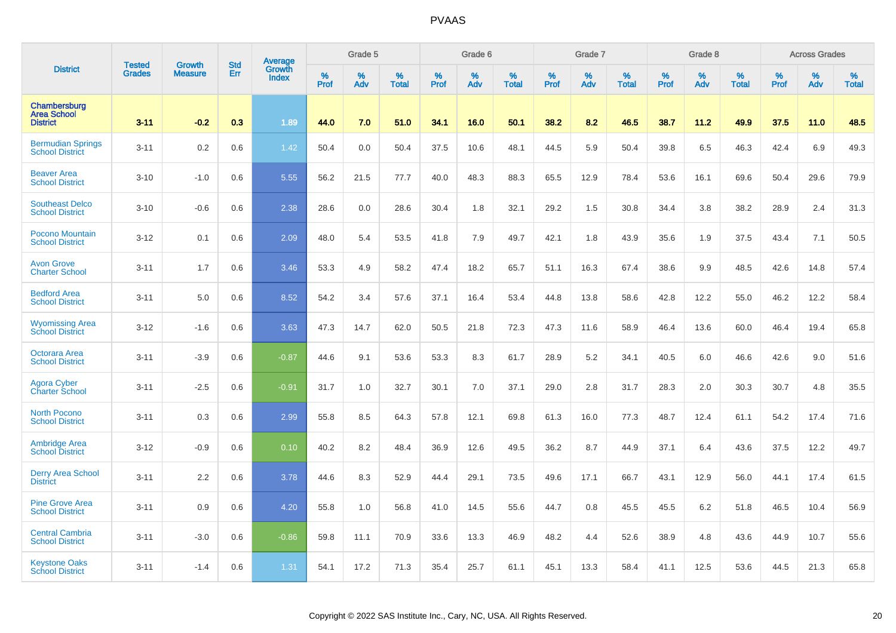# PVAAS

| District | Tested Grades | Growth Measure | Std Err | Average Growth Index | Grade 5 | | | Grade 6 | | | Grade 7 | | | Grade 8 | | | Across Grades | | |
|---|---|---|---|---|---|---|---|---|---|---|---|---|---|---|---|---|---|---|---|
| | | | | | % Prof | % Adv | % Total | % Prof | % Adv | % Total | % Prof | % Adv | % Total | % Prof | % Adv | % Total | % Prof | % Adv | % Total |
| **Chambersburg Area School District** | **3-11** | **-0.2** | **0.3** | **1.89** | **44.0** | **7.0** | **51.0** | **34.1** | **16.0** | **50.1** | **38.2** | **8.2** | **46.5** | **38.7** | **11.2** | **49.9** | **37.5** | **11.0** | **48.5** |
| Bermudian Springs School District | 3-11 | 0.2 | 0.6 | 1.42 | 50.4 | 0.0 | 50.4 | 37.5 | 10.6 | 48.1 | 44.5 | 5.9 | 50.4 | 39.8 | 6.5 | 46.3 | 42.4 | 6.9 | 49.3 |
| Beaver Area School District | 3-10 | -1.0 | 0.6 | 5.55 | 56.2 | 21.5 | 77.7 | 40.0 | 48.3 | 88.3 | 65.5 | 12.9 | 78.4 | 53.6 | 16.1 | 69.6 | 50.4 | 29.6 | 79.9 |
| Southeast Delco School District | 3-10 | -0.6 | 0.6 | 2.38 | 28.6 | 0.0 | 28.6 | 30.4 | 1.8 | 32.1 | 29.2 | 1.5 | 30.8 | 34.4 | 3.8 | 38.2 | 28.9 | 2.4 | 31.3 |
| Pocono Mountain School District | 3-12 | 0.1 | 0.6 | 2.09 | 48.0 | 5.4 | 53.5 | 41.8 | 7.9 | 49.7 | 42.1 | 1.8 | 43.9 | 35.6 | 1.9 | 37.5 | 43.4 | 7.1 | 50.5 |
| Avon Grove Charter School | 3-11 | 1.7 | 0.6 | 3.46 | 53.3 | 4.9 | 58.2 | 47.4 | 18.2 | 65.7 | 51.1 | 16.3 | 67.4 | 38.6 | 9.9 | 48.5 | 42.6 | 14.8 | 57.4 |
| Bedford Area School District | 3-11 | 5.0 | 0.6 | 8.52 | 54.2 | 3.4 | 57.6 | 37.1 | 16.4 | 53.4 | 44.8 | 13.8 | 58.6 | 42.8 | 12.2 | 55.0 | 46.2 | 12.2 | 58.4 |
| Wyomissing Area School District | 3-12 | -1.6 | 0.6 | 3.63 | 47.3 | 14.7 | 62.0 | 50.5 | 21.8 | 72.3 | 47.3 | 11.6 | 58.9 | 46.4 | 13.6 | 60.0 | 46.4 | 19.4 | 65.8 |
| Octorara Area School District | 3-11 | -3.9 | 0.6 | -0.87 | 44.6 | 9.1 | 53.6 | 53.3 | 8.3 | 61.7 | 28.9 | 5.2 | 34.1 | 40.5 | 6.0 | 46.6 | 42.6 | 9.0 | 51.6 |
| Agora Cyber Charter School | 3-11 | -2.5 | 0.6 | -0.91 | 31.7 | 1.0 | 32.7 | 30.1 | 7.0 | 37.1 | 29.0 | 2.8 | 31.7 | 28.3 | 2.0 | 30.3 | 30.7 | 4.8 | 35.5 |
| North Pocono School District | 3-11 | 0.3 | 0.6 | 2.99 | 55.8 | 8.5 | 64.3 | 57.8 | 12.1 | 69.8 | 61.3 | 16.0 | 77.3 | 48.7 | 12.4 | 61.1 | 54.2 | 17.4 | 71.6 |
| Ambridge Area School District | 3-12 | -0.9 | 0.6 | 0.10 | 40.2 | 8.2 | 48.4 | 36.9 | 12.6 | 49.5 | 36.2 | 8.7 | 44.9 | 37.1 | 6.4 | 43.6 | 37.5 | 12.2 | 49.7 |
| Derry Area School District | 3-11 | 2.2 | 0.6 | 3.78 | 44.6 | 8.3 | 52.9 | 44.4 | 29.1 | 73.5 | 49.6 | 17.1 | 66.7 | 43.1 | 12.9 | 56.0 | 44.1 | 17.4 | 61.5 |
| Pine Grove Area School District | 3-11 | 0.9 | 0.6 | 4.20 | 55.8 | 1.0 | 56.8 | 41.0 | 14.5 | 55.6 | 44.7 | 0.8 | 45.5 | 45.5 | 6.2 | 51.8 | 46.5 | 10.4 | 56.9 |
| Central Cambria School District | 3-11 | -3.0 | 0.6 | -0.86 | 59.8 | 11.1 | 70.9 | 33.6 | 13.3 | 46.9 | 48.2 | 4.4 | 52.6 | 38.9 | 4.8 | 43.6 | 44.9 | 10.7 | 55.6 |
| Keystone Oaks School District | 3-11 | -1.4 | 0.6 | 1.31 | 54.1 | 17.2 | 71.3 | 35.4 | 25.7 | 61.1 | 45.1 | 13.3 | 58.4 | 41.1 | 12.5 | 53.6 | 44.5 | 21.3 | 65.8 |

Copyright © 2022 SAS Institute Inc., Cary, NC, USA. All Rights Reserved.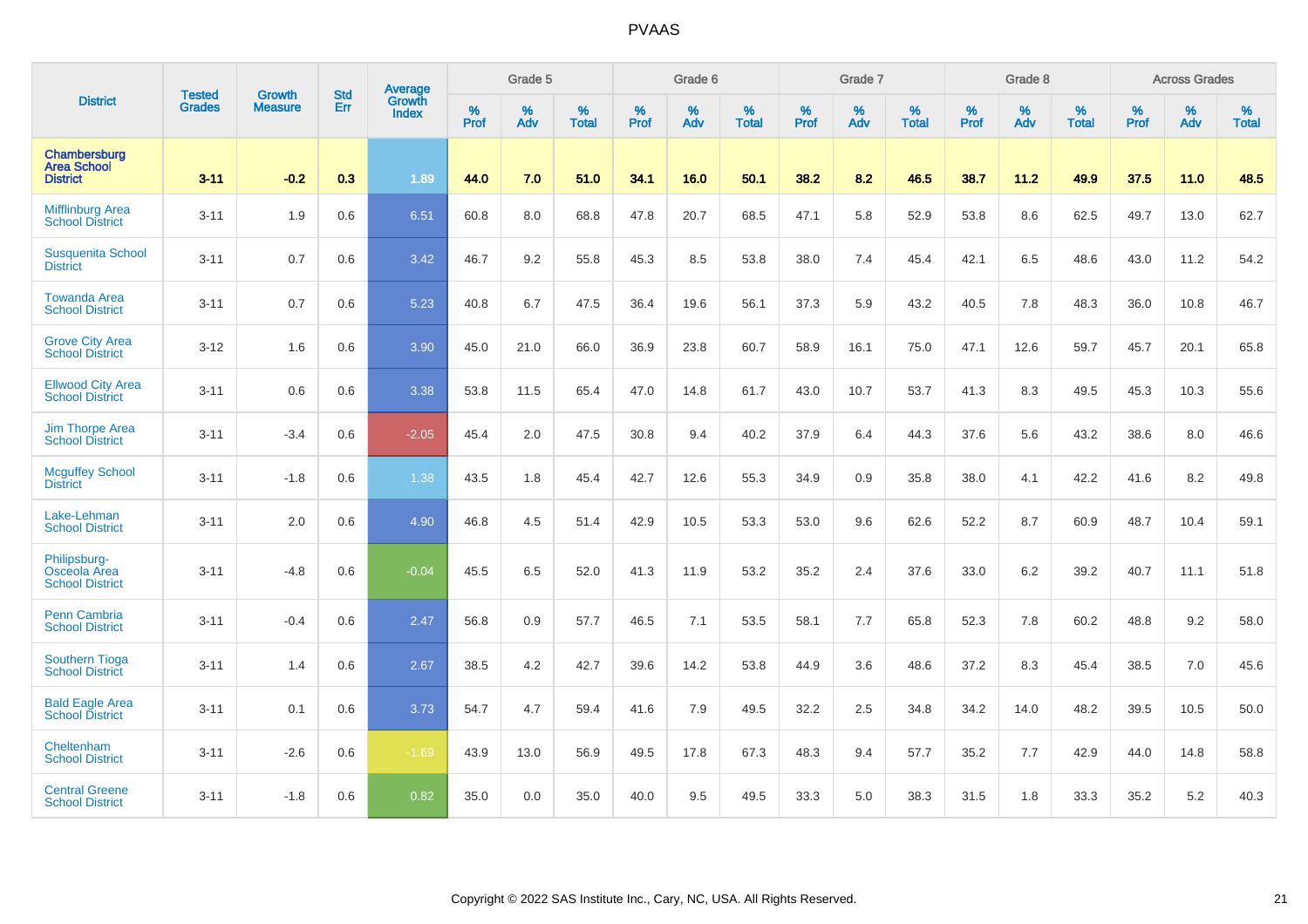# PVAAS

| District | Tested Grades | Growth Measure | Std Err | Average Growth Index | Grade 5 | | | Grade 6 | | | Grade 7 | | | Grade 8 | | | Across Grades | | |
|---|---|---|---|---|---|---|---|---|---|---|---|---|---|---|---|---|---|---|---|
| | | | | | % Prof | % Adv | % Total | % Prof | % Adv | % Total | % Prof | % Adv | % Total | % Prof | % Adv | % Total | % Prof | % Adv | % Total |
| **Chambersburg Area School District** | **3-11** | **-0.2** | **0.3** | **1.89** | **44.0** | **7.0** | **51.0** | **34.1** | **16.0** | **50.1** | **38.2** | **8.2** | **46.5** | **38.7** | **11.2** | **49.9** | **37.5** | **11.0** | **48.5** |
| Mifflinburg Area School District | 3-11 | 1.9 | 0.6 | 6.51 | 60.8 | 8.0 | 68.8 | 47.8 | 20.7 | 68.5 | 47.1 | 5.8 | 52.9 | 53.8 | 8.6 | 62.5 | 49.7 | 13.0 | 62.7 |
| Susquenita School District | 3-11 | 0.7 | 0.6 | 3.42 | 46.7 | 9.2 | 55.8 | 45.3 | 8.5 | 53.8 | 38.0 | 7.4 | 45.4 | 42.1 | 6.5 | 48.6 | 43.0 | 11.2 | 54.2 |
| Towanda Area School District | 3-11 | 0.7 | 0.6 | 5.23 | 40.8 | 6.7 | 47.5 | 36.4 | 19.6 | 56.1 | 37.3 | 5.9 | 43.2 | 40.5 | 7.8 | 48.3 | 36.0 | 10.8 | 46.7 |
| Grove City Area School District | 3-12 | 1.6 | 0.6 | 3.90 | 45.0 | 21.0 | 66.0 | 36.9 | 23.8 | 60.7 | 58.9 | 16.1 | 75.0 | 47.1 | 12.6 | 59.7 | 45.7 | 20.1 | 65.8 |
| Ellwood City Area School District | 3-11 | 0.6 | 0.6 | 3.38 | 53.8 | 11.5 | 65.4 | 47.0 | 14.8 | 61.7 | 43.0 | 10.7 | 53.7 | 41.3 | 8.3 | 49.5 | 45.3 | 10.3 | 55.6 |
| Jim Thorpe Area School District | 3-11 | -3.4 | 0.6 | -2.05 | 45.4 | 2.0 | 47.5 | 30.8 | 9.4 | 40.2 | 37.9 | 6.4 | 44.3 | 37.6 | 5.6 | 43.2 | 38.6 | 8.0 | 46.6 |
| Mcguffey School District | 3-11 | -1.8 | 0.6 | 1.38 | 43.5 | 1.8 | 45.4 | 42.7 | 12.6 | 55.3 | 34.9 | 0.9 | 35.8 | 38.0 | 4.1 | 42.2 | 41.6 | 8.2 | 49.8 |
| Lake-Lehman School District | 3-11 | 2.0 | 0.6 | 4.90 | 46.8 | 4.5 | 51.4 | 42.9 | 10.5 | 53.3 | 53.0 | 9.6 | 62.6 | 52.2 | 8.7 | 60.9 | 48.7 | 10.4 | 59.1 |
| Philipsburg-Osceola Area School District | 3-11 | -4.8 | 0.6 | -0.04 | 45.5 | 6.5 | 52.0 | 41.3 | 11.9 | 53.2 | 35.2 | 2.4 | 37.6 | 33.0 | 6.2 | 39.2 | 40.7 | 11.1 | 51.8 |
| Penn Cambria School District | 3-11 | -0.4 | 0.6 | 2.47 | 56.8 | 0.9 | 57.7 | 46.5 | 7.1 | 53.5 | 58.1 | 7.7 | 65.8 | 52.3 | 7.8 | 60.2 | 48.8 | 9.2 | 58.0 |
| Southern Tioga School District | 3-11 | 1.4 | 0.6 | 2.67 | 38.5 | 4.2 | 42.7 | 39.6 | 14.2 | 53.8 | 44.9 | 3.6 | 48.6 | 37.2 | 8.3 | 45.4 | 38.5 | 7.0 | 45.6 |
| Bald Eagle Area School District | 3-11 | 0.1 | 0.6 | 3.73 | 54.7 | 4.7 | 59.4 | 41.6 | 7.9 | 49.5 | 32.2 | 2.5 | 34.8 | 34.2 | 14.0 | 48.2 | 39.5 | 10.5 | 50.0 |
| Cheltenham School District | 3-11 | -2.6 | 0.6 | -1.69 | 43.9 | 13.0 | 56.9 | 49.5 | 17.8 | 67.3 | 48.3 | 9.4 | 57.7 | 35.2 | 7.7 | 42.9 | 44.0 | 14.8 | 58.8 |
| Central Greene School District | 3-11 | -1.8 | 0.6 | 0.82 | 35.0 | 0.0 | 35.0 | 40.0 | 9.5 | 49.5 | 33.3 | 5.0 | 38.3 | 31.5 | 1.8 | 33.3 | 35.2 | 5.2 | 40.3 |

Copyright © 2022 SAS Institute Inc., Cary, NC, USA. All Rights Reserved.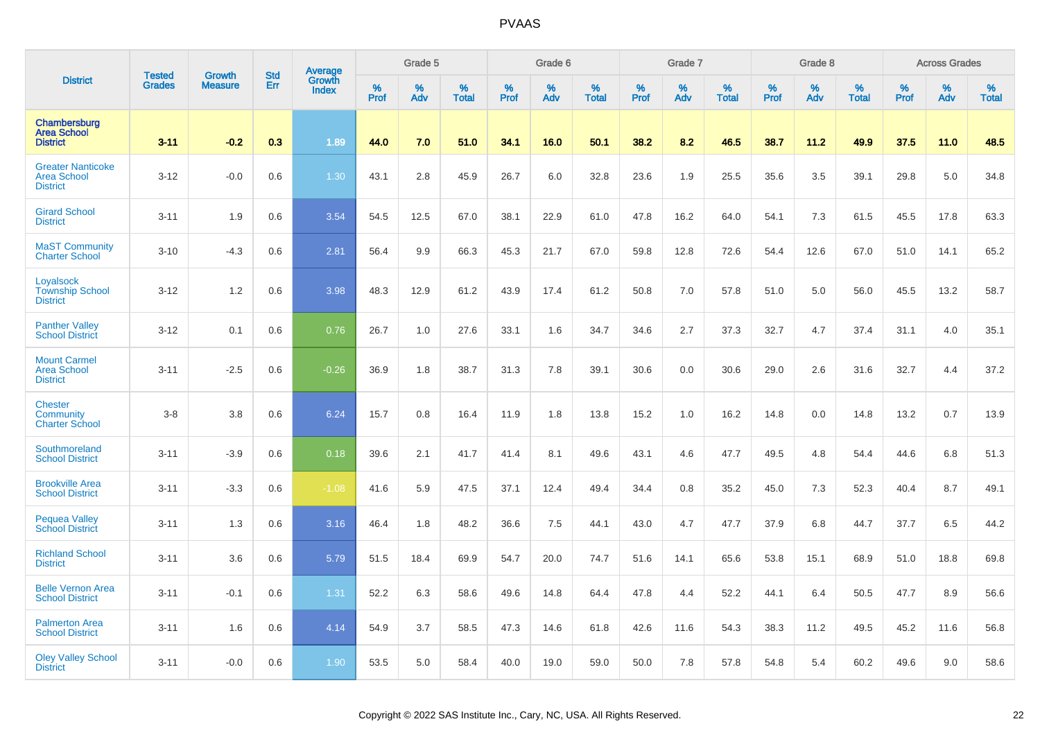# PVAAS

| District | Tested Grades | Growth Measure | Std Err | Average Growth Index | Grade 5 | | | Grade 6 | | | Grade 7 | | | Grade 8 | | | Across Grades | | |
|---|---|---|---|---|---|---|---|---|---|---|---|---|---|---|---|---|---|---|---|
| | | | | | % Prof | % Adv | % Total | % Prof | % Adv | % Total | % Prof | % Adv | % Total | % Prof | % Adv | % Total | % Prof | % Adv | % Total |
| **Chambersburg Area School District** | **3-11** | **-0.2** | **0.3** | **1.89** | **44.0** | **7.0** | **51.0** | **34.1** | **16.0** | **50.1** | **38.2** | **8.2** | **46.5** | **38.7** | **11.2** | **49.9** | **37.5** | **11.0** | **48.5** |
| Greater Nanticoke Area School District | 3-12 | -0.0 | 0.6 | 1.30 | 43.1 | 2.8 | 45.9 | 26.7 | 6.0 | 32.8 | 23.6 | 1.9 | 25.5 | 35.6 | 3.5 | 39.1 | 29.8 | 5.0 | 34.8 |
| Girard School District | 3-11 | 1.9 | 0.6 | 3.54 | 54.5 | 12.5 | 67.0 | 38.1 | 22.9 | 61.0 | 47.8 | 16.2 | 64.0 | 54.1 | 7.3 | 61.5 | 45.5 | 17.8 | 63.3 |
| MaST Community Charter School | 3-10 | -4.3 | 0.6 | 2.81 | 56.4 | 9.9 | 66.3 | 45.3 | 21.7 | 67.0 | 59.8 | 12.8 | 72.6 | 54.4 | 12.6 | 67.0 | 51.0 | 14.1 | 65.2 |
| Loyalsock Township School District | 3-12 | 1.2 | 0.6 | 3.98 | 48.3 | 12.9 | 61.2 | 43.9 | 17.4 | 61.2 | 50.8 | 7.0 | 57.8 | 51.0 | 5.0 | 56.0 | 45.5 | 13.2 | 58.7 |
| Panther Valley School District | 3-12 | 0.1 | 0.6 | 0.76 | 26.7 | 1.0 | 27.6 | 33.1 | 1.6 | 34.7 | 34.6 | 2.7 | 37.3 | 32.7 | 4.7 | 37.4 | 31.1 | 4.0 | 35.1 |
| Mount Carmel Area School District | 3-11 | -2.5 | 0.6 | -0.26 | 36.9 | 1.8 | 38.7 | 31.3 | 7.8 | 39.1 | 30.6 | 0.0 | 30.6 | 29.0 | 2.6 | 31.6 | 32.7 | 4.4 | 37.2 |
| Chester Community Charter School | 3-8 | 3.8 | 0.6 | 6.24 | 15.7 | 0.8 | 16.4 | 11.9 | 1.8 | 13.8 | 15.2 | 1.0 | 16.2 | 14.8 | 0.0 | 14.8 | 13.2 | 0.7 | 13.9 |
| Southmoreland School District | 3-11 | -3.9 | 0.6 | 0.18 | 39.6 | 2.1 | 41.7 | 41.4 | 8.1 | 49.6 | 43.1 | 4.6 | 47.7 | 49.5 | 4.8 | 54.4 | 44.6 | 6.8 | 51.3 |
| Brookville Area School District | 3-11 | -3.3 | 0.6 | -1.08 | 41.6 | 5.9 | 47.5 | 37.1 | 12.4 | 49.4 | 34.4 | 0.8 | 35.2 | 45.0 | 7.3 | 52.3 | 40.4 | 8.7 | 49.1 |
| Pequea Valley School District | 3-11 | 1.3 | 0.6 | 3.16 | 46.4 | 1.8 | 48.2 | 36.6 | 7.5 | 44.1 | 43.0 | 4.7 | 47.7 | 37.9 | 6.8 | 44.7 | 37.7 | 6.5 | 44.2 |
| Richland School District | 3-11 | 3.6 | 0.6 | 5.79 | 51.5 | 18.4 | 69.9 | 54.7 | 20.0 | 74.7 | 51.6 | 14.1 | 65.6 | 53.8 | 15.1 | 68.9 | 51.0 | 18.8 | 69.8 |
| Belle Vernon Area School District | 3-11 | -0.1 | 0.6 | 1.31 | 52.2 | 6.3 | 58.6 | 49.6 | 14.8 | 64.4 | 47.8 | 4.4 | 52.2 | 44.1 | 6.4 | 50.5 | 47.7 | 8.9 | 56.6 |
| Palmerton Area School District | 3-11 | 1.6 | 0.6 | 4.14 | 54.9 | 3.7 | 58.5 | 47.3 | 14.6 | 61.8 | 42.6 | 11.6 | 54.3 | 38.3 | 11.2 | 49.5 | 45.2 | 11.6 | 56.8 |
| Oley Valley School District | 3-11 | -0.0 | 0.6 | 1.90 | 53.5 | 5.0 | 58.4 | 40.0 | 19.0 | 59.0 | 50.0 | 7.8 | 57.8 | 54.8 | 5.4 | 60.2 | 49.6 | 9.0 | 58.6 |

Copyright © 2022 SAS Institute Inc., Cary, NC, USA. All Rights Reserved.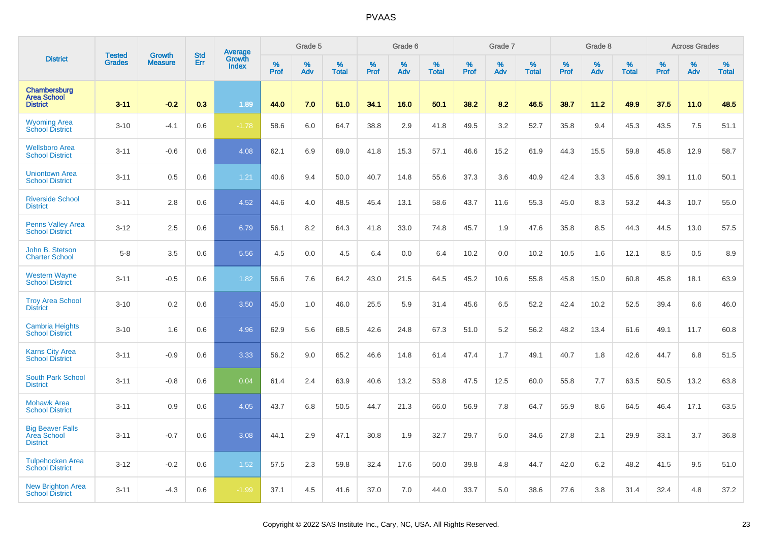# PVAAS

| District | Tested Grades | Growth Measure | Std Err | Average Growth Index | Grade 5 | | | Grade 6 | | | Grade 7 | | | Grade 8 | | | Across Grades | | |
|---|---|---|---|---|---|---|---|---|---|---|---|---|---|---|---|---|---|---|---|
| | | | | | % Prof | % Adv | % Total | % Prof | % Adv | % Total | % Prof | % Adv | % Total | % Prof | % Adv | % Total | % Prof | % Adv | % Total |
| **Chambersburg Area School District** | **3-11** | **-0.2** | **0.3** | **1.89** | **44.0** | **7.0** | **51.0** | **34.1** | **16.0** | **50.1** | **38.2** | **8.2** | **46.5** | **38.7** | **11.2** | **49.9** | **37.5** | **11.0** | **48.5** |
| Wyoming Area School District | 3-10 | -4.1 | 0.6 | -1.78 | 58.6 | 6.0 | 64.7 | 38.8 | 2.9 | 41.8 | 49.5 | 3.2 | 52.7 | 35.8 | 9.4 | 45.3 | 43.5 | 7.5 | 51.1 |
| Wellsboro Area School District | 3-11 | -0.6 | 0.6 | 4.08 | 62.1 | 6.9 | 69.0 | 41.8 | 15.3 | 57.1 | 46.6 | 15.2 | 61.9 | 44.3 | 15.5 | 59.8 | 45.8 | 12.9 | 58.7 |
| Uniontown Area School District | 3-11 | 0.5 | 0.6 | 1.21 | 40.6 | 9.4 | 50.0 | 40.7 | 14.8 | 55.6 | 37.3 | 3.6 | 40.9 | 42.4 | 3.3 | 45.6 | 39.1 | 11.0 | 50.1 |
| Riverside School District | 3-11 | 2.8 | 0.6 | 4.52 | 44.6 | 4.0 | 48.5 | 45.4 | 13.1 | 58.6 | 43.7 | 11.6 | 55.3 | 45.0 | 8.3 | 53.2 | 44.3 | 10.7 | 55.0 |
| Penns Valley Area School District | 3-12 | 2.5 | 0.6 | 6.79 | 56.1 | 8.2 | 64.3 | 41.8 | 33.0 | 74.8 | 45.7 | 1.9 | 47.6 | 35.8 | 8.5 | 44.3 | 44.5 | 13.0 | 57.5 |
| John B. Stetson Charter School | 5-8 | 3.5 | 0.6 | 5.56 | 4.5 | 0.0 | 4.5 | 6.4 | 0.0 | 6.4 | 10.2 | 0.0 | 10.2 | 10.5 | 1.6 | 12.1 | 8.5 | 0.5 | 8.9 |
| Western Wayne School District | 3-11 | -0.5 | 0.6 | 1.82 | 56.6 | 7.6 | 64.2 | 43.0 | 21.5 | 64.5 | 45.2 | 10.6 | 55.8 | 45.8 | 15.0 | 60.8 | 45.8 | 18.1 | 63.9 |
| Troy Area School District | 3-10 | 0.2 | 0.6 | 3.50 | 45.0 | 1.0 | 46.0 | 25.5 | 5.9 | 31.4 | 45.6 | 6.5 | 52.2 | 42.4 | 10.2 | 52.5 | 39.4 | 6.6 | 46.0 |
| Cambria Heights School District | 3-10 | 1.6 | 0.6 | 4.96 | 62.9 | 5.6 | 68.5 | 42.6 | 24.8 | 67.3 | 51.0 | 5.2 | 56.2 | 48.2 | 13.4 | 61.6 | 49.1 | 11.7 | 60.8 |
| Karns City Area School District | 3-11 | -0.9 | 0.6 | 3.33 | 56.2 | 9.0 | 65.2 | 46.6 | 14.8 | 61.4 | 47.4 | 1.7 | 49.1 | 40.7 | 1.8 | 42.6 | 44.7 | 6.8 | 51.5 |
| South Park School District | 3-11 | -0.8 | 0.6 | 0.04 | 61.4 | 2.4 | 63.9 | 40.6 | 13.2 | 53.8 | 47.5 | 12.5 | 60.0 | 55.8 | 7.7 | 63.5 | 50.5 | 13.2 | 63.8 |
| Mohawk Area School District | 3-11 | 0.9 | 0.6 | 4.05 | 43.7 | 6.8 | 50.5 | 44.7 | 21.3 | 66.0 | 56.9 | 7.8 | 64.7 | 55.9 | 8.6 | 64.5 | 46.4 | 17.1 | 63.5 |
| Big Beaver Falls Area School District | 3-11 | -0.7 | 0.6 | 3.08 | 44.1 | 2.9 | 47.1 | 30.8 | 1.9 | 32.7 | 29.7 | 5.0 | 34.6 | 27.8 | 2.1 | 29.9 | 33.1 | 3.7 | 36.8 |
| Tulpehocken Area School District | 3-12 | -0.2 | 0.6 | 1.52 | 57.5 | 2.3 | 59.8 | 32.4 | 17.6 | 50.0 | 39.8 | 4.8 | 44.7 | 42.0 | 6.2 | 48.2 | 41.5 | 9.5 | 51.0 |
| New Brighton Area School District | 3-11 | -4.3 | 0.6 | -1.99 | 37.1 | 4.5 | 41.6 | 37.0 | 7.0 | 44.0 | 33.7 | 5.0 | 38.6 | 27.6 | 3.8 | 31.4 | 32.4 | 4.8 | 37.2 |

Copyright © 2022 SAS Institute Inc., Cary, NC, USA. All Rights Reserved.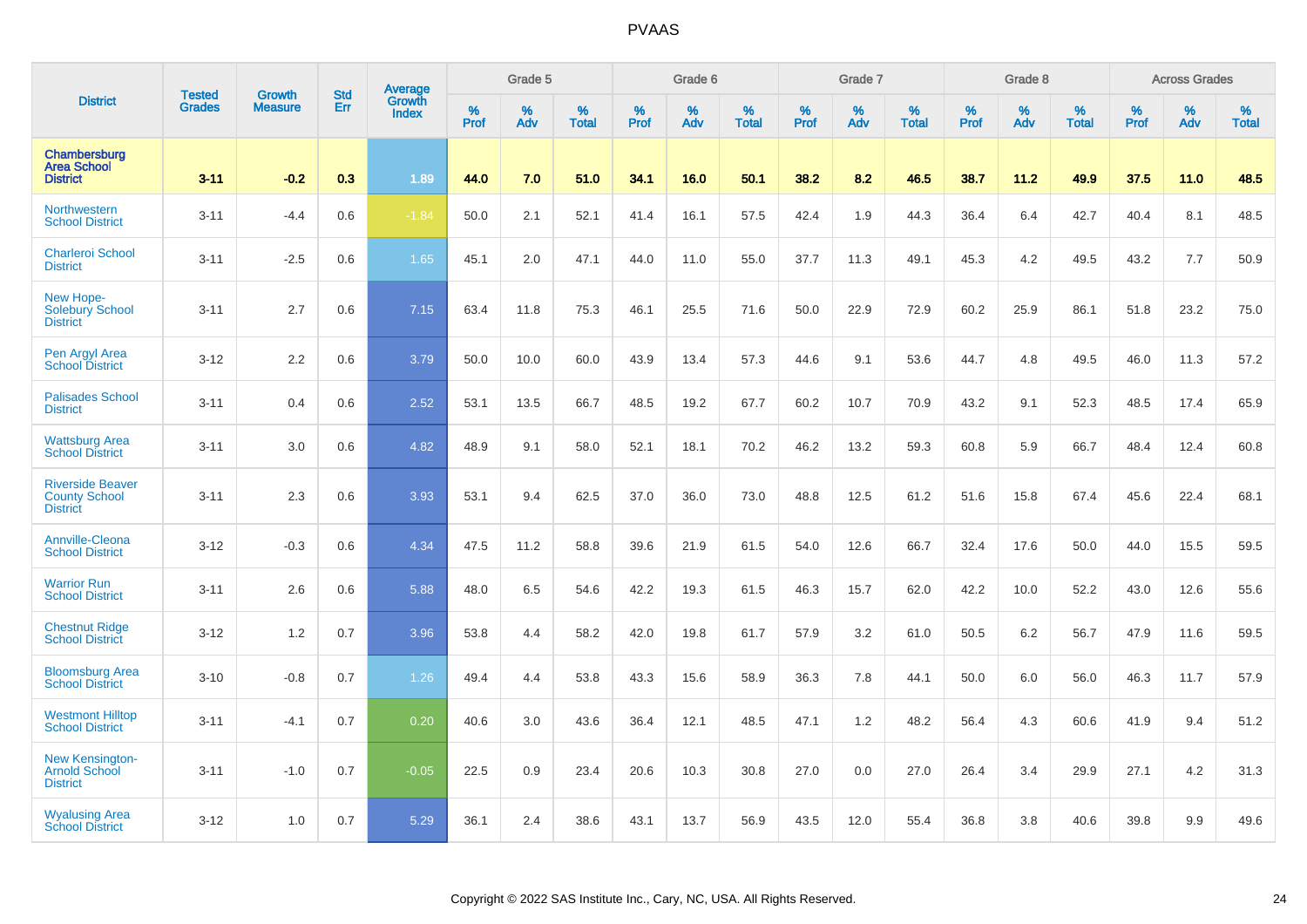| District | Tested Grades | Growth Measure | Std Err | Average Growth Index | Grade 5 | | | Grade 6 | | | Grade 7 | | | Grade 8 | | | Across Grades | | |
|---|---|---|---|---|---|---|---|---|---|---|---|---|---|---|---|---|---|---|---|
| | | | | | % Prof | % Adv | % Total | % Prof | % Adv | % Total | % Prof | % Adv | % Total | % Prof | % Adv | % Total | % Prof | % Adv | % Total |
| **Chambersburg Area School District** | **3-11** | **-0.2** | **0.3** | **1.89** | **44.0** | **7.0** | **51.0** | **34.1** | **16.0** | **50.1** | **38.2** | **8.2** | **46.5** | **38.7** | **11.2** | **49.9** | **37.5** | **11.0** | **48.5** |
| Northwestern School District | 3-11 | -4.4 | 0.6 | -1.84 | 50.0 | 2.1 | 52.1 | 41.4 | 16.1 | 57.5 | 42.4 | 1.9 | 44.3 | 36.4 | 6.4 | 42.7 | 40.4 | 8.1 | 48.5 |
| Charleroi School District | 3-11 | -2.5 | 0.6 | 1.65 | 45.1 | 2.0 | 47.1 | 44.0 | 11.0 | 55.0 | 37.7 | 11.3 | 49.1 | 45.3 | 4.2 | 49.5 | 43.2 | 7.7 | 50.9 |
| New Hope-Solebury School District | 3-11 | 2.7 | 0.6 | 7.15 | 63.4 | 11.8 | 75.3 | 46.1 | 25.5 | 71.6 | 50.0 | 22.9 | 72.9 | 60.2 | 25.9 | 86.1 | 51.8 | 23.2 | 75.0 |
| Pen Argyl Area School District | 3-12 | 2.2 | 0.6 | 3.79 | 50.0 | 10.0 | 60.0 | 43.9 | 13.4 | 57.3 | 44.6 | 9.1 | 53.6 | 44.7 | 4.8 | 49.5 | 46.0 | 11.3 | 57.2 |
| Palisades School District | 3-11 | 0.4 | 0.6 | 2.52 | 53.1 | 13.5 | 66.7 | 48.5 | 19.2 | 67.7 | 60.2 | 10.7 | 70.9 | 43.2 | 9.1 | 52.3 | 48.5 | 17.4 | 65.9 |
| Wattsburg Area School District | 3-11 | 3.0 | 0.6 | 4.82 | 48.9 | 9.1 | 58.0 | 52.1 | 18.1 | 70.2 | 46.2 | 13.2 | 59.3 | 60.8 | 5.9 | 66.7 | 48.4 | 12.4 | 60.8 |
| Riverside Beaver County School District | 3-11 | 2.3 | 0.6 | 3.93 | 53.1 | 9.4 | 62.5 | 37.0 | 36.0 | 73.0 | 48.8 | 12.5 | 61.2 | 51.6 | 15.8 | 67.4 | 45.6 | 22.4 | 68.1 |
| Annville-Cleona School District | 3-12 | -0.3 | 0.6 | 4.34 | 47.5 | 11.2 | 58.8 | 39.6 | 21.9 | 61.5 | 54.0 | 12.6 | 66.7 | 32.4 | 17.6 | 50.0 | 44.0 | 15.5 | 59.5 |
| Warrior Run School District | 3-11 | 2.6 | 0.6 | 5.88 | 48.0 | 6.5 | 54.6 | 42.2 | 19.3 | 61.5 | 46.3 | 15.7 | 62.0 | 42.2 | 10.0 | 52.2 | 43.0 | 12.6 | 55.6 |
| Chestnut Ridge School District | 3-12 | 1.2 | 0.7 | 3.96 | 53.8 | 4.4 | 58.2 | 42.0 | 19.8 | 61.7 | 57.9 | 3.2 | 61.0 | 50.5 | 6.2 | 56.7 | 47.9 | 11.6 | 59.5 |
| Bloomsburg Area School District | 3-10 | -0.8 | 0.7 | 1.26 | 49.4 | 4.4 | 53.8 | 43.3 | 15.6 | 58.9 | 36.3 | 7.8 | 44.1 | 50.0 | 6.0 | 56.0 | 46.3 | 11.7 | 57.9 |
| Westmont Hilltop School District | 3-11 | -4.1 | 0.7 | 0.20 | 40.6 | 3.0 | 43.6 | 36.4 | 12.1 | 48.5 | 47.1 | 1.2 | 48.2 | 56.4 | 4.3 | 60.6 | 41.9 | 9.4 | 51.2 |
| New Kensington-Arnold School District | 3-11 | -1.0 | 0.7 | -0.05 | 22.5 | 0.9 | 23.4 | 20.6 | 10.3 | 30.8 | 27.0 | 0.0 | 27.0 | 26.4 | 3.4 | 29.9 | 27.1 | 4.2 | 31.3 |
| Wyalusing Area School District | 3-12 | 1.0 | 0.7 | 5.29 | 36.1 | 2.4 | 38.6 | 43.1 | 13.7 | 56.9 | 43.5 | 12.0 | 55.4 | 36.8 | 3.8 | 40.6 | 39.8 | 9.9 | 49.6 |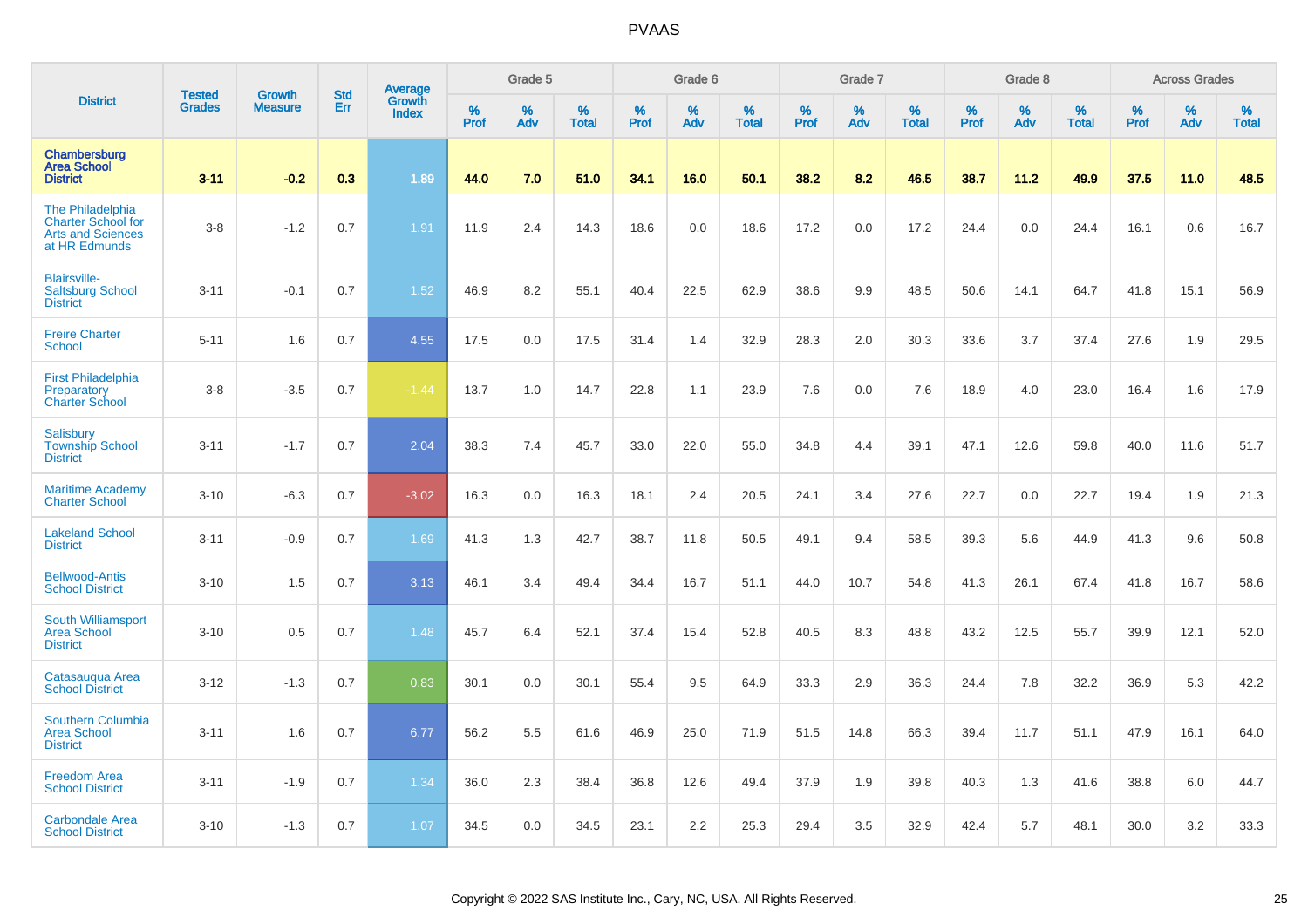# PVAAS

| District | Tested Grades | Growth Measure | Std Err | Average Growth Index | Grade 5 | | | Grade 6 | | | Grade 7 | | | Grade 8 | | | Across Grades | | |
|---|---|---|---|---|---|---|---|---|---|---|---|---|---|---|---|---|---|---|---|
| | | | | | % Prof | % Adv | % Total | % Prof | % Adv | % Total | % Prof | % Adv | % Total | % Prof | % Adv | % Total | % Prof | % Adv | % Total |
| **Chambersburg Area School District** | **3-11** | **-0.2** | **0.3** | **1.89** | **44.0** | **7.0** | **51.0** | **34.1** | **16.0** | **50.1** | **38.2** | **8.2** | **46.5** | **38.7** | **11.2** | **49.9** | **37.5** | **11.0** | **48.5** |
| The Philadelphia Charter School for Arts and Sciences at HR Edmunds | 3-8 | -1.2 | 0.7 | 1.91 | 11.9 | 2.4 | 14.3 | 18.6 | 0.0 | 18.6 | 17.2 | 0.0 | 17.2 | 24.4 | 0.0 | 24.4 | 16.1 | 0.6 | 16.7 |
| Blairsville-Saltsburg School District | 3-11 | -0.1 | 0.7 | 1.52 | 46.9 | 8.2 | 55.1 | 40.4 | 22.5 | 62.9 | 38.6 | 9.9 | 48.5 | 50.6 | 14.1 | 64.7 | 41.8 | 15.1 | 56.9 |
| Freire Charter School | 5-11 | 1.6 | 0.7 | 4.55 | 17.5 | 0.0 | 17.5 | 31.4 | 1.4 | 32.9 | 28.3 | 2.0 | 30.3 | 33.6 | 3.7 | 37.4 | 27.6 | 1.9 | 29.5 |
| First Philadelphia Preparatory Charter School | 3-8 | -3.5 | 0.7 | -1.44 | 13.7 | 1.0 | 14.7 | 22.8 | 1.1 | 23.9 | 7.6 | 0.0 | 7.6 | 18.9 | 4.0 | 23.0 | 16.4 | 1.6 | 17.9 |
| Salisbury Township School District | 3-11 | -1.7 | 0.7 | 2.04 | 38.3 | 7.4 | 45.7 | 33.0 | 22.0 | 55.0 | 34.8 | 4.4 | 39.1 | 47.1 | 12.6 | 59.8 | 40.0 | 11.6 | 51.7 |
| Maritime Academy Charter School | 3-10 | -6.3 | 0.7 | -3.02 | 16.3 | 0.0 | 16.3 | 18.1 | 2.4 | 20.5 | 24.1 | 3.4 | 27.6 | 22.7 | 0.0 | 22.7 | 19.4 | 1.9 | 21.3 |
| Lakeland School District | 3-11 | -0.9 | 0.7 | 1.69 | 41.3 | 1.3 | 42.7 | 38.7 | 11.8 | 50.5 | 49.1 | 9.4 | 58.5 | 39.3 | 5.6 | 44.9 | 41.3 | 9.6 | 50.8 |
| Bellwood-Antis School District | 3-10 | 1.5 | 0.7 | 3.13 | 46.1 | 3.4 | 49.4 | 34.4 | 16.7 | 51.1 | 44.0 | 10.7 | 54.8 | 41.3 | 26.1 | 67.4 | 41.8 | 16.7 | 58.6 |
| South Williamsport Area School District | 3-10 | 0.5 | 0.7 | 1.48 | 45.7 | 6.4 | 52.1 | 37.4 | 15.4 | 52.8 | 40.5 | 8.3 | 48.8 | 43.2 | 12.5 | 55.7 | 39.9 | 12.1 | 52.0 |
| Catasauqua Area School District | 3-12 | -1.3 | 0.7 | 0.83 | 30.1 | 0.0 | 30.1 | 55.4 | 9.5 | 64.9 | 33.3 | 2.9 | 36.3 | 24.4 | 7.8 | 32.2 | 36.9 | 5.3 | 42.2 |
| Southern Columbia Area School District | 3-11 | 1.6 | 0.7 | 6.77 | 56.2 | 5.5 | 61.6 | 46.9 | 25.0 | 71.9 | 51.5 | 14.8 | 66.3 | 39.4 | 11.7 | 51.1 | 47.9 | 16.1 | 64.0 |
| Freedom Area School District | 3-11 | -1.9 | 0.7 | 1.34 | 36.0 | 2.3 | 38.4 | 36.8 | 12.6 | 49.4 | 37.9 | 1.9 | 39.8 | 40.3 | 1.3 | 41.6 | 38.8 | 6.0 | 44.7 |
| Carbondale Area School District | 3-10 | -1.3 | 0.7 | 1.07 | 34.5 | 0.0 | 34.5 | 23.1 | 2.2 | 25.3 | 29.4 | 3.5 | 32.9 | 42.4 | 5.7 | 48.1 | 30.0 | 3.2 | 33.3 |

Copyright © 2022 SAS Institute Inc., Cary, NC, USA. All Rights Reserved.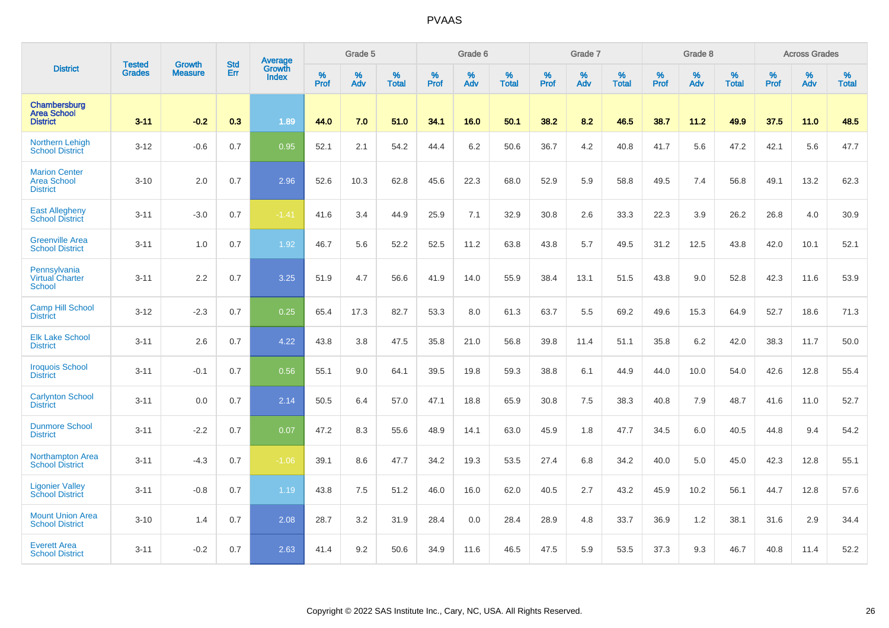# PVAAS

| District | Tested Grades | Growth Measure | Std Err | Average Growth Index | Grade 5 | | | Grade 6 | | | Grade 7 | | | Grade 8 | | | Across Grades | | |
|---|---|---|---|---|---|---|---|---|---|---|---|---|---|---|---|---|---|---|---|
| | | | | | % Prof | % Adv | % Total | % Prof | % Adv | % Total | % Prof | % Adv | % Total | % Prof | % Adv | % Total | % Prof | % Adv | % Total |
| **Chambersburg Area School District** | **3-11** | **-0.2** | **0.3** | **1.89** | **44.0** | **7.0** | **51.0** | **34.1** | **16.0** | **50.1** | **38.2** | **8.2** | **46.5** | **38.7** | **11.2** | **49.9** | **37.5** | **11.0** | **48.5** |
| Northern Lehigh School District | 3-12 | -0.6 | 0.7 | 0.95 | 52.1 | 2.1 | 54.2 | 44.4 | 6.2 | 50.6 | 36.7 | 4.2 | 40.8 | 41.7 | 5.6 | 47.2 | 42.1 | 5.6 | 47.7 |
| Marion Center Area School District | 3-10 | 2.0 | 0.7 | 2.96 | 52.6 | 10.3 | 62.8 | 45.6 | 22.3 | 68.0 | 52.9 | 5.9 | 58.8 | 49.5 | 7.4 | 56.8 | 49.1 | 13.2 | 62.3 |
| East Allegheny School District | 3-11 | -3.0 | 0.7 | -1.41 | 41.6 | 3.4 | 44.9 | 25.9 | 7.1 | 32.9 | 30.8 | 2.6 | 33.3 | 22.3 | 3.9 | 26.2 | 26.8 | 4.0 | 30.9 |
| Greenville Area School District | 3-11 | 1.0 | 0.7 | 1.92 | 46.7 | 5.6 | 52.2 | 52.5 | 11.2 | 63.8 | 43.8 | 5.7 | 49.5 | 31.2 | 12.5 | 43.8 | 42.0 | 10.1 | 52.1 |
| Pennsylvania Virtual Charter School | 3-11 | 2.2 | 0.7 | 3.25 | 51.9 | 4.7 | 56.6 | 41.9 | 14.0 | 55.9 | 38.4 | 13.1 | 51.5 | 43.8 | 9.0 | 52.8 | 42.3 | 11.6 | 53.9 |
| Camp Hill School District | 3-12 | -2.3 | 0.7 | 0.25 | 65.4 | 17.3 | 82.7 | 53.3 | 8.0 | 61.3 | 63.7 | 5.5 | 69.2 | 49.6 | 15.3 | 64.9 | 52.7 | 18.6 | 71.3 |
| Elk Lake School District | 3-11 | 2.6 | 0.7 | 4.22 | 43.8 | 3.8 | 47.5 | 35.8 | 21.0 | 56.8 | 39.8 | 11.4 | 51.1 | 35.8 | 6.2 | 42.0 | 38.3 | 11.7 | 50.0 |
| Iroquois School District | 3-11 | -0.1 | 0.7 | 0.56 | 55.1 | 9.0 | 64.1 | 39.5 | 19.8 | 59.3 | 38.8 | 6.1 | 44.9 | 44.0 | 10.0 | 54.0 | 42.6 | 12.8 | 55.4 |
| Carlynton School District | 3-11 | 0.0 | 0.7 | 2.14 | 50.5 | 6.4 | 57.0 | 47.1 | 18.8 | 65.9 | 30.8 | 7.5 | 38.3 | 40.8 | 7.9 | 48.7 | 41.6 | 11.0 | 52.7 |
| Dunmore School District | 3-11 | -2.2 | 0.7 | 0.07 | 47.2 | 8.3 | 55.6 | 48.9 | 14.1 | 63.0 | 45.9 | 1.8 | 47.7 | 34.5 | 6.0 | 40.5 | 44.8 | 9.4 | 54.2 |
| Northampton Area School District | 3-11 | -4.3 | 0.7 | -1.06 | 39.1 | 8.6 | 47.7 | 34.2 | 19.3 | 53.5 | 27.4 | 6.8 | 34.2 | 40.0 | 5.0 | 45.0 | 42.3 | 12.8 | 55.1 |
| Ligonier Valley School District | 3-11 | -0.8 | 0.7 | 1.19 | 43.8 | 7.5 | 51.2 | 46.0 | 16.0 | 62.0 | 40.5 | 2.7 | 43.2 | 45.9 | 10.2 | 56.1 | 44.7 | 12.8 | 57.6 |
| Mount Union Area School District | 3-10 | 1.4 | 0.7 | 2.08 | 28.7 | 3.2 | 31.9 | 28.4 | 0.0 | 28.4 | 28.9 | 4.8 | 33.7 | 36.9 | 1.2 | 38.1 | 31.6 | 2.9 | 34.4 |
| Everett Area School District | 3-11 | -0.2 | 0.7 | 2.63 | 41.4 | 9.2 | 50.6 | 34.9 | 11.6 | 46.5 | 47.5 | 5.9 | 53.5 | 37.3 | 9.3 | 46.7 | 40.8 | 11.4 | 52.2 |

Copyright © 2022 SAS Institute Inc., Cary, NC, USA. All Rights Reserved.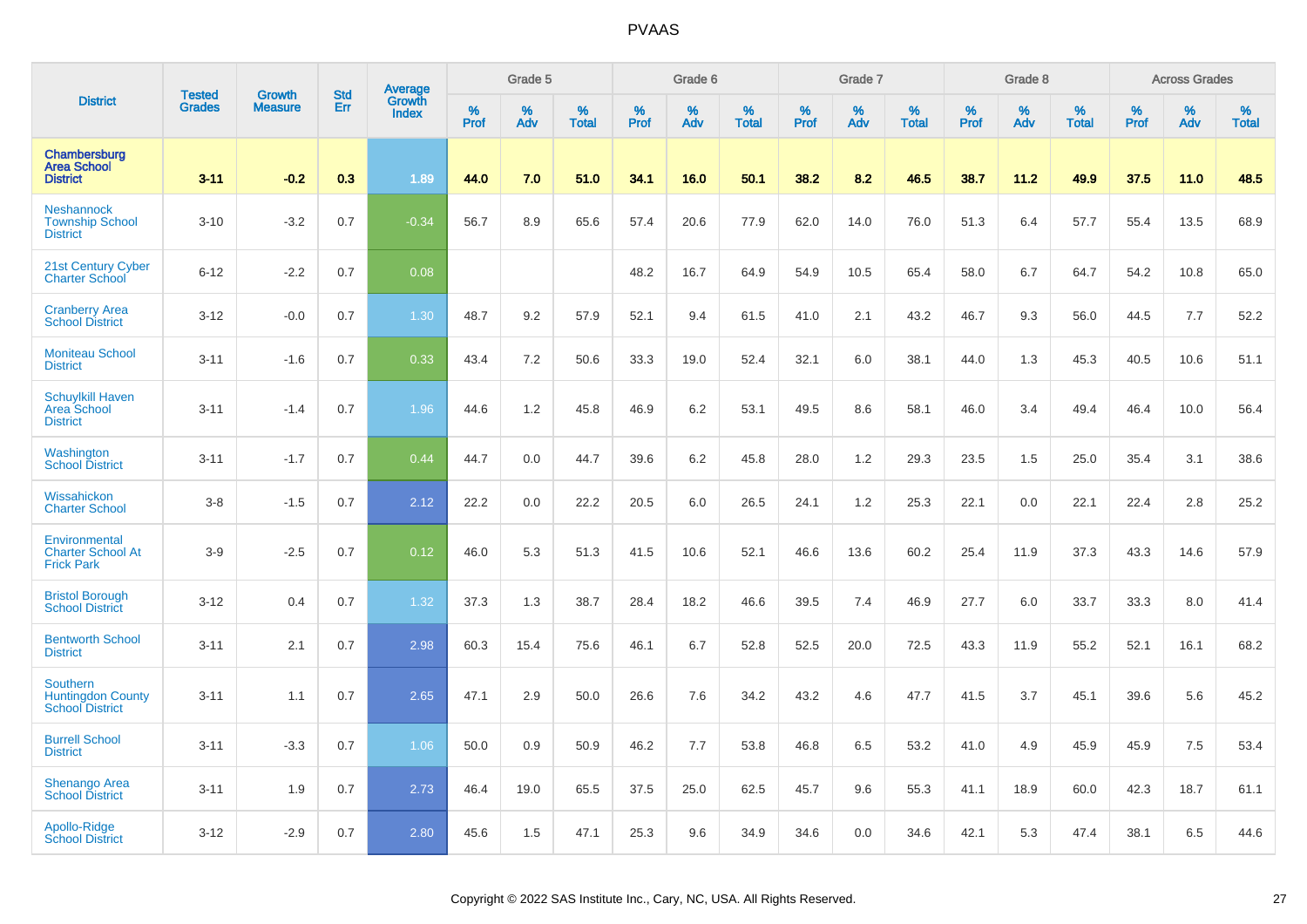| District | Tested Grades | Growth Measure | Std Err | Average Growth Index | Grade 5 | | | Grade 6 | | | Grade 7 | | | Grade 8 | | | Across Grades | | |
|---|---|---|---|---|---|---|---|---|---|---|---|---|---|---|---|---|---|---|---|
| | | | | | % Prof | % Adv | % Total | % Prof | % Adv | % Total | % Prof | % Adv | % Total | % Prof | % Adv | % Total | % Prof | % Adv | % Total |
| **Chambersburg Area School District** | **3-11** | **-0.2** | **0.3** | **1.89** | **44.0** | **7.0** | **51.0** | **34.1** | **16.0** | **50.1** | **38.2** | **8.2** | **46.5** | **38.7** | **11.2** | **49.9** | **37.5** | **11.0** | **48.5** |
| Neshannock Township School District | 3-10 | -3.2 | 0.7 | -0.34 | 56.7 | 8.9 | 65.6 | 57.4 | 20.6 | 77.9 | 62.0 | 14.0 | 76.0 | 51.3 | 6.4 | 57.7 | 55.4 | 13.5 | 68.9 |
| 21st Century Cyber Charter School | 6-12 | -2.2 | 0.7 | 0.08 | | | | 48.2 | 16.7 | 64.9 | 54.9 | 10.5 | 65.4 | 58.0 | 6.7 | 64.7 | 54.2 | 10.8 | 65.0 |
| Cranberry Area School District | 3-12 | -0.0 | 0.7 | 1.30 | 48.7 | 9.2 | 57.9 | 52.1 | 9.4 | 61.5 | 41.0 | 2.1 | 43.2 | 46.7 | 9.3 | 56.0 | 44.5 | 7.7 | 52.2 |
| Moniteau School District | 3-11 | -1.6 | 0.7 | 0.33 | 43.4 | 7.2 | 50.6 | 33.3 | 19.0 | 52.4 | 32.1 | 6.0 | 38.1 | 44.0 | 1.3 | 45.3 | 40.5 | 10.6 | 51.1 |
| Schuylkill Haven Area School District | 3-11 | -1.4 | 0.7 | 1.96 | 44.6 | 1.2 | 45.8 | 46.9 | 6.2 | 53.1 | 49.5 | 8.6 | 58.1 | 46.0 | 3.4 | 49.4 | 46.4 | 10.0 | 56.4 |
| Washington School District | 3-11 | -1.7 | 0.7 | 0.44 | 44.7 | 0.0 | 44.7 | 39.6 | 6.2 | 45.8 | 28.0 | 1.2 | 29.3 | 23.5 | 1.5 | 25.0 | 35.4 | 3.1 | 38.6 |
| Wissahickon Charter School | 3-8 | -1.5 | 0.7 | 2.12 | 22.2 | 0.0 | 22.2 | 20.5 | 6.0 | 26.5 | 24.1 | 1.2 | 25.3 | 22.1 | 0.0 | 22.1 | 22.4 | 2.8 | 25.2 |
| Environmental Charter School At Frick Park | 3-9 | -2.5 | 0.7 | 0.12 | 46.0 | 5.3 | 51.3 | 41.5 | 10.6 | 52.1 | 46.6 | 13.6 | 60.2 | 25.4 | 11.9 | 37.3 | 43.3 | 14.6 | 57.9 |
| Bristol Borough School District | 3-12 | 0.4 | 0.7 | 1.32 | 37.3 | 1.3 | 38.7 | 28.4 | 18.2 | 46.6 | 39.5 | 7.4 | 46.9 | 27.7 | 6.0 | 33.7 | 33.3 | 8.0 | 41.4 |
| Bentworth School District | 3-11 | 2.1 | 0.7 | 2.98 | 60.3 | 15.4 | 75.6 | 46.1 | 6.7 | 52.8 | 52.5 | 20.0 | 72.5 | 43.3 | 11.9 | 55.2 | 52.1 | 16.1 | 68.2 |
| Southern Huntingdon County School District | 3-11 | 1.1 | 0.7 | 2.65 | 47.1 | 2.9 | 50.0 | 26.6 | 7.6 | 34.2 | 43.2 | 4.6 | 47.7 | 41.5 | 3.7 | 45.1 | 39.6 | 5.6 | 45.2 |
| Burrell School District | 3-11 | -3.3 | 0.7 | 1.06 | 50.0 | 0.9 | 50.9 | 46.2 | 7.7 | 53.8 | 46.8 | 6.5 | 53.2 | 41.0 | 4.9 | 45.9 | 45.9 | 7.5 | 53.4 |
| Shenango Area School District | 3-11 | 1.9 | 0.7 | 2.73 | 46.4 | 19.0 | 65.5 | 37.5 | 25.0 | 62.5 | 45.7 | 9.6 | 55.3 | 41.1 | 18.9 | 60.0 | 42.3 | 18.7 | 61.1 |
| Apollo-Ridge School District | 3-12 | -2.9 | 0.7 | 2.80 | 45.6 | 1.5 | 47.1 | 25.3 | 9.6 | 34.9 | 34.6 | 0.0 | 34.6 | 42.1 | 5.3 | 47.4 | 38.1 | 6.5 | 44.6 |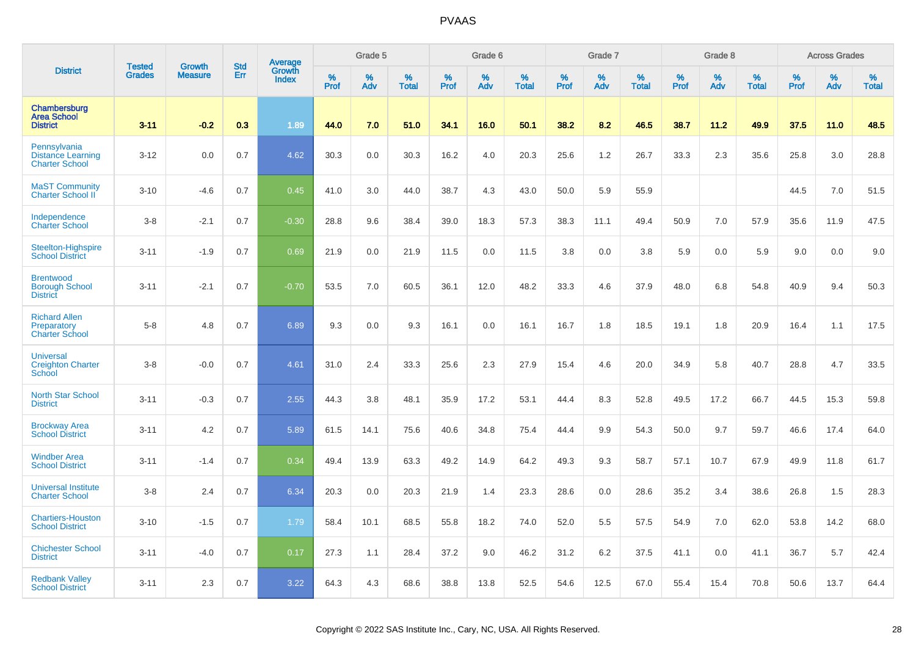# PVAAS

| District | Tested Grades | Growth Measure | Std Err | Average Growth Index | Grade 5 | | | Grade 6 | | | Grade 7 | | | Grade 8 | | | Across Grades | | |
|---|---|---|---|---|---|---|---|---|---|---|---|---|---|---|---|---|---|---|---|
| | | | | | % Prof | % Adv | % Total | % Prof | % Adv | % Total | % Prof | % Adv | % Total | % Prof | % Adv | % Total | % Prof | % Adv | % Total |
| **Chambersburg Area School District** | **3-11** | **-0.2** | **0.3** | **1.89** | **44.0** | **7.0** | **51.0** | **34.1** | **16.0** | **50.1** | **38.2** | **8.2** | **46.5** | **38.7** | **11.2** | **49.9** | **37.5** | **11.0** | **48.5** |
| Pennsylvania Distance Learning Charter School | 3-12 | 0.0 | 0.7 | 4.62 | 30.3 | 0.0 | 30.3 | 16.2 | 4.0 | 20.3 | 25.6 | 1.2 | 26.7 | 33.3 | 2.3 | 35.6 | 25.8 | 3.0 | 28.8 |
| MaST Community Charter School II | 3-10 | -4.6 | 0.7 | 0.45 | 41.0 | 3.0 | 44.0 | 38.7 | 4.3 | 43.0 | 50.0 | 5.9 | 55.9 | | | | 44.5 | 7.0 | 51.5 |
| Independence Charter School | 3-8 | -2.1 | 0.7 | -0.30 | 28.8 | 9.6 | 38.4 | 39.0 | 18.3 | 57.3 | 38.3 | 11.1 | 49.4 | 50.9 | 7.0 | 57.9 | 35.6 | 11.9 | 47.5 |
| Steelton-Highspire School District | 3-11 | -1.9 | 0.7 | 0.69 | 21.9 | 0.0 | 21.9 | 11.5 | 0.0 | 11.5 | 3.8 | 0.0 | 3.8 | 5.9 | 0.0 | 5.9 | 9.0 | 0.0 | 9.0 |
| Brentwood Borough School District | 3-11 | -2.1 | 0.7 | -0.70 | 53.5 | 7.0 | 60.5 | 36.1 | 12.0 | 48.2 | 33.3 | 4.6 | 37.9 | 48.0 | 6.8 | 54.8 | 40.9 | 9.4 | 50.3 |
| Richard Allen Preparatory Charter School | 5-8 | 4.8 | 0.7 | 6.89 | 9.3 | 0.0 | 9.3 | 16.1 | 0.0 | 16.1 | 16.7 | 1.8 | 18.5 | 19.1 | 1.8 | 20.9 | 16.4 | 1.1 | 17.5 |
| Universal Creighton Charter School | 3-8 | -0.0 | 0.7 | 4.61 | 31.0 | 2.4 | 33.3 | 25.6 | 2.3 | 27.9 | 15.4 | 4.6 | 20.0 | 34.9 | 5.8 | 40.7 | 28.8 | 4.7 | 33.5 |
| North Star School District | 3-11 | -0.3 | 0.7 | 2.55 | 44.3 | 3.8 | 48.1 | 35.9 | 17.2 | 53.1 | 44.4 | 8.3 | 52.8 | 49.5 | 17.2 | 66.7 | 44.5 | 15.3 | 59.8 |
| Brockway Area School District | 3-11 | 4.2 | 0.7 | 5.89 | 61.5 | 14.1 | 75.6 | 40.6 | 34.8 | 75.4 | 44.4 | 9.9 | 54.3 | 50.0 | 9.7 | 59.7 | 46.6 | 17.4 | 64.0 |
| Windber Area School District | 3-11 | -1.4 | 0.7 | 0.34 | 49.4 | 13.9 | 63.3 | 49.2 | 14.9 | 64.2 | 49.3 | 9.3 | 58.7 | 57.1 | 10.7 | 67.9 | 49.9 | 11.8 | 61.7 |
| Universal Institute Charter School | 3-8 | 2.4 | 0.7 | 6.34 | 20.3 | 0.0 | 20.3 | 21.9 | 1.4 | 23.3 | 28.6 | 0.0 | 28.6 | 35.2 | 3.4 | 38.6 | 26.8 | 1.5 | 28.3 |
| Chartiers-Houston School District | 3-10 | -1.5 | 0.7 | 1.79 | 58.4 | 10.1 | 68.5 | 55.8 | 18.2 | 74.0 | 52.0 | 5.5 | 57.5 | 54.9 | 7.0 | 62.0 | 53.8 | 14.2 | 68.0 |
| Chichester School District | 3-11 | -4.0 | 0.7 | 0.17 | 27.3 | 1.1 | 28.4 | 37.2 | 9.0 | 46.2 | 31.2 | 6.2 | 37.5 | 41.1 | 0.0 | 41.1 | 36.7 | 5.7 | 42.4 |
| Redbank Valley School District | 3-11 | 2.3 | 0.7 | 3.22 | 64.3 | 4.3 | 68.6 | 38.8 | 13.8 | 52.5 | 54.6 | 12.5 | 67.0 | 55.4 | 15.4 | 70.8 | 50.6 | 13.7 | 64.4 |

Copyright © 2022 SAS Institute Inc., Cary, NC, USA. All Rights Reserved.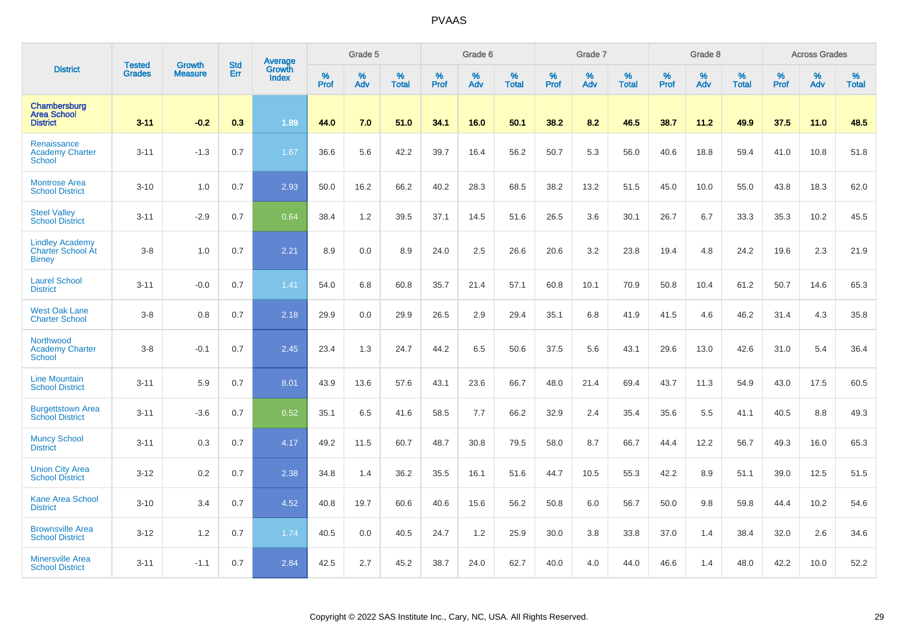# PVAAS

| District | Tested Grades | Growth Measure | Std Err | Average Growth Index | Grade 5 | | | Grade 6 | | | Grade 7 | | | Grade 8 | | | Across Grades | | |
|---|---|---|---|---|---|---|---|---|---|---|---|---|---|---|---|---|---|---|---|
| | | | | | % Prof | % Adv | % Total | % Prof | % Adv | % Total | % Prof | % Adv | % Total | % Prof | % Adv | % Total | % Prof | % Adv | % Total |
| **Chambersburg Area School District** | **3-11** | **-0.2** | **0.3** | **1.89** | **44.0** | **7.0** | **51.0** | **34.1** | **16.0** | **50.1** | **38.2** | **8.2** | **46.5** | **38.7** | **11.2** | **49.9** | **37.5** | **11.0** | **48.5** |
| Renaissance Academy Charter School | 3-11 | -1.3 | 0.7 | 1.67 | 36.6 | 5.6 | 42.2 | 39.7 | 16.4 | 56.2 | 50.7 | 5.3 | 56.0 | 40.6 | 18.8 | 59.4 | 41.0 | 10.8 | 51.8 |
| Montrose Area School District | 3-10 | 1.0 | 0.7 | 2.93 | 50.0 | 16.2 | 66.2 | 40.2 | 28.3 | 68.5 | 38.2 | 13.2 | 51.5 | 45.0 | 10.0 | 55.0 | 43.8 | 18.3 | 62.0 |
| Steel Valley School District | 3-11 | -2.9 | 0.7 | 0.64 | 38.4 | 1.2 | 39.5 | 37.1 | 14.5 | 51.6 | 26.5 | 3.6 | 30.1 | 26.7 | 6.7 | 33.3 | 35.3 | 10.2 | 45.5 |
| Lindley Academy Charter School At Birney | 3-8 | 1.0 | 0.7 | 2.21 | 8.9 | 0.0 | 8.9 | 24.0 | 2.5 | 26.6 | 20.6 | 3.2 | 23.8 | 19.4 | 4.8 | 24.2 | 19.6 | 2.3 | 21.9 |
| Laurel School District | 3-11 | -0.0 | 0.7 | 1.41 | 54.0 | 6.8 | 60.8 | 35.7 | 21.4 | 57.1 | 60.8 | 10.1 | 70.9 | 50.8 | 10.4 | 61.2 | 50.7 | 14.6 | 65.3 |
| West Oak Lane Charter School | 3-8 | 0.8 | 0.7 | 2.18 | 29.9 | 0.0 | 29.9 | 26.5 | 2.9 | 29.4 | 35.1 | 6.8 | 41.9 | 41.5 | 4.6 | 46.2 | 31.4 | 4.3 | 35.8 |
| Northwood Academy Charter School | 3-8 | -0.1 | 0.7 | 2.45 | 23.4 | 1.3 | 24.7 | 44.2 | 6.5 | 50.6 | 37.5 | 5.6 | 43.1 | 29.6 | 13.0 | 42.6 | 31.0 | 5.4 | 36.4 |
| Line Mountain School District | 3-11 | 5.9 | 0.7 | 8.01 | 43.9 | 13.6 | 57.6 | 43.1 | 23.6 | 66.7 | 48.0 | 21.4 | 69.4 | 43.7 | 11.3 | 54.9 | 43.0 | 17.5 | 60.5 |
| Burgettstown Area School District | 3-11 | -3.6 | 0.7 | 0.52 | 35.1 | 6.5 | 41.6 | 58.5 | 7.7 | 66.2 | 32.9 | 2.4 | 35.4 | 35.6 | 5.5 | 41.1 | 40.5 | 8.8 | 49.3 |
| Muncy School District | 3-11 | 0.3 | 0.7 | 4.17 | 49.2 | 11.5 | 60.7 | 48.7 | 30.8 | 79.5 | 58.0 | 8.7 | 66.7 | 44.4 | 12.2 | 56.7 | 49.3 | 16.0 | 65.3 |
| Union City Area School District | 3-12 | 0.2 | 0.7 | 2.38 | 34.8 | 1.4 | 36.2 | 35.5 | 16.1 | 51.6 | 44.7 | 10.5 | 55.3 | 42.2 | 8.9 | 51.1 | 39.0 | 12.5 | 51.5 |
| Kane Area School District | 3-10 | 3.4 | 0.7 | 4.52 | 40.8 | 19.7 | 60.6 | 40.6 | 15.6 | 56.2 | 50.8 | 6.0 | 56.7 | 50.0 | 9.8 | 59.8 | 44.4 | 10.2 | 54.6 |
| Brownsville Area School District | 3-12 | 1.2 | 0.7 | 1.74 | 40.5 | 0.0 | 40.5 | 24.7 | 1.2 | 25.9 | 30.0 | 3.8 | 33.8 | 37.0 | 1.4 | 38.4 | 32.0 | 2.6 | 34.6 |
| Minersville Area School District | 3-11 | -1.1 | 0.7 | 2.84 | 42.5 | 2.7 | 45.2 | 38.7 | 24.0 | 62.7 | 40.0 | 4.0 | 44.0 | 46.6 | 1.4 | 48.0 | 42.2 | 10.0 | 52.2 |

Copyright © 2022 SAS Institute Inc., Cary, NC, USA. All Rights Reserved.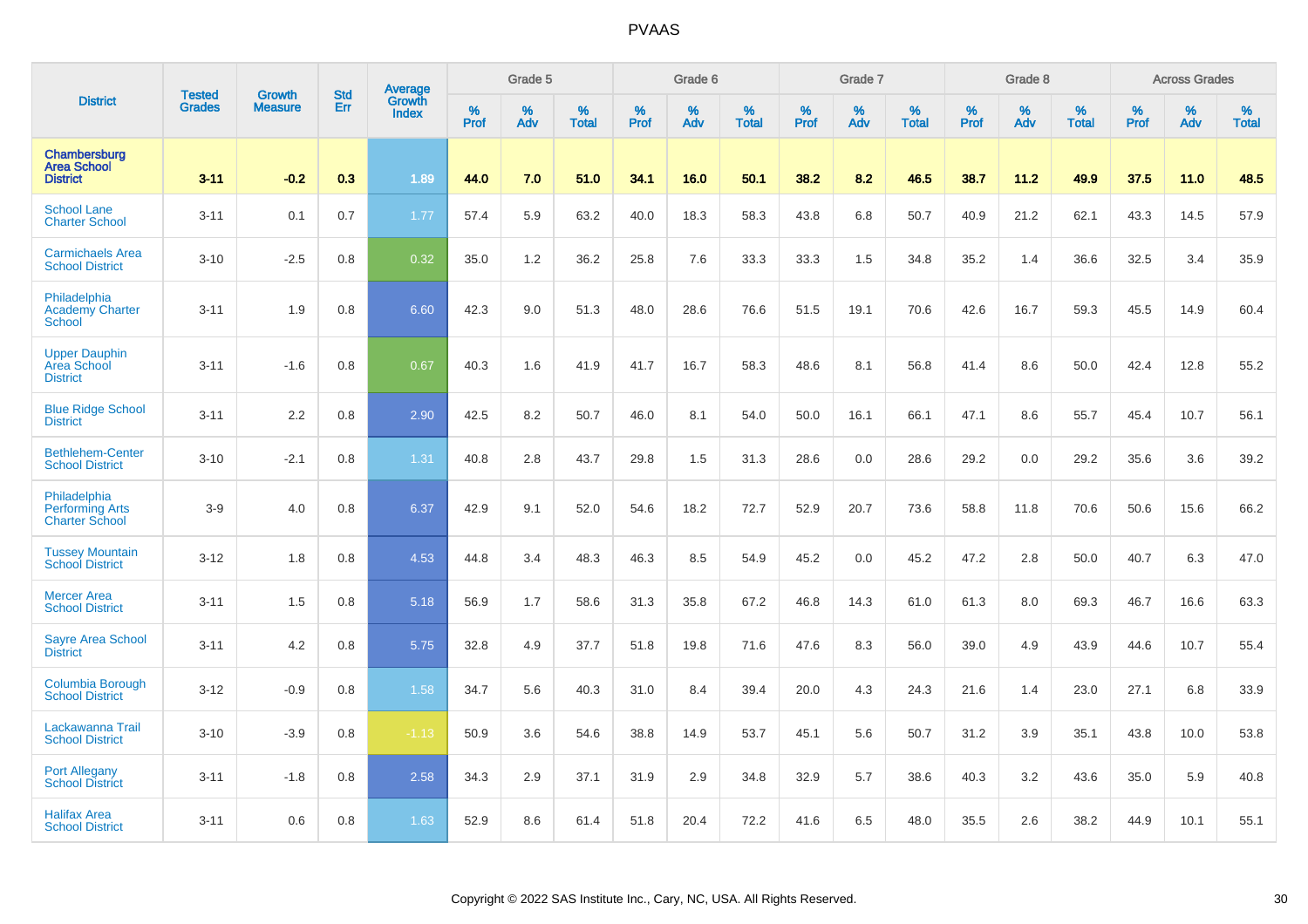# PVAAS

| District | Tested Grades | Growth Measure | Std Err | Average Growth Index | Grade 5 | | | Grade 6 | | | Grade 7 | | | Grade 8 | | | Across Grades | | |
|---|---|---|---|---|---|---|---|---|---|---|---|---|---|---|---|---|---|---|---|
| | | | | | % Prof | % Adv | % Total | % Prof | % Adv | % Total | % Prof | % Adv | % Total | % Prof | % Adv | % Total | % Prof | % Adv | % Total |
| **Chambersburg Area School District** | **3-11** | **-0.2** | **0.3** | **1.89** | **44.0** | **7.0** | **51.0** | **34.1** | **16.0** | **50.1** | **38.2** | **8.2** | **46.5** | **38.7** | **11.2** | **49.9** | **37.5** | **11.0** | **48.5** |
| School Lane Charter School | 3-11 | 0.1 | 0.7 | 1.77 | 57.4 | 5.9 | 63.2 | 40.0 | 18.3 | 58.3 | 43.8 | 6.8 | 50.7 | 40.9 | 21.2 | 62.1 | 43.3 | 14.5 | 57.9 |
| Carmichaels Area School District | 3-10 | -2.5 | 0.8 | 0.32 | 35.0 | 1.2 | 36.2 | 25.8 | 7.6 | 33.3 | 33.3 | 1.5 | 34.8 | 35.2 | 1.4 | 36.6 | 32.5 | 3.4 | 35.9 |
| Philadelphia Academy Charter School | 3-11 | 1.9 | 0.8 | 6.60 | 42.3 | 9.0 | 51.3 | 48.0 | 28.6 | 76.6 | 51.5 | 19.1 | 70.6 | 42.6 | 16.7 | 59.3 | 45.5 | 14.9 | 60.4 |
| Upper Dauphin Area School District | 3-11 | -1.6 | 0.8 | 0.67 | 40.3 | 1.6 | 41.9 | 41.7 | 16.7 | 58.3 | 48.6 | 8.1 | 56.8 | 41.4 | 8.6 | 50.0 | 42.4 | 12.8 | 55.2 |
| Blue Ridge School District | 3-11 | 2.2 | 0.8 | 2.90 | 42.5 | 8.2 | 50.7 | 46.0 | 8.1 | 54.0 | 50.0 | 16.1 | 66.1 | 47.1 | 8.6 | 55.7 | 45.4 | 10.7 | 56.1 |
| Bethlehem-Center School District | 3-10 | -2.1 | 0.8 | 1.31 | 40.8 | 2.8 | 43.7 | 29.8 | 1.5 | 31.3 | 28.6 | 0.0 | 28.6 | 29.2 | 0.0 | 29.2 | 35.6 | 3.6 | 39.2 |
| Philadelphia Performing Arts Charter School | 3-9 | 4.0 | 0.8 | 6.37 | 42.9 | 9.1 | 52.0 | 54.6 | 18.2 | 72.7 | 52.9 | 20.7 | 73.6 | 58.8 | 11.8 | 70.6 | 50.6 | 15.6 | 66.2 |
| Tussey Mountain School District | 3-12 | 1.8 | 0.8 | 4.53 | 44.8 | 3.4 | 48.3 | 46.3 | 8.5 | 54.9 | 45.2 | 0.0 | 45.2 | 47.2 | 2.8 | 50.0 | 40.7 | 6.3 | 47.0 |
| Mercer Area School District | 3-11 | 1.5 | 0.8 | 5.18 | 56.9 | 1.7 | 58.6 | 31.3 | 35.8 | 67.2 | 46.8 | 14.3 | 61.0 | 61.3 | 8.0 | 69.3 | 46.7 | 16.6 | 63.3 |
| Sayre Area School District | 3-11 | 4.2 | 0.8 | 5.75 | 32.8 | 4.9 | 37.7 | 51.8 | 19.8 | 71.6 | 47.6 | 8.3 | 56.0 | 39.0 | 4.9 | 43.9 | 44.6 | 10.7 | 55.4 |
| Columbia Borough School District | 3-12 | -0.9 | 0.8 | 1.58 | 34.7 | 5.6 | 40.3 | 31.0 | 8.4 | 39.4 | 20.0 | 4.3 | 24.3 | 21.6 | 1.4 | 23.0 | 27.1 | 6.8 | 33.9 |
| Lackawanna Trail School District | 3-10 | -3.9 | 0.8 | -1.13 | 50.9 | 3.6 | 54.6 | 38.8 | 14.9 | 53.7 | 45.1 | 5.6 | 50.7 | 31.2 | 3.9 | 35.1 | 43.8 | 10.0 | 53.8 |
| Port Allegany School District | 3-11 | -1.8 | 0.8 | 2.58 | 34.3 | 2.9 | 37.1 | 31.9 | 2.9 | 34.8 | 32.9 | 5.7 | 38.6 | 40.3 | 3.2 | 43.6 | 35.0 | 5.9 | 40.8 |
| Halifax Area School District | 3-11 | 0.6 | 0.8 | 1.63 | 52.9 | 8.6 | 61.4 | 51.8 | 20.4 | 72.2 | 41.6 | 6.5 | 48.0 | 35.5 | 2.6 | 38.2 | 44.9 | 10.1 | 55.1 |

Copyright © 2022 SAS Institute Inc., Cary, NC, USA. All Rights Reserved.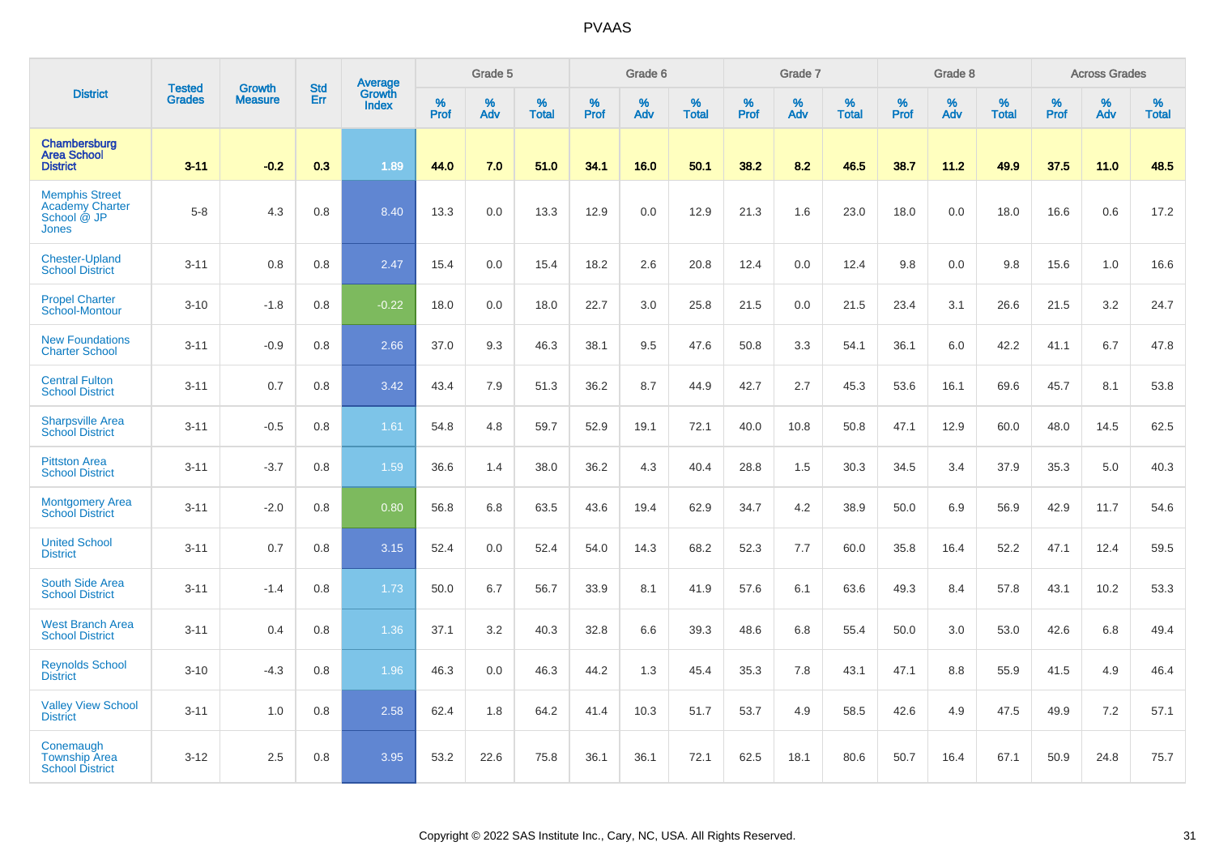# PVAAS

| District | Tested Grades | Growth Measure | Std Err | Average Growth Index | Grade 5 | | | Grade 6 | | | Grade 7 | | | Grade 8 | | | Across Grades | | |
|---|---|---|---|---|---|---|---|---|---|---|---|---|---|---|---|---|---|---|---|
| | | | | | % Prof | % Adv | % Total | % Prof | % Adv | % Total | % Prof | % Adv | % Total | % Prof | % Adv | % Total | % Prof | % Adv | % Total |
| **Chambersburg Area School District** | **3-11** | **-0.2** | **0.3** | **1.89** | **44.0** | **7.0** | **51.0** | **34.1** | **16.0** | **50.1** | **38.2** | **8.2** | **46.5** | **38.7** | **11.2** | **49.9** | **37.5** | **11.0** | **48.5** |
| Memphis Street Academy Charter School @ JP Jones | 5-8 | 4.3 | 0.8 | 8.40 | 13.3 | 0.0 | 13.3 | 12.9 | 0.0 | 12.9 | 21.3 | 1.6 | 23.0 | 18.0 | 0.0 | 18.0 | 16.6 | 0.6 | 17.2 |
| Chester-Upland School District | 3-11 | 0.8 | 0.8 | 2.47 | 15.4 | 0.0 | 15.4 | 18.2 | 2.6 | 20.8 | 12.4 | 0.0 | 12.4 | 9.8 | 0.0 | 9.8 | 15.6 | 1.0 | 16.6 |
| Propel Charter School-Montour | 3-10 | -1.8 | 0.8 | -0.22 | 18.0 | 0.0 | 18.0 | 22.7 | 3.0 | 25.8 | 21.5 | 0.0 | 21.5 | 23.4 | 3.1 | 26.6 | 21.5 | 3.2 | 24.7 |
| New Foundations Charter School | 3-11 | -0.9 | 0.8 | 2.66 | 37.0 | 9.3 | 46.3 | 38.1 | 9.5 | 47.6 | 50.8 | 3.3 | 54.1 | 36.1 | 6.0 | 42.2 | 41.1 | 6.7 | 47.8 |
| Central Fulton School District | 3-11 | 0.7 | 0.8 | 3.42 | 43.4 | 7.9 | 51.3 | 36.2 | 8.7 | 44.9 | 42.7 | 2.7 | 45.3 | 53.6 | 16.1 | 69.6 | 45.7 | 8.1 | 53.8 |
| Sharpsville Area School District | 3-11 | -0.5 | 0.8 | 1.61 | 54.8 | 4.8 | 59.7 | 52.9 | 19.1 | 72.1 | 40.0 | 10.8 | 50.8 | 47.1 | 12.9 | 60.0 | 48.0 | 14.5 | 62.5 |
| Pittston Area School District | 3-11 | -3.7 | 0.8 | 1.59 | 36.6 | 1.4 | 38.0 | 36.2 | 4.3 | 40.4 | 28.8 | 1.5 | 30.3 | 34.5 | 3.4 | 37.9 | 35.3 | 5.0 | 40.3 |
| Montgomery Area School District | 3-11 | -2.0 | 0.8 | 0.80 | 56.8 | 6.8 | 63.5 | 43.6 | 19.4 | 62.9 | 34.7 | 4.2 | 38.9 | 50.0 | 6.9 | 56.9 | 42.9 | 11.7 | 54.6 |
| United School District | 3-11 | 0.7 | 0.8 | 3.15 | 52.4 | 0.0 | 52.4 | 54.0 | 14.3 | 68.2 | 52.3 | 7.7 | 60.0 | 35.8 | 16.4 | 52.2 | 47.1 | 12.4 | 59.5 |
| South Side Area School District | 3-11 | -1.4 | 0.8 | 1.73 | 50.0 | 6.7 | 56.7 | 33.9 | 8.1 | 41.9 | 57.6 | 6.1 | 63.6 | 49.3 | 8.4 | 57.8 | 43.1 | 10.2 | 53.3 |
| West Branch Area School District | 3-11 | 0.4 | 0.8 | 1.36 | 37.1 | 3.2 | 40.3 | 32.8 | 6.6 | 39.3 | 48.6 | 6.8 | 55.4 | 50.0 | 3.0 | 53.0 | 42.6 | 6.8 | 49.4 |
| Reynolds School District | 3-10 | -4.3 | 0.8 | 1.96 | 46.3 | 0.0 | 46.3 | 44.2 | 1.3 | 45.4 | 35.3 | 7.8 | 43.1 | 47.1 | 8.8 | 55.9 | 41.5 | 4.9 | 46.4 |
| Valley View School District | 3-11 | 1.0 | 0.8 | 2.58 | 62.4 | 1.8 | 64.2 | 41.4 | 10.3 | 51.7 | 53.7 | 4.9 | 58.5 | 42.6 | 4.9 | 47.5 | 49.9 | 7.2 | 57.1 |
| Conemaugh Township Area School District | 3-12 | 2.5 | 0.8 | 3.95 | 53.2 | 22.6 | 75.8 | 36.1 | 36.1 | 72.1 | 62.5 | 18.1 | 80.6 | 50.7 | 16.4 | 67.1 | 50.9 | 24.8 | 75.7 |

Copyright © 2022 SAS Institute Inc., Cary, NC, USA. All Rights Reserved.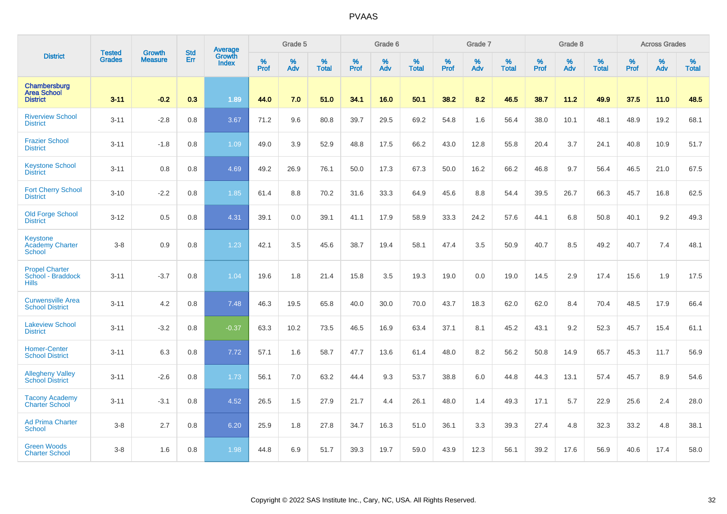# PVAAS

| District | Tested Grades | Growth Measure | Std Err | Average Growth Index | Grade 5 | | | Grade 6 | | | Grade 7 | | | Grade 8 | | | Across Grades | | |
|---|---|---|---|---|---|---|---|---|---|---|---|---|---|---|---|---|---|---|---|
| | | | | | % Prof | % Adv | % Total | % Prof | % Adv | % Total | % Prof | % Adv | % Total | % Prof | % Adv | % Total | % Prof | % Adv | % Total |
| **Chambersburg Area School District** | **3-11** | **-0.2** | **0.3** | **1.89** | **44.0** | **7.0** | **51.0** | **34.1** | **16.0** | **50.1** | **38.2** | **8.2** | **46.5** | **38.7** | **11.2** | **49.9** | **37.5** | **11.0** | **48.5** |
| Riverview School District | 3-11 | -2.8 | 0.8 | 3.67 | 71.2 | 9.6 | 80.8 | 39.7 | 29.5 | 69.2 | 54.8 | 1.6 | 56.4 | 38.0 | 10.1 | 48.1 | 48.9 | 19.2 | 68.1 |
| Frazier School District | 3-11 | -1.8 | 0.8 | 1.09 | 49.0 | 3.9 | 52.9 | 48.8 | 17.5 | 66.2 | 43.0 | 12.8 | 55.8 | 20.4 | 3.7 | 24.1 | 40.8 | 10.9 | 51.7 |
| Keystone School District | 3-11 | 0.8 | 0.8 | 4.69 | 49.2 | 26.9 | 76.1 | 50.0 | 17.3 | 67.3 | 50.0 | 16.2 | 66.2 | 46.8 | 9.7 | 56.4 | 46.5 | 21.0 | 67.5 |
| Fort Cherry School District | 3-10 | -2.2 | 0.8 | 1.85 | 61.4 | 8.8 | 70.2 | 31.6 | 33.3 | 64.9 | 45.6 | 8.8 | 54.4 | 39.5 | 26.7 | 66.3 | 45.7 | 16.8 | 62.5 |
| Old Forge School District | 3-12 | 0.5 | 0.8 | 4.31 | 39.1 | 0.0 | 39.1 | 41.1 | 17.9 | 58.9 | 33.3 | 24.2 | 57.6 | 44.1 | 6.8 | 50.8 | 40.1 | 9.2 | 49.3 |
| Keystone Academy Charter School | 3-8 | 0.9 | 0.8 | 1.23 | 42.1 | 3.5 | 45.6 | 38.7 | 19.4 | 58.1 | 47.4 | 3.5 | 50.9 | 40.7 | 8.5 | 49.2 | 40.7 | 7.4 | 48.1 |
| Propel Charter School - Braddock Hills | 3-11 | -3.7 | 0.8 | 1.04 | 19.6 | 1.8 | 21.4 | 15.8 | 3.5 | 19.3 | 19.0 | 0.0 | 19.0 | 14.5 | 2.9 | 17.4 | 15.6 | 1.9 | 17.5 |
| Curwensville Area School District | 3-11 | 4.2 | 0.8 | 7.48 | 46.3 | 19.5 | 65.8 | 40.0 | 30.0 | 70.0 | 43.7 | 18.3 | 62.0 | 62.0 | 8.4 | 70.4 | 48.5 | 17.9 | 66.4 |
| Lakeview School District | 3-11 | -3.2 | 0.8 | -0.37 | 63.3 | 10.2 | 73.5 | 46.5 | 16.9 | 63.4 | 37.1 | 8.1 | 45.2 | 43.1 | 9.2 | 52.3 | 45.7 | 15.4 | 61.1 |
| Homer-Center School District | 3-11 | 6.3 | 0.8 | 7.72 | 57.1 | 1.6 | 58.7 | 47.7 | 13.6 | 61.4 | 48.0 | 8.2 | 56.2 | 50.8 | 14.9 | 65.7 | 45.3 | 11.7 | 56.9 |
| Allegheny Valley School District | 3-11 | -2.6 | 0.8 | 1.73 | 56.1 | 7.0 | 63.2 | 44.4 | 9.3 | 53.7 | 38.8 | 6.0 | 44.8 | 44.3 | 13.1 | 57.4 | 45.7 | 8.9 | 54.6 |
| Tacony Academy Charter School | 3-11 | -3.1 | 0.8 | 4.52 | 26.5 | 1.5 | 27.9 | 21.7 | 4.4 | 26.1 | 48.0 | 1.4 | 49.3 | 17.1 | 5.7 | 22.9 | 25.6 | 2.4 | 28.0 |
| Ad Prima Charter School | 3-8 | 2.7 | 0.8 | 6.20 | 25.9 | 1.8 | 27.8 | 34.7 | 16.3 | 51.0 | 36.1 | 3.3 | 39.3 | 27.4 | 4.8 | 32.3 | 33.2 | 4.8 | 38.1 |
| Green Woods Charter School | 3-8 | 1.6 | 0.8 | 1.98 | 44.8 | 6.9 | 51.7 | 39.3 | 19.7 | 59.0 | 43.9 | 12.3 | 56.1 | 39.2 | 17.6 | 56.9 | 40.6 | 17.4 | 58.0 |

Copyright © 2022 SAS Institute Inc., Cary, NC, USA. All Rights Reserved.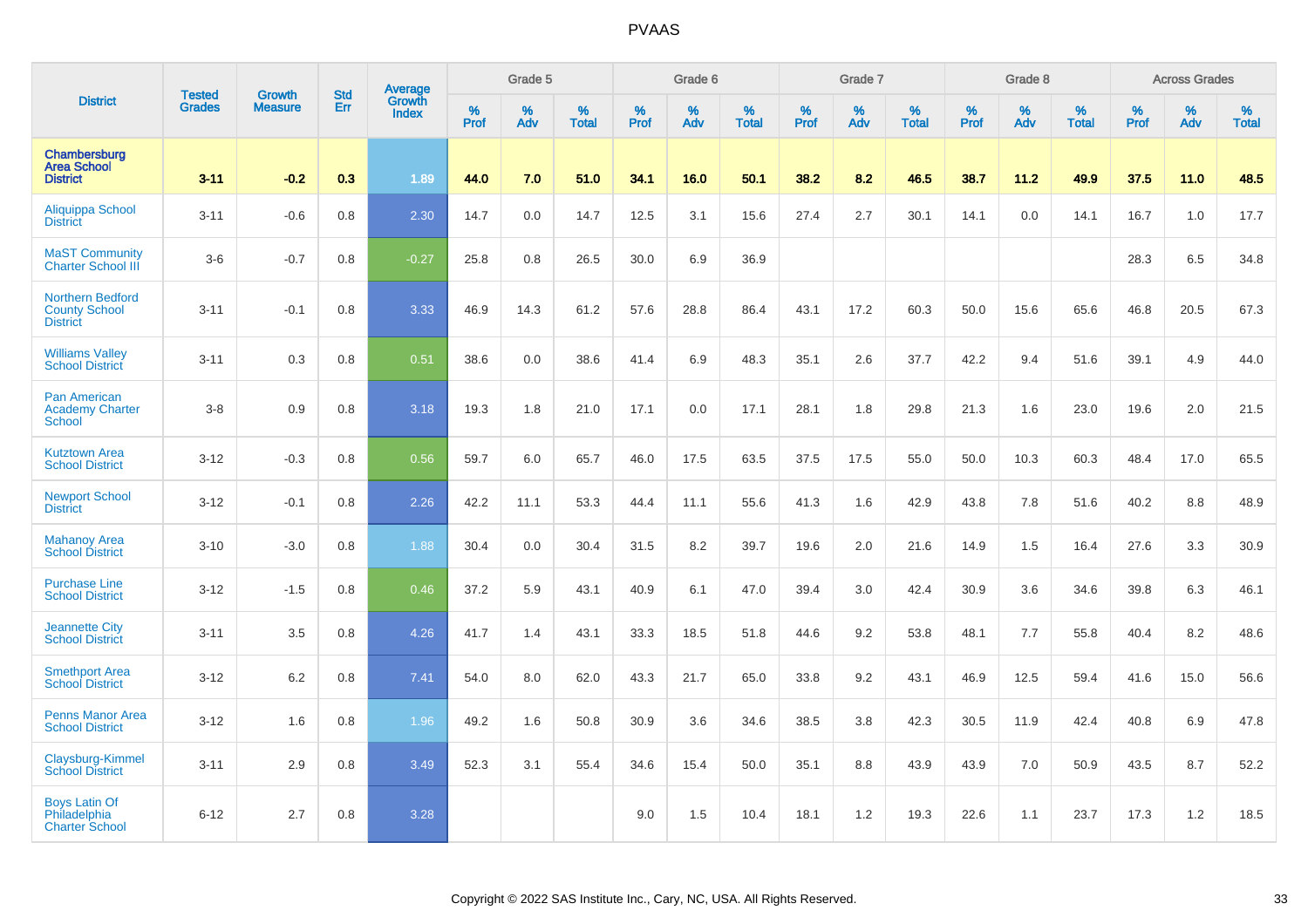# PVAAS

| District | Tested Grades | Growth Measure | Std Err | Average Growth Index | Grade 5 | | | Grade 6 | | | Grade 7 | | | Grade 8 | | | Across Grades | | |
|---|---|---|---|---|---|---|---|---|---|---|---|---|---|---|---|---|---|---|---|
| | | | | | % Prof | % Adv | % Total | % Prof | % Adv | % Total | % Prof | % Adv | % Total | % Prof | % Adv | % Total | % Prof | % Adv | % Total |
| **Chambersburg Area School District** | **3-11** | **-0.2** | **0.3** | **1.89** | **44.0** | **7.0** | **51.0** | **34.1** | **16.0** | **50.1** | **38.2** | **8.2** | **46.5** | **38.7** | **11.2** | **49.9** | **37.5** | **11.0** | **48.5** |
| Aliquippa School District | 3-11 | -0.6 | 0.8 | 2.30 | 14.7 | 0.0 | 14.7 | 12.5 | 3.1 | 15.6 | 27.4 | 2.7 | 30.1 | 14.1 | 0.0 | 14.1 | 16.7 | 1.0 | 17.7 |
| MaST Community Charter School III | 3-6 | -0.7 | 0.8 | -0.27 | 25.8 | 0.8 | 26.5 | 30.0 | 6.9 | 36.9 | | | | | | | 28.3 | 6.5 | 34.8 |
| Northern Bedford County School District | 3-11 | -0.1 | 0.8 | 3.33 | 46.9 | 14.3 | 61.2 | 57.6 | 28.8 | 86.4 | 43.1 | 17.2 | 60.3 | 50.0 | 15.6 | 65.6 | 46.8 | 20.5 | 67.3 |
| Williams Valley School District | 3-11 | 0.3 | 0.8 | 0.51 | 38.6 | 0.0 | 38.6 | 41.4 | 6.9 | 48.3 | 35.1 | 2.6 | 37.7 | 42.2 | 9.4 | 51.6 | 39.1 | 4.9 | 44.0 |
| Pan American Academy Charter School | 3-8 | 0.9 | 0.8 | 3.18 | 19.3 | 1.8 | 21.0 | 17.1 | 0.0 | 17.1 | 28.1 | 1.8 | 29.8 | 21.3 | 1.6 | 23.0 | 19.6 | 2.0 | 21.5 |
| Kutztown Area School District | 3-12 | -0.3 | 0.8 | 0.56 | 59.7 | 6.0 | 65.7 | 46.0 | 17.5 | 63.5 | 37.5 | 17.5 | 55.0 | 50.0 | 10.3 | 60.3 | 48.4 | 17.0 | 65.5 |
| Newport School District | 3-12 | -0.1 | 0.8 | 2.26 | 42.2 | 11.1 | 53.3 | 44.4 | 11.1 | 55.6 | 41.3 | 1.6 | 42.9 | 43.8 | 7.8 | 51.6 | 40.2 | 8.8 | 48.9 |
| Mahanoy Area School District | 3-10 | -3.0 | 0.8 | 1.88 | 30.4 | 0.0 | 30.4 | 31.5 | 8.2 | 39.7 | 19.6 | 2.0 | 21.6 | 14.9 | 1.5 | 16.4 | 27.6 | 3.3 | 30.9 |
| Purchase Line School District | 3-12 | -1.5 | 0.8 | 0.46 | 37.2 | 5.9 | 43.1 | 40.9 | 6.1 | 47.0 | 39.4 | 3.0 | 42.4 | 30.9 | 3.6 | 34.6 | 39.8 | 6.3 | 46.1 |
| Jeannette City School District | 3-11 | 3.5 | 0.8 | 4.26 | 41.7 | 1.4 | 43.1 | 33.3 | 18.5 | 51.8 | 44.6 | 9.2 | 53.8 | 48.1 | 7.7 | 55.8 | 40.4 | 8.2 | 48.6 |
| Smethport Area School District | 3-12 | 6.2 | 0.8 | 7.41 | 54.0 | 8.0 | 62.0 | 43.3 | 21.7 | 65.0 | 33.8 | 9.2 | 43.1 | 46.9 | 12.5 | 59.4 | 41.6 | 15.0 | 56.6 |
| Penns Manor Area School District | 3-12 | 1.6 | 0.8 | 1.96 | 49.2 | 1.6 | 50.8 | 30.9 | 3.6 | 34.6 | 38.5 | 3.8 | 42.3 | 30.5 | 11.9 | 42.4 | 40.8 | 6.9 | 47.8 |
| Claysburg-Kimmel School District | 3-11 | 2.9 | 0.8 | 3.49 | 52.3 | 3.1 | 55.4 | 34.6 | 15.4 | 50.0 | 35.1 | 8.8 | 43.9 | 43.9 | 7.0 | 50.9 | 43.5 | 8.7 | 52.2 |
| Boys Latin Of Philadelphia Charter School | 6-12 | 2.7 | 0.8 | 3.28 | | | | 9.0 | 1.5 | 10.4 | 18.1 | 1.2 | 19.3 | 22.6 | 1.1 | 23.7 | 17.3 | 1.2 | 18.5 |

Copyright © 2022 SAS Institute Inc., Cary, NC, USA. All Rights Reserved.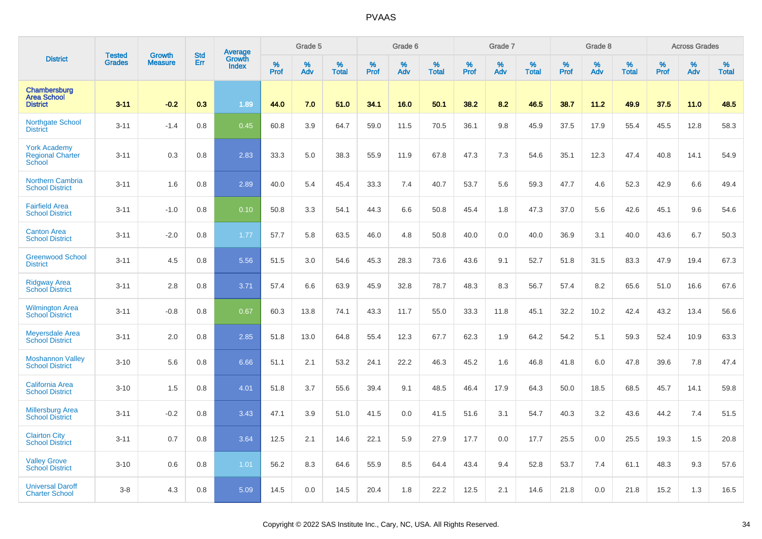# PVAAS

| District | Tested Grades | Growth Measure | Std Err | Average Growth Index | Grade 5 | | | Grade 6 | | | Grade 7 | | | Grade 8 | | | Across Grades | | |
|---|---|---|---|---|---|---|---|---|---|---|---|---|---|---|---|---|---|---|---|
| | | | | | % Prof | % Adv | % Total | % Prof | % Adv | % Total | % Prof | % Adv | % Total | % Prof | % Adv | % Total | % Prof | % Adv | % Total |
| **Chambersburg Area School District** | **3-11** | **-0.2** | **0.3** | **1.89** | **44.0** | **7.0** | **51.0** | **34.1** | **16.0** | **50.1** | **38.2** | **8.2** | **46.5** | **38.7** | **11.2** | **49.9** | **37.5** | **11.0** | **48.5** |
| Northgate School District | 3-11 | -1.4 | 0.8 | 0.45 | 60.8 | 3.9 | 64.7 | 59.0 | 11.5 | 70.5 | 36.1 | 9.8 | 45.9 | 37.5 | 17.9 | 55.4 | 45.5 | 12.8 | 58.3 |
| York Academy Regional Charter School | 3-11 | 0.3 | 0.8 | 2.83 | 33.3 | 5.0 | 38.3 | 55.9 | 11.9 | 67.8 | 47.3 | 7.3 | 54.6 | 35.1 | 12.3 | 47.4 | 40.8 | 14.1 | 54.9 |
| Northern Cambria School District | 3-11 | 1.6 | 0.8 | 2.89 | 40.0 | 5.4 | 45.4 | 33.3 | 7.4 | 40.7 | 53.7 | 5.6 | 59.3 | 47.7 | 4.6 | 52.3 | 42.9 | 6.6 | 49.4 |
| Fairfield Area School District | 3-11 | -1.0 | 0.8 | 0.10 | 50.8 | 3.3 | 54.1 | 44.3 | 6.6 | 50.8 | 45.4 | 1.8 | 47.3 | 37.0 | 5.6 | 42.6 | 45.1 | 9.6 | 54.6 |
| Canton Area School District | 3-11 | -2.0 | 0.8 | 1.77 | 57.7 | 5.8 | 63.5 | 46.0 | 4.8 | 50.8 | 40.0 | 0.0 | 40.0 | 36.9 | 3.1 | 40.0 | 43.6 | 6.7 | 50.3 |
| Greenwood School District | 3-11 | 4.5 | 0.8 | 5.56 | 51.5 | 3.0 | 54.6 | 45.3 | 28.3 | 73.6 | 43.6 | 9.1 | 52.7 | 51.8 | 31.5 | 83.3 | 47.9 | 19.4 | 67.3 |
| Ridgway Area School District | 3-11 | 2.8 | 0.8 | 3.71 | 57.4 | 6.6 | 63.9 | 45.9 | 32.8 | 78.7 | 48.3 | 8.3 | 56.7 | 57.4 | 8.2 | 65.6 | 51.0 | 16.6 | 67.6 |
| Wilmington Area School District | 3-11 | -0.8 | 0.8 | 0.67 | 60.3 | 13.8 | 74.1 | 43.3 | 11.7 | 55.0 | 33.3 | 11.8 | 45.1 | 32.2 | 10.2 | 42.4 | 43.2 | 13.4 | 56.6 |
| Meyersdale Area School District | 3-11 | 2.0 | 0.8 | 2.85 | 51.8 | 13.0 | 64.8 | 55.4 | 12.3 | 67.7 | 62.3 | 1.9 | 64.2 | 54.2 | 5.1 | 59.3 | 52.4 | 10.9 | 63.3 |
| Moshannon Valley School District | 3-10 | 5.6 | 0.8 | 6.66 | 51.1 | 2.1 | 53.2 | 24.1 | 22.2 | 46.3 | 45.2 | 1.6 | 46.8 | 41.8 | 6.0 | 47.8 | 39.6 | 7.8 | 47.4 |
| California Area School District | 3-10 | 1.5 | 0.8 | 4.01 | 51.8 | 3.7 | 55.6 | 39.4 | 9.1 | 48.5 | 46.4 | 17.9 | 64.3 | 50.0 | 18.5 | 68.5 | 45.7 | 14.1 | 59.8 |
| Millersburg Area School District | 3-11 | -0.2 | 0.8 | 3.43 | 47.1 | 3.9 | 51.0 | 41.5 | 0.0 | 41.5 | 51.6 | 3.1 | 54.7 | 40.3 | 3.2 | 43.6 | 44.2 | 7.4 | 51.5 |
| Clairton City School District | 3-11 | 0.7 | 0.8 | 3.64 | 12.5 | 2.1 | 14.6 | 22.1 | 5.9 | 27.9 | 17.7 | 0.0 | 17.7 | 25.5 | 0.0 | 25.5 | 19.3 | 1.5 | 20.8 |
| Valley Grove School District | 3-10 | 0.6 | 0.8 | 1.01 | 56.2 | 8.3 | 64.6 | 55.9 | 8.5 | 64.4 | 43.4 | 9.4 | 52.8 | 53.7 | 7.4 | 61.1 | 48.3 | 9.3 | 57.6 |
| Universal Daroff Charter School | 3-8 | 4.3 | 0.8 | 5.09 | 14.5 | 0.0 | 14.5 | 20.4 | 1.8 | 22.2 | 12.5 | 2.1 | 14.6 | 21.8 | 0.0 | 21.8 | 15.2 | 1.3 | 16.5 |

Copyright © 2022 SAS Institute Inc., Cary, NC, USA. All Rights Reserved.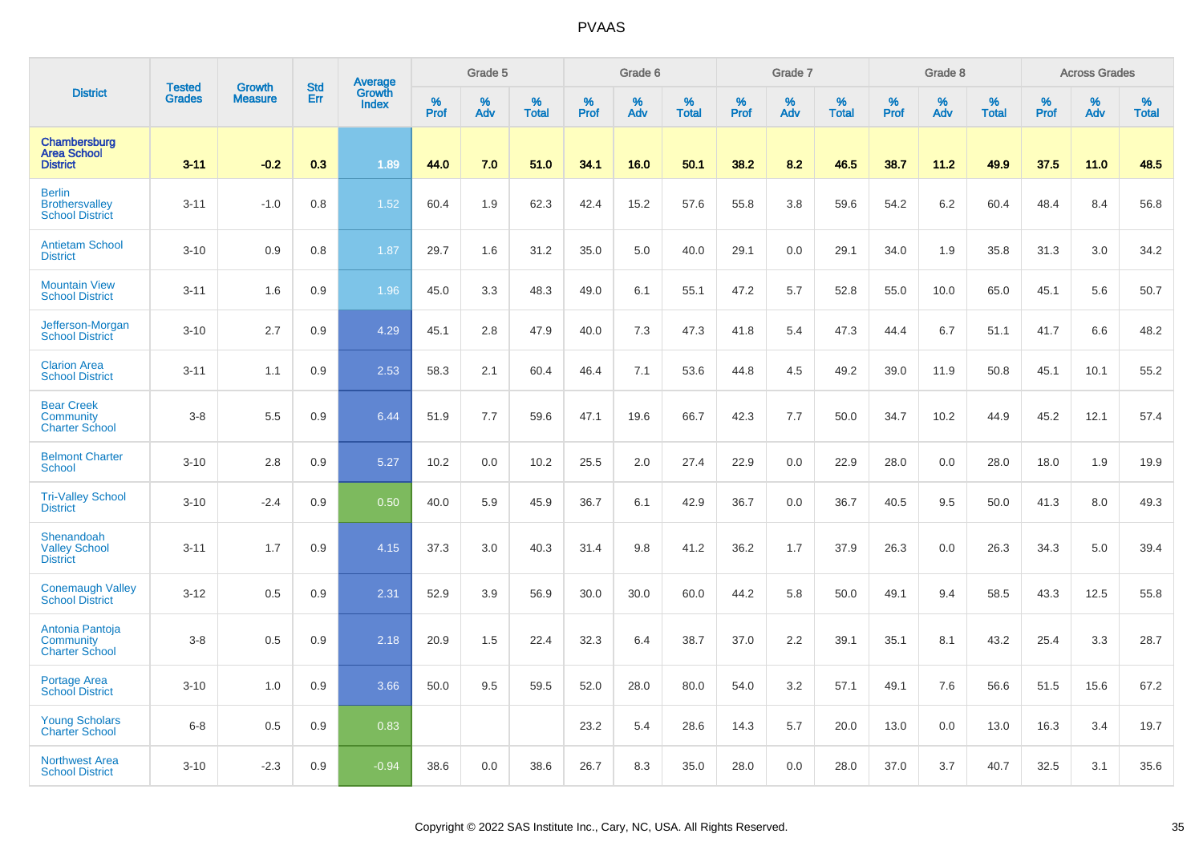| District | Tested Grades | Growth Measure | Std Err | Average Growth Index | Grade 5 | | | Grade 6 | | | Grade 7 | | | Grade 8 | | | Across Grades | | |
|---|---|---|---|---|---|---|---|---|---|---|---|---|---|---|---|---|---|---|---|
| | | | | | % Prof | % Adv | % Total | % Prof | % Adv | % Total | % Prof | % Adv | % Total | % Prof | % Adv | % Total | % Prof | % Adv | % Total |
| **Chambersburg Area School District** | **3-11** | **-0.2** | **0.3** | **1.89** | **44.0** | **7.0** | **51.0** | **34.1** | **16.0** | **50.1** | **38.2** | **8.2** | **46.5** | **38.7** | **11.2** | **49.9** | **37.5** | **11.0** | **48.5** |
| Berlin Brothersvalley School District | 3-11 | -1.0 | 0.8 | 1.52 | 60.4 | 1.9 | 62.3 | 42.4 | 15.2 | 57.6 | 55.8 | 3.8 | 59.6 | 54.2 | 6.2 | 60.4 | 48.4 | 8.4 | 56.8 |
| Antietam School District | 3-10 | 0.9 | 0.8 | 1.87 | 29.7 | 1.6 | 31.2 | 35.0 | 5.0 | 40.0 | 29.1 | 0.0 | 29.1 | 34.0 | 1.9 | 35.8 | 31.3 | 3.0 | 34.2 |
| Mountain View School District | 3-11 | 1.6 | 0.9 | 1.96 | 45.0 | 3.3 | 48.3 | 49.0 | 6.1 | 55.1 | 47.2 | 5.7 | 52.8 | 55.0 | 10.0 | 65.0 | 45.1 | 5.6 | 50.7 |
| Jefferson-Morgan School District | 3-10 | 2.7 | 0.9 | 4.29 | 45.1 | 2.8 | 47.9 | 40.0 | 7.3 | 47.3 | 41.8 | 5.4 | 47.3 | 44.4 | 6.7 | 51.1 | 41.7 | 6.6 | 48.2 |
| Clarion Area School District | 3-11 | 1.1 | 0.9 | 2.53 | 58.3 | 2.1 | 60.4 | 46.4 | 7.1 | 53.6 | 44.8 | 4.5 | 49.2 | 39.0 | 11.9 | 50.8 | 45.1 | 10.1 | 55.2 |
| Bear Creek Community Charter School | 3-8 | 5.5 | 0.9 | 6.44 | 51.9 | 7.7 | 59.6 | 47.1 | 19.6 | 66.7 | 42.3 | 7.7 | 50.0 | 34.7 | 10.2 | 44.9 | 45.2 | 12.1 | 57.4 |
| Belmont Charter School | 3-10 | 2.8 | 0.9 | 5.27 | 10.2 | 0.0 | 10.2 | 25.5 | 2.0 | 27.4 | 22.9 | 0.0 | 22.9 | 28.0 | 0.0 | 28.0 | 18.0 | 1.9 | 19.9 |
| Tri-Valley School District | 3-10 | -2.4 | 0.9 | 0.50 | 40.0 | 5.9 | 45.9 | 36.7 | 6.1 | 42.9 | 36.7 | 0.0 | 36.7 | 40.5 | 9.5 | 50.0 | 41.3 | 8.0 | 49.3 |
| Shenandoah Valley School District | 3-11 | 1.7 | 0.9 | 4.15 | 37.3 | 3.0 | 40.3 | 31.4 | 9.8 | 41.2 | 36.2 | 1.7 | 37.9 | 26.3 | 0.0 | 26.3 | 34.3 | 5.0 | 39.4 |
| Conemaugh Valley School District | 3-12 | 0.5 | 0.9 | 2.31 | 52.9 | 3.9 | 56.9 | 30.0 | 30.0 | 60.0 | 44.2 | 5.8 | 50.0 | 49.1 | 9.4 | 58.5 | 43.3 | 12.5 | 55.8 |
| Antonia Pantoja Community Charter School | 3-8 | 0.5 | 0.9 | 2.18 | 20.9 | 1.5 | 22.4 | 32.3 | 6.4 | 38.7 | 37.0 | 2.2 | 39.1 | 35.1 | 8.1 | 43.2 | 25.4 | 3.3 | 28.7 |
| Portage Area School District | 3-10 | 1.0 | 0.9 | 3.66 | 50.0 | 9.5 | 59.5 | 52.0 | 28.0 | 80.0 | 54.0 | 3.2 | 57.1 | 49.1 | 7.6 | 56.6 | 51.5 | 15.6 | 67.2 |
| Young Scholars Charter School | 6-8 | 0.5 | 0.9 | 0.83 | | | | 23.2 | 5.4 | 28.6 | 14.3 | 5.7 | 20.0 | 13.0 | 0.0 | 13.0 | 16.3 | 3.4 | 19.7 |
| Northwest Area School District | 3-10 | -2.3 | 0.9 | -0.94 | 38.6 | 0.0 | 38.6 | 26.7 | 8.3 | 35.0 | 28.0 | 0.0 | 28.0 | 37.0 | 3.7 | 40.7 | 32.5 | 3.1 | 35.6 |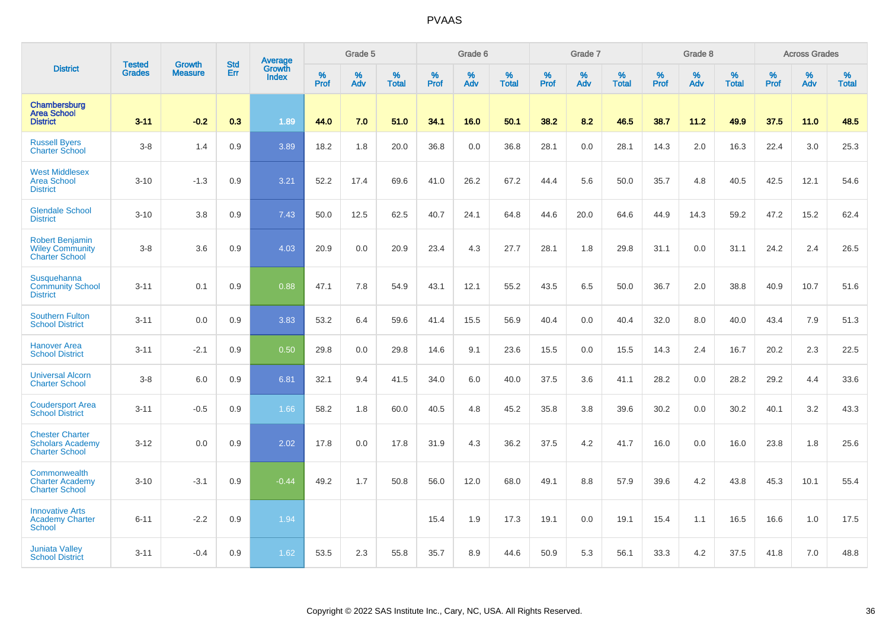# PVAAS

| District | Tested Grades | Growth Measure | Std Err | Average Growth Index | Grade 5 | | | Grade 6 | | | Grade 7 | | | Grade 8 | | | Across Grades | | |
|---|---|---|---|---|---|---|---|---|---|---|---|---|---|---|---|---|---|---|---|
| | | | | | % Prof | % Adv | % Total | % Prof | % Adv | % Total | % Prof | % Adv | % Total | % Prof | % Adv | % Total | % Prof | % Adv | % Total |
| **Chambersburg Area School District** | **3-11** | **-0.2** | **0.3** | **1.89** | **44.0** | **7.0** | **51.0** | **34.1** | **16.0** | **50.1** | **38.2** | **8.2** | **46.5** | **38.7** | **11.2** | **49.9** | **37.5** | **11.0** | **48.5** |
| Russell Byers Charter School | 3-8 | 1.4 | 0.9 | 3.89 | 18.2 | 1.8 | 20.0 | 36.8 | 0.0 | 36.8 | 28.1 | 0.0 | 28.1 | 14.3 | 2.0 | 16.3 | 22.4 | 3.0 | 25.3 |
| West Middlesex Area School District | 3-10 | -1.3 | 0.9 | 3.21 | 52.2 | 17.4 | 69.6 | 41.0 | 26.2 | 67.2 | 44.4 | 5.6 | 50.0 | 35.7 | 4.8 | 40.5 | 42.5 | 12.1 | 54.6 |
| Glendale School District | 3-10 | 3.8 | 0.9 | 7.43 | 50.0 | 12.5 | 62.5 | 40.7 | 24.1 | 64.8 | 44.6 | 20.0 | 64.6 | 44.9 | 14.3 | 59.2 | 47.2 | 15.2 | 62.4 |
| Robert Benjamin Wiley Community Charter School | 3-8 | 3.6 | 0.9 | 4.03 | 20.9 | 0.0 | 20.9 | 23.4 | 4.3 | 27.7 | 28.1 | 1.8 | 29.8 | 31.1 | 0.0 | 31.1 | 24.2 | 2.4 | 26.5 |
| Susquehanna Community School District | 3-11 | 0.1 | 0.9 | 0.88 | 47.1 | 7.8 | 54.9 | 43.1 | 12.1 | 55.2 | 43.5 | 6.5 | 50.0 | 36.7 | 2.0 | 38.8 | 40.9 | 10.7 | 51.6 |
| Southern Fulton School District | 3-11 | 0.0 | 0.9 | 3.83 | 53.2 | 6.4 | 59.6 | 41.4 | 15.5 | 56.9 | 40.4 | 0.0 | 40.4 | 32.0 | 8.0 | 40.0 | 43.4 | 7.9 | 51.3 |
| Hanover Area School District | 3-11 | -2.1 | 0.9 | 0.50 | 29.8 | 0.0 | 29.8 | 14.6 | 9.1 | 23.6 | 15.5 | 0.0 | 15.5 | 14.3 | 2.4 | 16.7 | 20.2 | 2.3 | 22.5 |
| Universal Alcorn Charter School | 3-8 | 6.0 | 0.9 | 6.81 | 32.1 | 9.4 | 41.5 | 34.0 | 6.0 | 40.0 | 37.5 | 3.6 | 41.1 | 28.2 | 0.0 | 28.2 | 29.2 | 4.4 | 33.6 |
| Coudersport Area School District | 3-11 | -0.5 | 0.9 | 1.66 | 58.2 | 1.8 | 60.0 | 40.5 | 4.8 | 45.2 | 35.8 | 3.8 | 39.6 | 30.2 | 0.0 | 30.2 | 40.1 | 3.2 | 43.3 |
| Chester Charter Scholars Academy Charter School | 3-12 | 0.0 | 0.9 | 2.02 | 17.8 | 0.0 | 17.8 | 31.9 | 4.3 | 36.2 | 37.5 | 4.2 | 41.7 | 16.0 | 0.0 | 16.0 | 23.8 | 1.8 | 25.6 |
| Commonwealth Charter Academy Charter School | 3-10 | -3.1 | 0.9 | -0.44 | 49.2 | 1.7 | 50.8 | 56.0 | 12.0 | 68.0 | 49.1 | 8.8 | 57.9 | 39.6 | 4.2 | 43.8 | 45.3 | 10.1 | 55.4 |
| Innovative Arts Academy Charter School | 6-11 | -2.2 | 0.9 | 1.94 | | | | 15.4 | 1.9 | 17.3 | 19.1 | 0.0 | 19.1 | 15.4 | 1.1 | 16.5 | 16.6 | 1.0 | 17.5 |
| Juniata Valley School District | 3-11 | -0.4 | 0.9 | 1.62 | 53.5 | 2.3 | 55.8 | 35.7 | 8.9 | 44.6 | 50.9 | 5.3 | 56.1 | 33.3 | 4.2 | 37.5 | 41.8 | 7.0 | 48.8 |

Copyright © 2022 SAS Institute Inc., Cary, NC, USA. All Rights Reserved.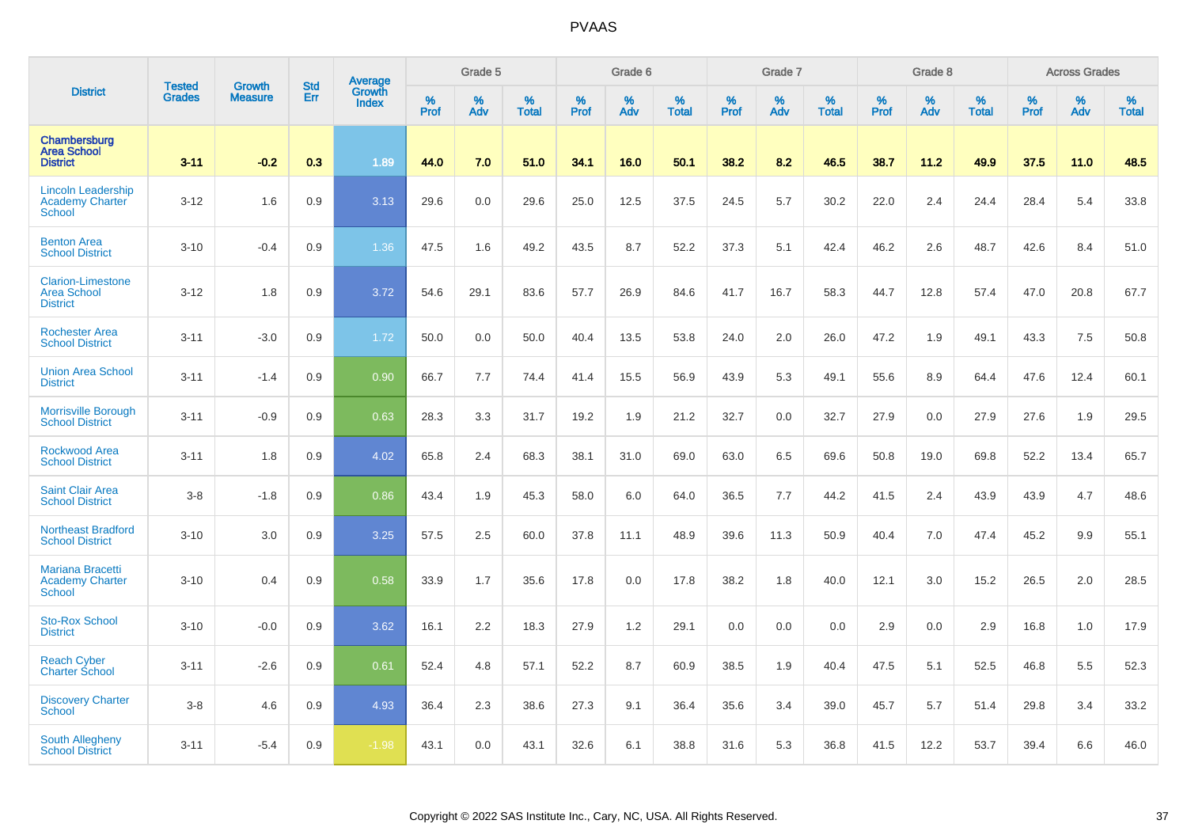# PVAAS

| District | Tested Grades | Growth Measure | Std Err | Average Growth Index | Grade 5 | | | Grade 6 | | | Grade 7 | | | Grade 8 | | | Across Grades | | |
|---|---|---|---|---|---|---|---|---|---|---|---|---|---|---|---|---|---|---|---|
| | | | | | % Prof | % Adv | % Total | % Prof | % Adv | % Total | % Prof | % Adv | % Total | % Prof | % Adv | % Total | % Prof | % Adv | % Total |
| **Chambersburg Area School District** | **3-11** | **-0.2** | **0.3** | **1.89** | **44.0** | **7.0** | **51.0** | **34.1** | **16.0** | **50.1** | **38.2** | **8.2** | **46.5** | **38.7** | **11.2** | **49.9** | **37.5** | **11.0** | **48.5** |
| Lincoln Leadership Academy Charter School | 3-12 | 1.6 | 0.9 | 3.13 | 29.6 | 0.0 | 29.6 | 25.0 | 12.5 | 37.5 | 24.5 | 5.7 | 30.2 | 22.0 | 2.4 | 24.4 | 28.4 | 5.4 | 33.8 |
| Benton Area School District | 3-10 | -0.4 | 0.9 | 1.36 | 47.5 | 1.6 | 49.2 | 43.5 | 8.7 | 52.2 | 37.3 | 5.1 | 42.4 | 46.2 | 2.6 | 48.7 | 42.6 | 8.4 | 51.0 |
| Clarion-Limestone Area School District | 3-12 | 1.8 | 0.9 | 3.72 | 54.6 | 29.1 | 83.6 | 57.7 | 26.9 | 84.6 | 41.7 | 16.7 | 58.3 | 44.7 | 12.8 | 57.4 | 47.0 | 20.8 | 67.7 |
| Rochester Area School District | 3-11 | -3.0 | 0.9 | 1.72 | 50.0 | 0.0 | 50.0 | 40.4 | 13.5 | 53.8 | 24.0 | 2.0 | 26.0 | 47.2 | 1.9 | 49.1 | 43.3 | 7.5 | 50.8 |
| Union Area School District | 3-11 | -1.4 | 0.9 | 0.90 | 66.7 | 7.7 | 74.4 | 41.4 | 15.5 | 56.9 | 43.9 | 5.3 | 49.1 | 55.6 | 8.9 | 64.4 | 47.6 | 12.4 | 60.1 |
| Morrisville Borough School District | 3-11 | -0.9 | 0.9 | 0.63 | 28.3 | 3.3 | 31.7 | 19.2 | 1.9 | 21.2 | 32.7 | 0.0 | 32.7 | 27.9 | 0.0 | 27.9 | 27.6 | 1.9 | 29.5 |
| Rockwood Area School District | 3-11 | 1.8 | 0.9 | 4.02 | 65.8 | 2.4 | 68.3 | 38.1 | 31.0 | 69.0 | 63.0 | 6.5 | 69.6 | 50.8 | 19.0 | 69.8 | 52.2 | 13.4 | 65.7 |
| Saint Clair Area School District | 3-8 | -1.8 | 0.9 | 0.86 | 43.4 | 1.9 | 45.3 | 58.0 | 6.0 | 64.0 | 36.5 | 7.7 | 44.2 | 41.5 | 2.4 | 43.9 | 43.9 | 4.7 | 48.6 |
| Northeast Bradford School District | 3-10 | 3.0 | 0.9 | 3.25 | 57.5 | 2.5 | 60.0 | 37.8 | 11.1 | 48.9 | 39.6 | 11.3 | 50.9 | 40.4 | 7.0 | 47.4 | 45.2 | 9.9 | 55.1 |
| Mariana Bracetti Academy Charter School | 3-10 | 0.4 | 0.9 | 0.58 | 33.9 | 1.7 | 35.6 | 17.8 | 0.0 | 17.8 | 38.2 | 1.8 | 40.0 | 12.1 | 3.0 | 15.2 | 26.5 | 2.0 | 28.5 |
| Sto-Rox School District | 3-10 | -0.0 | 0.9 | 3.62 | 16.1 | 2.2 | 18.3 | 27.9 | 1.2 | 29.1 | 0.0 | 0.0 | 0.0 | 2.9 | 0.0 | 2.9 | 16.8 | 1.0 | 17.9 |
| Reach Cyber Charter School | 3-11 | -2.6 | 0.9 | 0.61 | 52.4 | 4.8 | 57.1 | 52.2 | 8.7 | 60.9 | 38.5 | 1.9 | 40.4 | 47.5 | 5.1 | 52.5 | 46.8 | 5.5 | 52.3 |
| Discovery Charter School | 3-8 | 4.6 | 0.9 | 4.93 | 36.4 | 2.3 | 38.6 | 27.3 | 9.1 | 36.4 | 35.6 | 3.4 | 39.0 | 45.7 | 5.7 | 51.4 | 29.8 | 3.4 | 33.2 |
| South Allegheny School District | 3-11 | -5.4 | 0.9 | -1.98 | 43.1 | 0.0 | 43.1 | 32.6 | 6.1 | 38.8 | 31.6 | 5.3 | 36.8 | 41.5 | 12.2 | 53.7 | 39.4 | 6.6 | 46.0 |

Copyright © 2022 SAS Institute Inc., Cary, NC, USA. All Rights Reserved.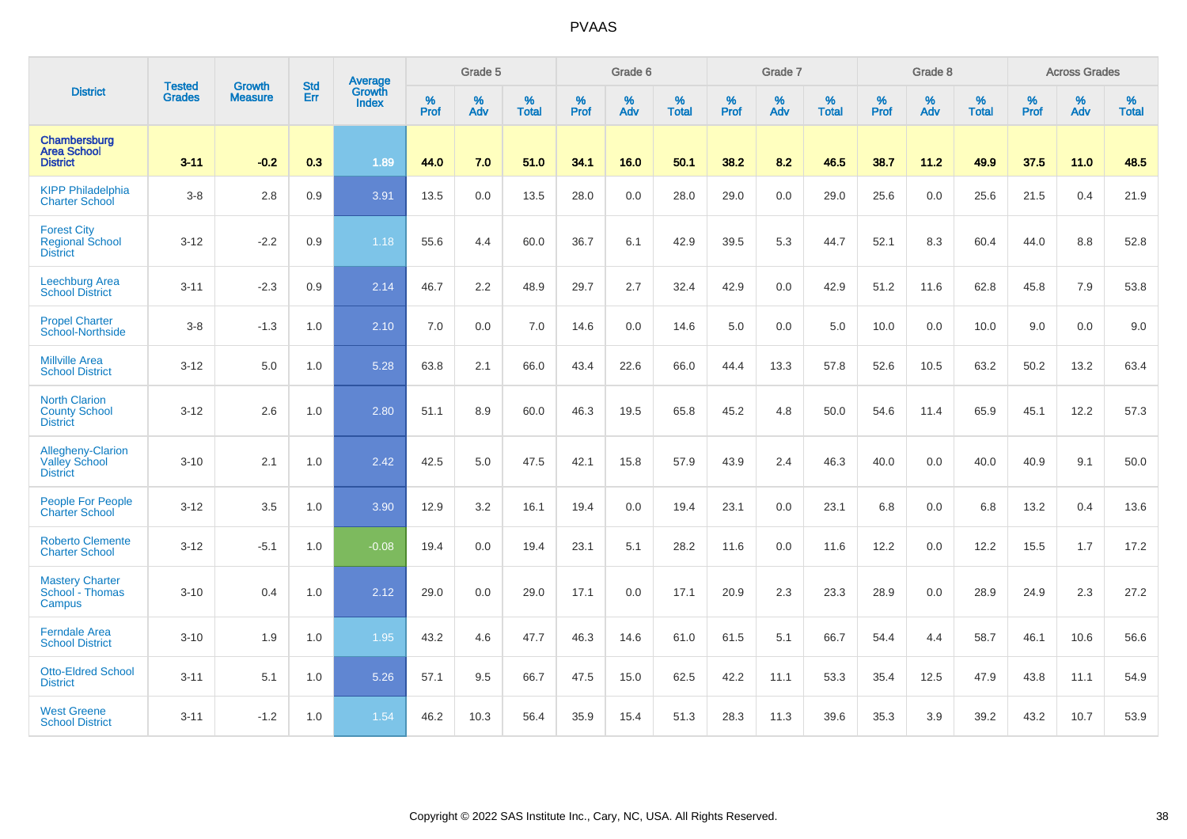# PVAAS

| District | Tested Grades | Growth Measure | Std Err | Average Growth Index | Grade 5 | | | Grade 6 | | | Grade 7 | | | Grade 8 | | | Across Grades | | |
|---|---|---|---|---|---|---|---|---|---|---|---|---|---|---|---|---|---|---|---|
| | | | | | % Prof | % Adv | % Total | % Prof | % Adv | % Total | % Prof | % Adv | % Total | % Prof | % Adv | % Total | % Prof | % Adv | % Total |
| **Chambersburg Area School District** | **3-11** | **-0.2** | **0.3** | **1.89** | **44.0** | **7.0** | **51.0** | **34.1** | **16.0** | **50.1** | **38.2** | **8.2** | **46.5** | **38.7** | **11.2** | **49.9** | **37.5** | **11.0** | **48.5** |
| KIPP Philadelphia Charter School | 3-8 | 2.8 | 0.9 | 3.91 | 13.5 | 0.0 | 13.5 | 28.0 | 0.0 | 28.0 | 29.0 | 0.0 | 29.0 | 25.6 | 0.0 | 25.6 | 21.5 | 0.4 | 21.9 |
| Forest City Regional School District | 3-12 | -2.2 | 0.9 | 1.18 | 55.6 | 4.4 | 60.0 | 36.7 | 6.1 | 42.9 | 39.5 | 5.3 | 44.7 | 52.1 | 8.3 | 60.4 | 44.0 | 8.8 | 52.8 |
| Leechburg Area School District | 3-11 | -2.3 | 0.9 | 2.14 | 46.7 | 2.2 | 48.9 | 29.7 | 2.7 | 32.4 | 42.9 | 0.0 | 42.9 | 51.2 | 11.6 | 62.8 | 45.8 | 7.9 | 53.8 |
| Propel Charter School-Northside | 3-8 | -1.3 | 1.0 | 2.10 | 7.0 | 0.0 | 7.0 | 14.6 | 0.0 | 14.6 | 5.0 | 0.0 | 5.0 | 10.0 | 0.0 | 10.0 | 9.0 | 0.0 | 9.0 |
| Millville Area School District | 3-12 | 5.0 | 1.0 | 5.28 | 63.8 | 2.1 | 66.0 | 43.4 | 22.6 | 66.0 | 44.4 | 13.3 | 57.8 | 52.6 | 10.5 | 63.2 | 50.2 | 13.2 | 63.4 |
| North Clarion County School District | 3-12 | 2.6 | 1.0 | 2.80 | 51.1 | 8.9 | 60.0 | 46.3 | 19.5 | 65.8 | 45.2 | 4.8 | 50.0 | 54.6 | 11.4 | 65.9 | 45.1 | 12.2 | 57.3 |
| Allegheny-Clarion Valley School District | 3-10 | 2.1 | 1.0 | 2.42 | 42.5 | 5.0 | 47.5 | 42.1 | 15.8 | 57.9 | 43.9 | 2.4 | 46.3 | 40.0 | 0.0 | 40.0 | 40.9 | 9.1 | 50.0 |
| People For People Charter School | 3-12 | 3.5 | 1.0 | 3.90 | 12.9 | 3.2 | 16.1 | 19.4 | 0.0 | 19.4 | 23.1 | 0.0 | 23.1 | 6.8 | 0.0 | 6.8 | 13.2 | 0.4 | 13.6 |
| Roberto Clemente Charter School | 3-12 | -5.1 | 1.0 | -0.08 | 19.4 | 0.0 | 19.4 | 23.1 | 5.1 | 28.2 | 11.6 | 0.0 | 11.6 | 12.2 | 0.0 | 12.2 | 15.5 | 1.7 | 17.2 |
| Mastery Charter School - Thomas Campus | 3-10 | 0.4 | 1.0 | 2.12 | 29.0 | 0.0 | 29.0 | 17.1 | 0.0 | 17.1 | 20.9 | 2.3 | 23.3 | 28.9 | 0.0 | 28.9 | 24.9 | 2.3 | 27.2 |
| Ferndale Area School District | 3-10 | 1.9 | 1.0 | 1.95 | 43.2 | 4.6 | 47.7 | 46.3 | 14.6 | 61.0 | 61.5 | 5.1 | 66.7 | 54.4 | 4.4 | 58.7 | 46.1 | 10.6 | 56.6 |
| Otto-Eldred School District | 3-11 | 5.1 | 1.0 | 5.26 | 57.1 | 9.5 | 66.7 | 47.5 | 15.0 | 62.5 | 42.2 | 11.1 | 53.3 | 35.4 | 12.5 | 47.9 | 43.8 | 11.1 | 54.9 |
| West Greene School District | 3-11 | -1.2 | 1.0 | 1.54 | 46.2 | 10.3 | 56.4 | 35.9 | 15.4 | 51.3 | 28.3 | 11.3 | 39.6 | 35.3 | 3.9 | 39.2 | 43.2 | 10.7 | 53.9 |

Copyright © 2022 SAS Institute Inc., Cary, NC, USA. All Rights Reserved.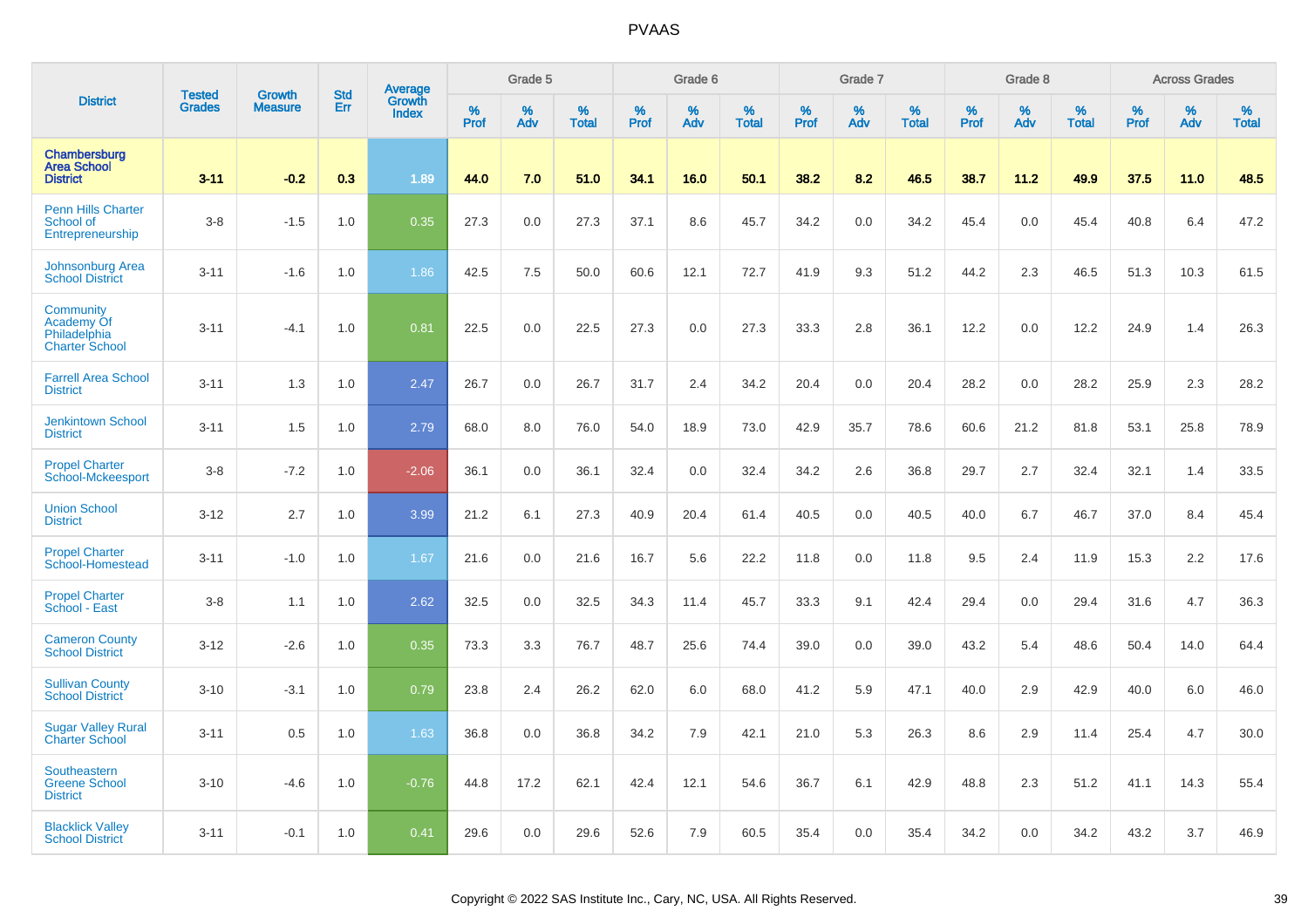# PVAAS

| District | Tested Grades | Growth Measure | Std Err | Average Growth Index | Grade 5 | | | Grade 6 | | | Grade 7 | | | Grade 8 | | | Across Grades | | |
|---|---|---|---|---|---|---|---|---|---|---|---|---|---|---|---|---|---|---|---|
| | | | | | % Prof | % Adv | % Total | % Prof | % Adv | % Total | % Prof | % Adv | % Total | % Prof | % Adv | % Total | % Prof | % Adv | % Total |
| **Chambersburg Area School District** | **3-11** | **-0.2** | **0.3** | **1.89** | **44.0** | **7.0** | **51.0** | **34.1** | **16.0** | **50.1** | **38.2** | **8.2** | **46.5** | **38.7** | **11.2** | **49.9** | **37.5** | **11.0** | **48.5** |
| Penn Hills Charter School of Entrepreneurship | 3-8 | -1.5 | 1.0 | 0.35 | 27.3 | 0.0 | 27.3 | 37.1 | 8.6 | 45.7 | 34.2 | 0.0 | 34.2 | 45.4 | 0.0 | 45.4 | 40.8 | 6.4 | 47.2 |
| Johnsonburg Area School District | 3-11 | -1.6 | 1.0 | 1.86 | 42.5 | 7.5 | 50.0 | 60.6 | 12.1 | 72.7 | 41.9 | 9.3 | 51.2 | 44.2 | 2.3 | 46.5 | 51.3 | 10.3 | 61.5 |
| Community Academy Of Philadelphia Charter School | 3-11 | -4.1 | 1.0 | 0.81 | 22.5 | 0.0 | 22.5 | 27.3 | 0.0 | 27.3 | 33.3 | 2.8 | 36.1 | 12.2 | 0.0 | 12.2 | 24.9 | 1.4 | 26.3 |
| Farrell Area School District | 3-11 | 1.3 | 1.0 | 2.47 | 26.7 | 0.0 | 26.7 | 31.7 | 2.4 | 34.2 | 20.4 | 0.0 | 20.4 | 28.2 | 0.0 | 28.2 | 25.9 | 2.3 | 28.2 |
| Jenkintown School District | 3-11 | 1.5 | 1.0 | 2.79 | 68.0 | 8.0 | 76.0 | 54.0 | 18.9 | 73.0 | 42.9 | 35.7 | 78.6 | 60.6 | 21.2 | 81.8 | 53.1 | 25.8 | 78.9 |
| Propel Charter School-Mckeesport | 3-8 | -7.2 | 1.0 | -2.06 | 36.1 | 0.0 | 36.1 | 32.4 | 0.0 | 32.4 | 34.2 | 2.6 | 36.8 | 29.7 | 2.7 | 32.4 | 32.1 | 1.4 | 33.5 |
| Union School District | 3-12 | 2.7 | 1.0 | 3.99 | 21.2 | 6.1 | 27.3 | 40.9 | 20.4 | 61.4 | 40.5 | 0.0 | 40.5 | 40.0 | 6.7 | 46.7 | 37.0 | 8.4 | 45.4 |
| Propel Charter School-Homestead | 3-11 | -1.0 | 1.0 | 1.67 | 21.6 | 0.0 | 21.6 | 16.7 | 5.6 | 22.2 | 11.8 | 0.0 | 11.8 | 9.5 | 2.4 | 11.9 | 15.3 | 2.2 | 17.6 |
| Propel Charter School - East | 3-8 | 1.1 | 1.0 | 2.62 | 32.5 | 0.0 | 32.5 | 34.3 | 11.4 | 45.7 | 33.3 | 9.1 | 42.4 | 29.4 | 0.0 | 29.4 | 31.6 | 4.7 | 36.3 |
| Cameron County School District | 3-12 | -2.6 | 1.0 | 0.35 | 73.3 | 3.3 | 76.7 | 48.7 | 25.6 | 74.4 | 39.0 | 0.0 | 39.0 | 43.2 | 5.4 | 48.6 | 50.4 | 14.0 | 64.4 |
| Sullivan County School District | 3-10 | -3.1 | 1.0 | 0.79 | 23.8 | 2.4 | 26.2 | 62.0 | 6.0 | 68.0 | 41.2 | 5.9 | 47.1 | 40.0 | 2.9 | 42.9 | 40.0 | 6.0 | 46.0 |
| Sugar Valley Rural Charter School | 3-11 | 0.5 | 1.0 | 1.63 | 36.8 | 0.0 | 36.8 | 34.2 | 7.9 | 42.1 | 21.0 | 5.3 | 26.3 | 8.6 | 2.9 | 11.4 | 25.4 | 4.7 | 30.0 |
| Southeastern Greene School District | 3-10 | -4.6 | 1.0 | -0.76 | 44.8 | 17.2 | 62.1 | 42.4 | 12.1 | 54.6 | 36.7 | 6.1 | 42.9 | 48.8 | 2.3 | 51.2 | 41.1 | 14.3 | 55.4 |
| Blacklick Valley School District | 3-11 | -0.1 | 1.0 | 0.41 | 29.6 | 0.0 | 29.6 | 52.6 | 7.9 | 60.5 | 35.4 | 0.0 | 35.4 | 34.2 | 0.0 | 34.2 | 43.2 | 3.7 | 46.9 |

Copyright © 2022 SAS Institute Inc., Cary, NC, USA. All Rights Reserved.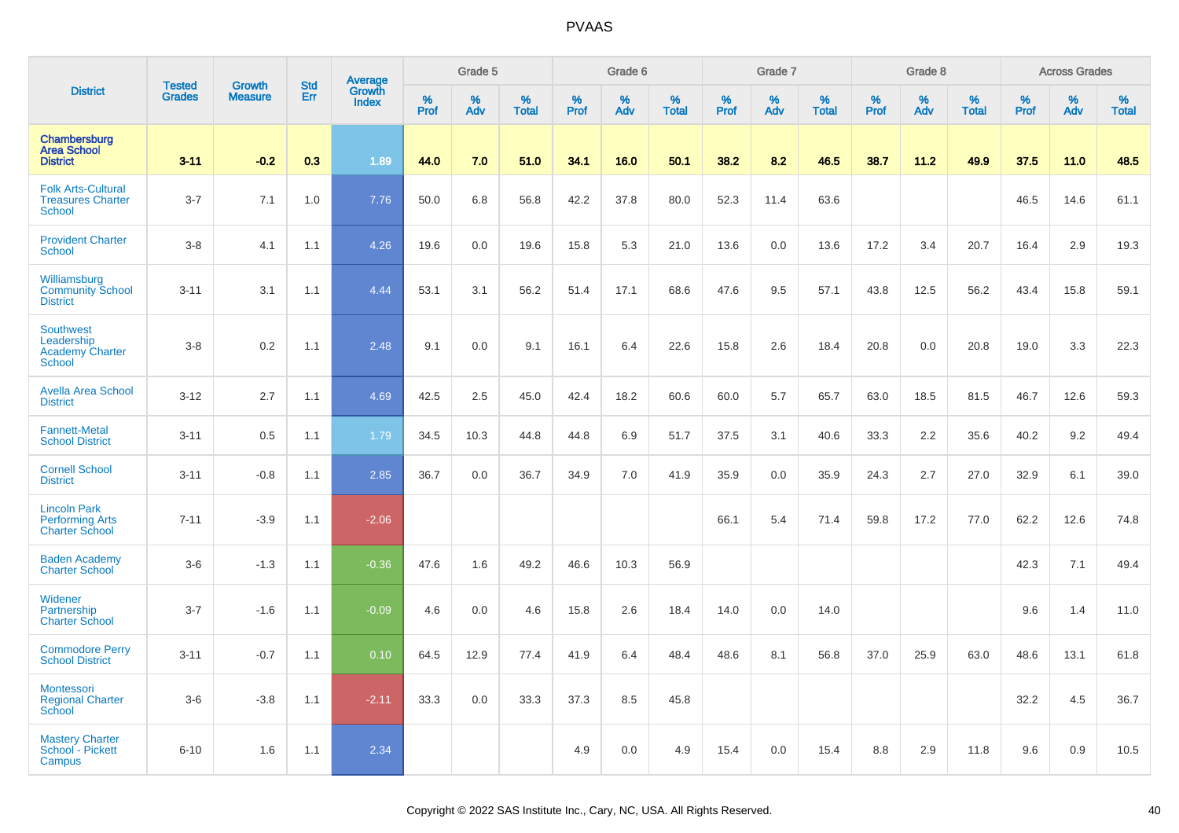# PVAAS

| District | Tested Grades | Growth Measure | Std Err | Average Growth Index | Grade 5 | | | Grade 6 | | | Grade 7 | | | Grade 8 | | | Across Grades | | |
|---|---|---|---|---|---|---|---|---|---|---|---|---|---|---|---|---|---|---|---|
| | | | | | % Prof | % Adv | % Total | % Prof | % Adv | % Total | % Prof | % Adv | % Total | % Prof | % Adv | % Total | % Prof | % Adv | % Total |
| **Chambersburg Area School District** | **3-11** | **-0.2** | **0.3** | **1.89** | **44.0** | **7.0** | **51.0** | **34.1** | **16.0** | **50.1** | **38.2** | **8.2** | **46.5** | **38.7** | **11.2** | **49.9** | **37.5** | **11.0** | **48.5** |
| Folk Arts-Cultural Treasures Charter School | 3-7 | 7.1 | 1.0 | 7.76 | 50.0 | 6.8 | 56.8 | 42.2 | 37.8 | 80.0 | 52.3 | 11.4 | 63.6 | | | | 46.5 | 14.6 | 61.1 |
| Provident Charter School | 3-8 | 4.1 | 1.1 | 4.26 | 19.6 | 0.0 | 19.6 | 15.8 | 5.3 | 21.0 | 13.6 | 0.0 | 13.6 | 17.2 | 3.4 | 20.7 | 16.4 | 2.9 | 19.3 |
| Williamsburg Community School District | 3-11 | 3.1 | 1.1 | 4.44 | 53.1 | 3.1 | 56.2 | 51.4 | 17.1 | 68.6 | 47.6 | 9.5 | 57.1 | 43.8 | 12.5 | 56.2 | 43.4 | 15.8 | 59.1 |
| Southwest Leadership Academy Charter School | 3-8 | 0.2 | 1.1 | 2.48 | 9.1 | 0.0 | 9.1 | 16.1 | 6.4 | 22.6 | 15.8 | 2.6 | 18.4 | 20.8 | 0.0 | 20.8 | 19.0 | 3.3 | 22.3 |
| Avella Area School District | 3-12 | 2.7 | 1.1 | 4.69 | 42.5 | 2.5 | 45.0 | 42.4 | 18.2 | 60.6 | 60.0 | 5.7 | 65.7 | 63.0 | 18.5 | 81.5 | 46.7 | 12.6 | 59.3 |
| Fannett-Metal School District | 3-11 | 0.5 | 1.1 | 1.79 | 34.5 | 10.3 | 44.8 | 44.8 | 6.9 | 51.7 | 37.5 | 3.1 | 40.6 | 33.3 | 2.2 | 35.6 | 40.2 | 9.2 | 49.4 |
| Cornell School District | 3-11 | -0.8 | 1.1 | 2.85 | 36.7 | 0.0 | 36.7 | 34.9 | 7.0 | 41.9 | 35.9 | 0.0 | 35.9 | 24.3 | 2.7 | 27.0 | 32.9 | 6.1 | 39.0 |
| Lincoln Park Performing Arts Charter School | 7-11 | -3.9 | 1.1 | -2.06 | | | | | | | 66.1 | 5.4 | 71.4 | 59.8 | 17.2 | 77.0 | 62.2 | 12.6 | 74.8 |
| Baden Academy Charter School | 3-6 | -1.3 | 1.1 | -0.36 | 47.6 | 1.6 | 49.2 | 46.6 | 10.3 | 56.9 | | | | | | | 42.3 | 7.1 | 49.4 |
| Widener Partnership Charter School | 3-7 | -1.6 | 1.1 | -0.09 | 4.6 | 0.0 | 4.6 | 15.8 | 2.6 | 18.4 | 14.0 | 0.0 | 14.0 | | | | 9.6 | 1.4 | 11.0 |
| Commodore Perry School District | 3-11 | -0.7 | 1.1 | 0.10 | 64.5 | 12.9 | 77.4 | 41.9 | 6.4 | 48.4 | 48.6 | 8.1 | 56.8 | 37.0 | 25.9 | 63.0 | 48.6 | 13.1 | 61.8 |
| Montessori Regional Charter School | 3-6 | -3.8 | 1.1 | -2.11 | 33.3 | 0.0 | 33.3 | 37.3 | 8.5 | 45.8 | | | | | | | 32.2 | 4.5 | 36.7 |
| Mastery Charter School - Pickett Campus | 6-10 | 1.6 | 1.1 | 2.34 | | | | 4.9 | 0.0 | 4.9 | 15.4 | 0.0 | 15.4 | 8.8 | 2.9 | 11.8 | 9.6 | 0.9 | 10.5 |

Copyright © 2022 SAS Institute Inc., Cary, NC, USA. All Rights Reserved.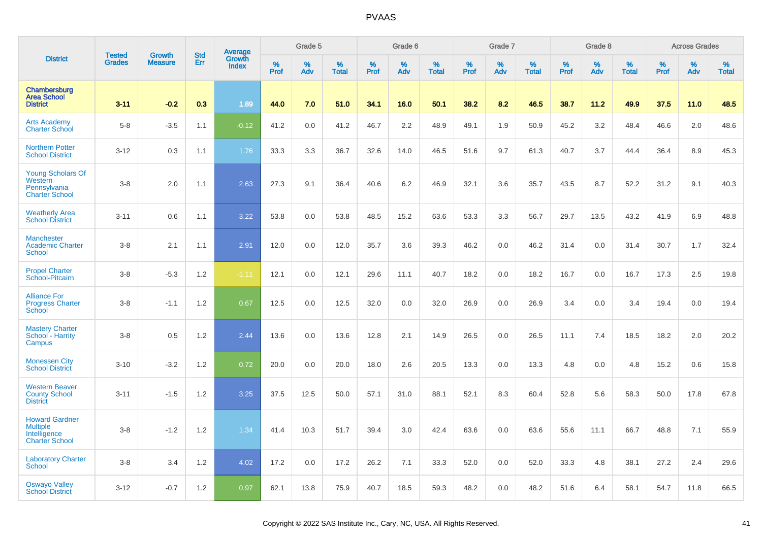# PVAAS

| District | Tested Grades | Growth Measure | Std Err | Average Growth Index | Grade 5 | | | Grade 6 | | | Grade 7 | | | Grade 8 | | | Across Grades | | |
|---|---|---|---|---|---|---|---|---|---|---|---|---|---|---|---|---|---|---|---|
| | | | | | % Prof | % Adv | % Total | % Prof | % Adv | % Total | % Prof | % Adv | % Total | % Prof | % Adv | % Total | % Prof | % Adv | % Total |
| **Chambersburg Area School District** | **3-11** | **-0.2** | **0.3** | **1.89** | **44.0** | **7.0** | **51.0** | **34.1** | **16.0** | **50.1** | **38.2** | **8.2** | **46.5** | **38.7** | **11.2** | **49.9** | **37.5** | **11.0** | **48.5** |
| Arts Academy Charter School | 5-8 | -3.5 | 1.1 | -0.12 | 41.2 | 0.0 | 41.2 | 46.7 | 2.2 | 48.9 | 49.1 | 1.9 | 50.9 | 45.2 | 3.2 | 48.4 | 46.6 | 2.0 | 48.6 |
| Northern Potter School District | 3-12 | 0.3 | 1.1 | 1.76 | 33.3 | 3.3 | 36.7 | 32.6 | 14.0 | 46.5 | 51.6 | 9.7 | 61.3 | 40.7 | 3.7 | 44.4 | 36.4 | 8.9 | 45.3 |
| Young Scholars Of Western Pennsylvania Charter School | 3-8 | 2.0 | 1.1 | 2.63 | 27.3 | 9.1 | 36.4 | 40.6 | 6.2 | 46.9 | 32.1 | 3.6 | 35.7 | 43.5 | 8.7 | 52.2 | 31.2 | 9.1 | 40.3 |
| Weatherly Area School District | 3-11 | 0.6 | 1.1 | 3.22 | 53.8 | 0.0 | 53.8 | 48.5 | 15.2 | 63.6 | 53.3 | 3.3 | 56.7 | 29.7 | 13.5 | 43.2 | 41.9 | 6.9 | 48.8 |
| Manchester Academic Charter School | 3-8 | 2.1 | 1.1 | 2.91 | 12.0 | 0.0 | 12.0 | 35.7 | 3.6 | 39.3 | 46.2 | 0.0 | 46.2 | 31.4 | 0.0 | 31.4 | 30.7 | 1.7 | 32.4 |
| Propel Charter School-Pitcairn | 3-8 | -5.3 | 1.2 | -1.11 | 12.1 | 0.0 | 12.1 | 29.6 | 11.1 | 40.7 | 18.2 | 0.0 | 18.2 | 16.7 | 0.0 | 16.7 | 17.3 | 2.5 | 19.8 |
| Alliance For Progress Charter School | 3-8 | -1.1 | 1.2 | 0.67 | 12.5 | 0.0 | 12.5 | 32.0 | 0.0 | 32.0 | 26.9 | 0.0 | 26.9 | 3.4 | 0.0 | 3.4 | 19.4 | 0.0 | 19.4 |
| Mastery Charter School - Harrity Campus | 3-8 | 0.5 | 1.2 | 2.44 | 13.6 | 0.0 | 13.6 | 12.8 | 2.1 | 14.9 | 26.5 | 0.0 | 26.5 | 11.1 | 7.4 | 18.5 | 18.2 | 2.0 | 20.2 |
| Monessen City School District | 3-10 | -3.2 | 1.2 | 0.72 | 20.0 | 0.0 | 20.0 | 18.0 | 2.6 | 20.5 | 13.3 | 0.0 | 13.3 | 4.8 | 0.0 | 4.8 | 15.2 | 0.6 | 15.8 |
| Western Beaver County School District | 3-11 | -1.5 | 1.2 | 3.25 | 37.5 | 12.5 | 50.0 | 57.1 | 31.0 | 88.1 | 52.1 | 8.3 | 60.4 | 52.8 | 5.6 | 58.3 | 50.0 | 17.8 | 67.8 |
| Howard Gardner Multiple Intelligence Charter School | 3-8 | -1.2 | 1.2 | 1.34 | 41.4 | 10.3 | 51.7 | 39.4 | 3.0 | 42.4 | 63.6 | 0.0 | 63.6 | 55.6 | 11.1 | 66.7 | 48.8 | 7.1 | 55.9 |
| Laboratory Charter School | 3-8 | 3.4 | 1.2 | 4.02 | 17.2 | 0.0 | 17.2 | 26.2 | 7.1 | 33.3 | 52.0 | 0.0 | 52.0 | 33.3 | 4.8 | 38.1 | 27.2 | 2.4 | 29.6 |
| Oswayo Valley School District | 3-12 | -0.7 | 1.2 | 0.97 | 62.1 | 13.8 | 75.9 | 40.7 | 18.5 | 59.3 | 48.2 | 0.0 | 48.2 | 51.6 | 6.4 | 58.1 | 54.7 | 11.8 | 66.5 |

Copyright © 2022 SAS Institute Inc., Cary, NC, USA. All Rights Reserved.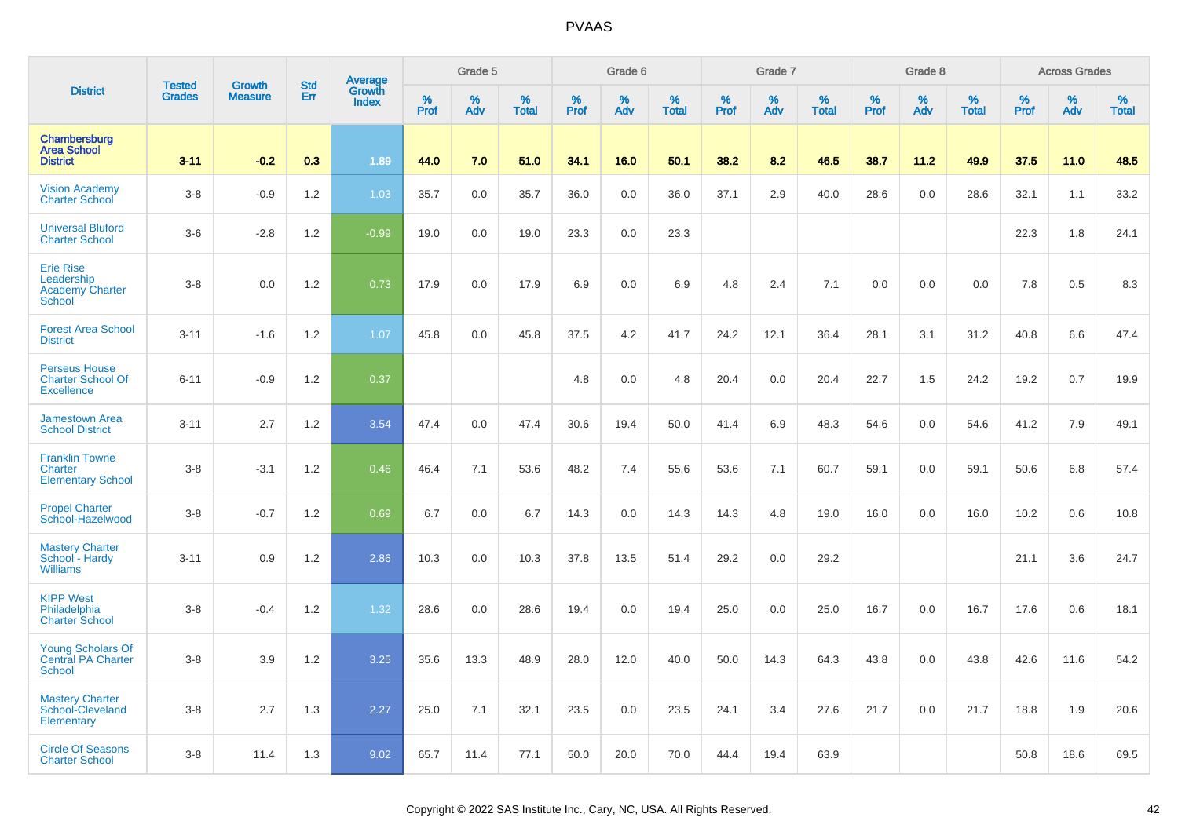# PVAAS

| District | Tested Grades | Growth Measure | Std Err | Average Growth Index | Grade 5 | | | Grade 6 | | | Grade 7 | | | Grade 8 | | | Across Grades | | |
|---|---|---|---|---|---|---|---|---|---|---|---|---|---|---|---|---|---|---|---|
| | | | | | % Prof | % Adv | % Total | % Prof | % Adv | % Total | % Prof | % Adv | % Total | % Prof | % Adv | % Total | % Prof | % Adv | % Total |
| **Chambersburg Area School District** | **3-11** | **-0.2** | **0.3** | **1.89** | **44.0** | **7.0** | **51.0** | **34.1** | **16.0** | **50.1** | **38.2** | **8.2** | **46.5** | **38.7** | **11.2** | **49.9** | **37.5** | **11.0** | **48.5** |
| Vision Academy Charter School | 3-8 | -0.9 | 1.2 | 1.03 | 35.7 | 0.0 | 35.7 | 36.0 | 0.0 | 36.0 | 37.1 | 2.9 | 40.0 | 28.6 | 0.0 | 28.6 | 32.1 | 1.1 | 33.2 |
| Universal Bluford Charter School | 3-6 | -2.8 | 1.2 | -0.99 | 19.0 | 0.0 | 19.0 | 23.3 | 0.0 | 23.3 | | | | | | | 22.3 | 1.8 | 24.1 |
| Erie Rise Leadership Academy Charter School | 3-8 | 0.0 | 1.2 | 0.73 | 17.9 | 0.0 | 17.9 | 6.9 | 0.0 | 6.9 | 4.8 | 2.4 | 7.1 | 0.0 | 0.0 | 0.0 | 7.8 | 0.5 | 8.3 |
| Forest Area School District | 3-11 | -1.6 | 1.2 | 1.07 | 45.8 | 0.0 | 45.8 | 37.5 | 4.2 | 41.7 | 24.2 | 12.1 | 36.4 | 28.1 | 3.1 | 31.2 | 40.8 | 6.6 | 47.4 |
| Perseus House Charter School Of Excellence | 6-11 | -0.9 | 1.2 | 0.37 | | | | 4.8 | 0.0 | 4.8 | 20.4 | 0.0 | 20.4 | 22.7 | 1.5 | 24.2 | 19.2 | 0.7 | 19.9 |
| Jamestown Area School District | 3-11 | 2.7 | 1.2 | 3.54 | 47.4 | 0.0 | 47.4 | 30.6 | 19.4 | 50.0 | 41.4 | 6.9 | 48.3 | 54.6 | 0.0 | 54.6 | 41.2 | 7.9 | 49.1 |
| Franklin Towne Charter Elementary School | 3-8 | -3.1 | 1.2 | 0.46 | 46.4 | 7.1 | 53.6 | 48.2 | 7.4 | 55.6 | 53.6 | 7.1 | 60.7 | 59.1 | 0.0 | 59.1 | 50.6 | 6.8 | 57.4 |
| Propel Charter School-Hazelwood | 3-8 | -0.7 | 1.2 | 0.69 | 6.7 | 0.0 | 6.7 | 14.3 | 0.0 | 14.3 | 14.3 | 4.8 | 19.0 | 16.0 | 0.0 | 16.0 | 10.2 | 0.6 | 10.8 |
| Mastery Charter School - Hardy Williams | 3-11 | 0.9 | 1.2 | 2.86 | 10.3 | 0.0 | 10.3 | 37.8 | 13.5 | 51.4 | 29.2 | 0.0 | 29.2 | | | | 21.1 | 3.6 | 24.7 |
| KIPP West Philadelphia Charter School | 3-8 | -0.4 | 1.2 | 1.32 | 28.6 | 0.0 | 28.6 | 19.4 | 0.0 | 19.4 | 25.0 | 0.0 | 25.0 | 16.7 | 0.0 | 16.7 | 17.6 | 0.6 | 18.1 |
| Young Scholars Of Central PA Charter School | 3-8 | 3.9 | 1.2 | 3.25 | 35.6 | 13.3 | 48.9 | 28.0 | 12.0 | 40.0 | 50.0 | 14.3 | 64.3 | 43.8 | 0.0 | 43.8 | 42.6 | 11.6 | 54.2 |
| Mastery Charter School-Cleveland Elementary | 3-8 | 2.7 | 1.3 | 2.27 | 25.0 | 7.1 | 32.1 | 23.5 | 0.0 | 23.5 | 24.1 | 3.4 | 27.6 | 21.7 | 0.0 | 21.7 | 18.8 | 1.9 | 20.6 |
| Circle Of Seasons Charter School | 3-8 | 11.4 | 1.3 | 9.02 | 65.7 | 11.4 | 77.1 | 50.0 | 20.0 | 70.0 | 44.4 | 19.4 | 63.9 | | | | 50.8 | 18.6 | 69.5 |

Copyright © 2022 SAS Institute Inc., Cary, NC, USA. All Rights Reserved.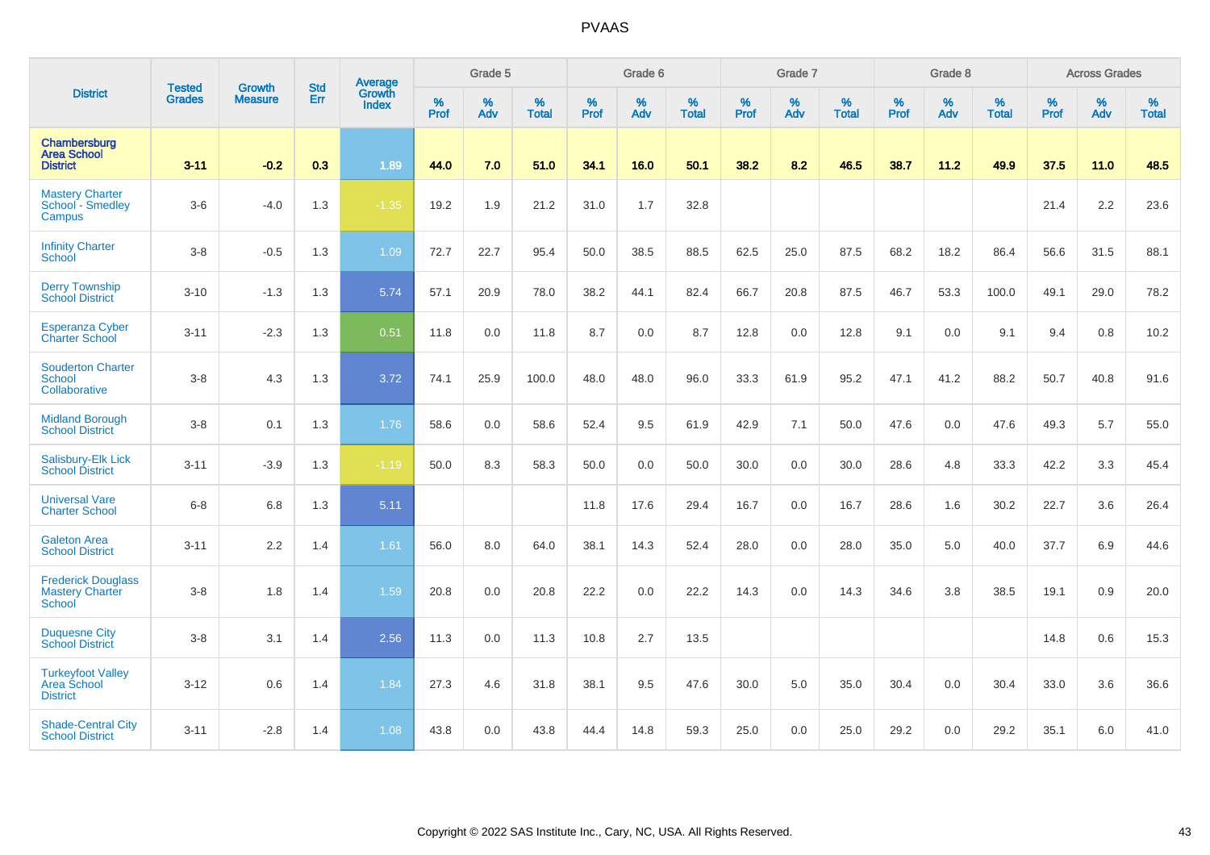# PVAAS

| District | Tested Grades | Growth Measure | Std Err | Average Growth Index | Grade 5 | | | Grade 6 | | | Grade 7 | | | Grade 8 | | | Across Grades | | |
|---|---|---|---|---|---|---|---|---|---|---|---|---|---|---|---|---|---|---|---|
| | | | | | % Prof | % Adv | % Total | % Prof | % Adv | % Total | % Prof | % Adv | % Total | % Prof | % Adv | % Total | % Prof | % Adv | % Total |
| **Chambersburg Area School District** | **3-11** | **-0.2** | **0.3** | **1.89** | **44.0** | **7.0** | **51.0** | **34.1** | **16.0** | **50.1** | **38.2** | **8.2** | **46.5** | **38.7** | **11.2** | **49.9** | **37.5** | **11.0** | **48.5** |
| Mastery Charter School - Smedley Campus | 3-6 | -4.0 | 1.3 | -1.35 | 19.2 | 1.9 | 21.2 | 31.0 | 1.7 | 32.8 | | | | | | | 21.4 | 2.2 | 23.6 |
| Infinity Charter School | 3-8 | -0.5 | 1.3 | 1.09 | 72.7 | 22.7 | 95.4 | 50.0 | 38.5 | 88.5 | 62.5 | 25.0 | 87.5 | 68.2 | 18.2 | 86.4 | 56.6 | 31.5 | 88.1 |
| Derry Township School District | 3-10 | -1.3 | 1.3 | 5.74 | 57.1 | 20.9 | 78.0 | 38.2 | 44.1 | 82.4 | 66.7 | 20.8 | 87.5 | 46.7 | 53.3 | 100.0 | 49.1 | 29.0 | 78.2 |
| Esperanza Cyber Charter School | 3-11 | -2.3 | 1.3 | 0.51 | 11.8 | 0.0 | 11.8 | 8.7 | 0.0 | 8.7 | 12.8 | 0.0 | 12.8 | 9.1 | 0.0 | 9.1 | 9.4 | 0.8 | 10.2 |
| Souderton Charter School Collaborative | 3-8 | 4.3 | 1.3 | 3.72 | 74.1 | 25.9 | 100.0 | 48.0 | 48.0 | 96.0 | 33.3 | 61.9 | 95.2 | 47.1 | 41.2 | 88.2 | 50.7 | 40.8 | 91.6 |
| Midland Borough School District | 3-8 | 0.1 | 1.3 | 1.76 | 58.6 | 0.0 | 58.6 | 52.4 | 9.5 | 61.9 | 42.9 | 7.1 | 50.0 | 47.6 | 0.0 | 47.6 | 49.3 | 5.7 | 55.0 |
| Salisbury-Elk Lick School District | 3-11 | -3.9 | 1.3 | -1.19 | 50.0 | 8.3 | 58.3 | 50.0 | 0.0 | 50.0 | 30.0 | 0.0 | 30.0 | 28.6 | 4.8 | 33.3 | 42.2 | 3.3 | 45.4 |
| Universal Vare Charter School | 6-8 | 6.8 | 1.3 | 5.11 | | | | 11.8 | 17.6 | 29.4 | 16.7 | 0.0 | 16.7 | 28.6 | 1.6 | 30.2 | 22.7 | 3.6 | 26.4 |
| Galeton Area School District | 3-11 | 2.2 | 1.4 | 1.61 | 56.0 | 8.0 | 64.0 | 38.1 | 14.3 | 52.4 | 28.0 | 0.0 | 28.0 | 35.0 | 5.0 | 40.0 | 37.7 | 6.9 | 44.6 |
| Frederick Douglass Mastery Charter School | 3-8 | 1.8 | 1.4 | 1.59 | 20.8 | 0.0 | 20.8 | 22.2 | 0.0 | 22.2 | 14.3 | 0.0 | 14.3 | 34.6 | 3.8 | 38.5 | 19.1 | 0.9 | 20.0 |
| Duquesne City School District | 3-8 | 3.1 | 1.4 | 2.56 | 11.3 | 0.0 | 11.3 | 10.8 | 2.7 | 13.5 | | | | | | | 14.8 | 0.6 | 15.3 |
| Turkeyfoot Valley Area School District | 3-12 | 0.6 | 1.4 | 1.84 | 27.3 | 4.6 | 31.8 | 38.1 | 9.5 | 47.6 | 30.0 | 5.0 | 35.0 | 30.4 | 0.0 | 30.4 | 33.0 | 3.6 | 36.6 |
| Shade-Central City School District | 3-11 | -2.8 | 1.4 | 1.08 | 43.8 | 0.0 | 43.8 | 44.4 | 14.8 | 59.3 | 25.0 | 0.0 | 25.0 | 29.2 | 0.0 | 29.2 | 35.1 | 6.0 | 41.0 |

Copyright © 2022 SAS Institute Inc., Cary, NC, USA. All Rights Reserved.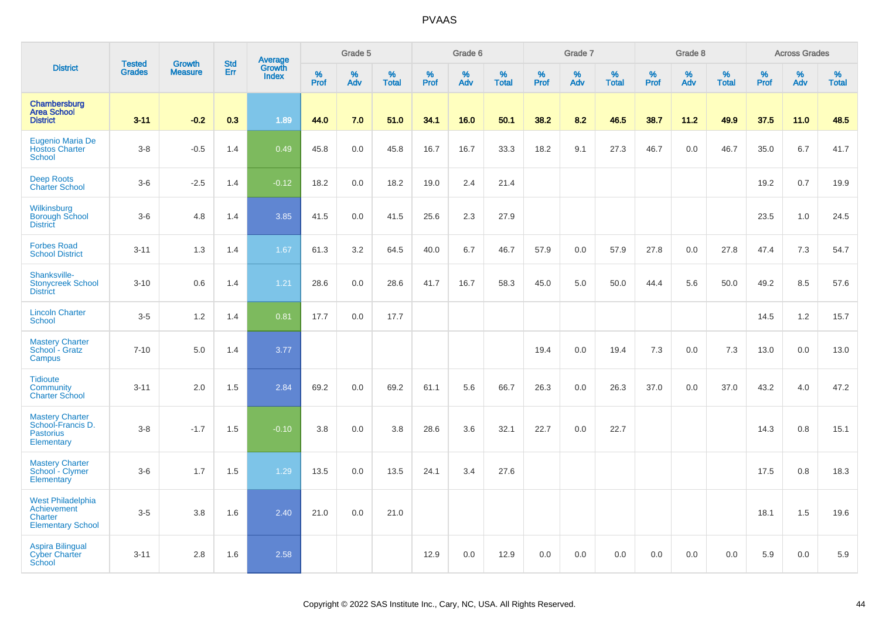| District | Tested Grades | Growth Measure | Std Err | Average Growth Index | Grade 5 | | | Grade 6 | | | Grade 7 | | | Grade 8 | | | Across Grades | | |
|---|---|---|---|---|---|---|---|---|---|---|---|---|---|---|---|---|---|---|---|
| | | | | | % Prof | % Adv | % Total | % Prof | % Adv | % Total | % Prof | % Adv | % Total | % Prof | % Adv | % Total | % Prof | % Adv | % Total |
| **Chambersburg Area School District** | **3-11** | **-0.2** | **0.3** | **1.89** | **44.0** | **7.0** | **51.0** | **34.1** | **16.0** | **50.1** | **38.2** | **8.2** | **46.5** | **38.7** | **11.2** | **49.9** | **37.5** | **11.0** | **48.5** |
| Eugenio Maria De Hostos Charter School | 3-8 | -0.5 | 1.4 | 0.49 | 45.8 | 0.0 | 45.8 | 16.7 | 16.7 | 33.3 | 18.2 | 9.1 | 27.3 | 46.7 | 0.0 | 46.7 | 35.0 | 6.7 | 41.7 |
| Deep Roots Charter School | 3-6 | -2.5 | 1.4 | -0.12 | 18.2 | 0.0 | 18.2 | 19.0 | 2.4 | 21.4 | | | | | | | 19.2 | 0.7 | 19.9 |
| Wilkinsburg Borough School District | 3-6 | 4.8 | 1.4 | 3.85 | 41.5 | 0.0 | 41.5 | 25.6 | 2.3 | 27.9 | | | | | | | 23.5 | 1.0 | 24.5 |
| Forbes Road School District | 3-11 | 1.3 | 1.4 | 1.67 | 61.3 | 3.2 | 64.5 | 40.0 | 6.7 | 46.7 | 57.9 | 0.0 | 57.9 | 27.8 | 0.0 | 27.8 | 47.4 | 7.3 | 54.7 |
| Shanksville-Stonycreek School District | 3-10 | 0.6 | 1.4 | 1.21 | 28.6 | 0.0 | 28.6 | 41.7 | 16.7 | 58.3 | 45.0 | 5.0 | 50.0 | 44.4 | 5.6 | 50.0 | 49.2 | 8.5 | 57.6 |
| Lincoln Charter School | 3-5 | 1.2 | 1.4 | 0.81 | 17.7 | 0.0 | 17.7 | | | | | | | | | | 14.5 | 1.2 | 15.7 |
| Mastery Charter School - Gratz Campus | 7-10 | 5.0 | 1.4 | 3.77 | | | | | | | 19.4 | 0.0 | 19.4 | 7.3 | 0.0 | 7.3 | 13.0 | 0.0 | 13.0 |
| Tidioute Community Charter School | 3-11 | 2.0 | 1.5 | 2.84 | 69.2 | 0.0 | 69.2 | 61.1 | 5.6 | 66.7 | 26.3 | 0.0 | 26.3 | 37.0 | 0.0 | 37.0 | 43.2 | 4.0 | 47.2 |
| Mastery Charter School-Francis D. Pastorius Elementary | 3-8 | -1.7 | 1.5 | -0.10 | 3.8 | 0.0 | 3.8 | 28.6 | 3.6 | 32.1 | 22.7 | 0.0 | 22.7 | | | | 14.3 | 0.8 | 15.1 |
| Mastery Charter School - Clymer Elementary | 3-6 | 1.7 | 1.5 | 1.29 | 13.5 | 0.0 | 13.5 | 24.1 | 3.4 | 27.6 | | | | | | | 17.5 | 0.8 | 18.3 |
| West Philadelphia Achievement Charter Elementary School | 3-5 | 3.8 | 1.6 | 2.40 | 21.0 | 0.0 | 21.0 | | | | | | | | | | 18.1 | 1.5 | 19.6 |
| Aspira Bilingual Cyber Charter School | 3-11 | 2.8 | 1.6 | 2.58 | | | | 12.9 | 0.0 | 12.9 | 0.0 | 0.0 | 0.0 | 0.0 | 0.0 | 0.0 | 5.9 | 0.0 | 5.9 |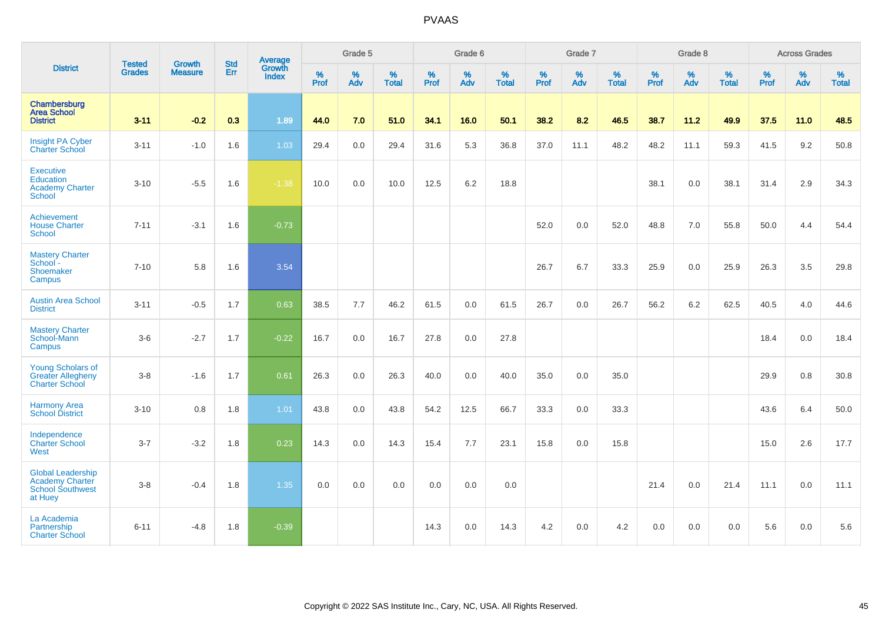# PVAAS

| District | Tested Grades | Growth Measure | Std Err | Average Growth Index | Grade 5 | | | Grade 6 | | | Grade 7 | | | Grade 8 | | | Across Grades | | |
|---|---|---|---|---|---|---|---|---|---|---|---|---|---|---|---|---|---|---|---|
| | | | | | % Prof | % Adv | % Total | % Prof | % Adv | % Total | % Prof | % Adv | % Total | % Prof | % Adv | % Total | % Prof | % Adv | % Total |
| **Chambersburg Area School District** | **3-11** | **-0.2** | **0.3** | **1.89** | **44.0** | **7.0** | **51.0** | **34.1** | **16.0** | **50.1** | **38.2** | **8.2** | **46.5** | **38.7** | **11.2** | **49.9** | **37.5** | **11.0** | **48.5** |
| Insight PA Cyber Charter School | 3-11 | -1.0 | 1.6 | 1.03 | 29.4 | 0.0 | 29.4 | 31.6 | 5.3 | 36.8 | 37.0 | 11.1 | 48.2 | 48.2 | 11.1 | 59.3 | 41.5 | 9.2 | 50.8 |
| Executive Education Academy Charter School | 3-10 | -5.5 | 1.6 | -1.38 | 10.0 | 0.0 | 10.0 | 12.5 | 6.2 | 18.8 | | | | 38.1 | 0.0 | 38.1 | 31.4 | 2.9 | 34.3 |
| Achievement House Charter School | 7-11 | -3.1 | 1.6 | -0.73 | | | | | | | 52.0 | 0.0 | 52.0 | 48.8 | 7.0 | 55.8 | 50.0 | 4.4 | 54.4 |
| Mastery Charter School - Shoemaker Campus | 7-10 | 5.8 | 1.6 | 3.54 | | | | | | | 26.7 | 6.7 | 33.3 | 25.9 | 0.0 | 25.9 | 26.3 | 3.5 | 29.8 |
| Austin Area School District | 3-11 | -0.5 | 1.7 | 0.63 | 38.5 | 7.7 | 46.2 | 61.5 | 0.0 | 61.5 | 26.7 | 0.0 | 26.7 | 56.2 | 6.2 | 62.5 | 40.5 | 4.0 | 44.6 |
| Mastery Charter School-Mann Campus | 3-6 | -2.7 | 1.7 | -0.22 | 16.7 | 0.0 | 16.7 | 27.8 | 0.0 | 27.8 | | | | | | | 18.4 | 0.0 | 18.4 |
| Young Scholars of Greater Allegheny Charter School | 3-8 | -1.6 | 1.7 | 0.61 | 26.3 | 0.0 | 26.3 | 40.0 | 0.0 | 40.0 | 35.0 | 0.0 | 35.0 | | | | 29.9 | 0.8 | 30.8 |
| Harmony Area School District | 3-10 | 0.8 | 1.8 | 1.01 | 43.8 | 0.0 | 43.8 | 54.2 | 12.5 | 66.7 | 33.3 | 0.0 | 33.3 | | | | 43.6 | 6.4 | 50.0 |
| Independence Charter School West | 3-7 | -3.2 | 1.8 | 0.23 | 14.3 | 0.0 | 14.3 | 15.4 | 7.7 | 23.1 | 15.8 | 0.0 | 15.8 | | | | 15.0 | 2.6 | 17.7 |
| Global Leadership Academy Charter School Southwest at Huey | 3-8 | -0.4 | 1.8 | 1.35 | 0.0 | 0.0 | 0.0 | 0.0 | 0.0 | 0.0 | | | | 21.4 | 0.0 | 21.4 | 11.1 | 0.0 | 11.1 |
| La Academia Partnership Charter School | 6-11 | -4.8 | 1.8 | -0.39 | | | | 14.3 | 0.0 | 14.3 | 4.2 | 0.0 | 4.2 | 0.0 | 0.0 | 0.0 | 5.6 | 0.0 | 5.6 |

Copyright © 2022 SAS Institute Inc., Cary, NC, USA. All Rights Reserved.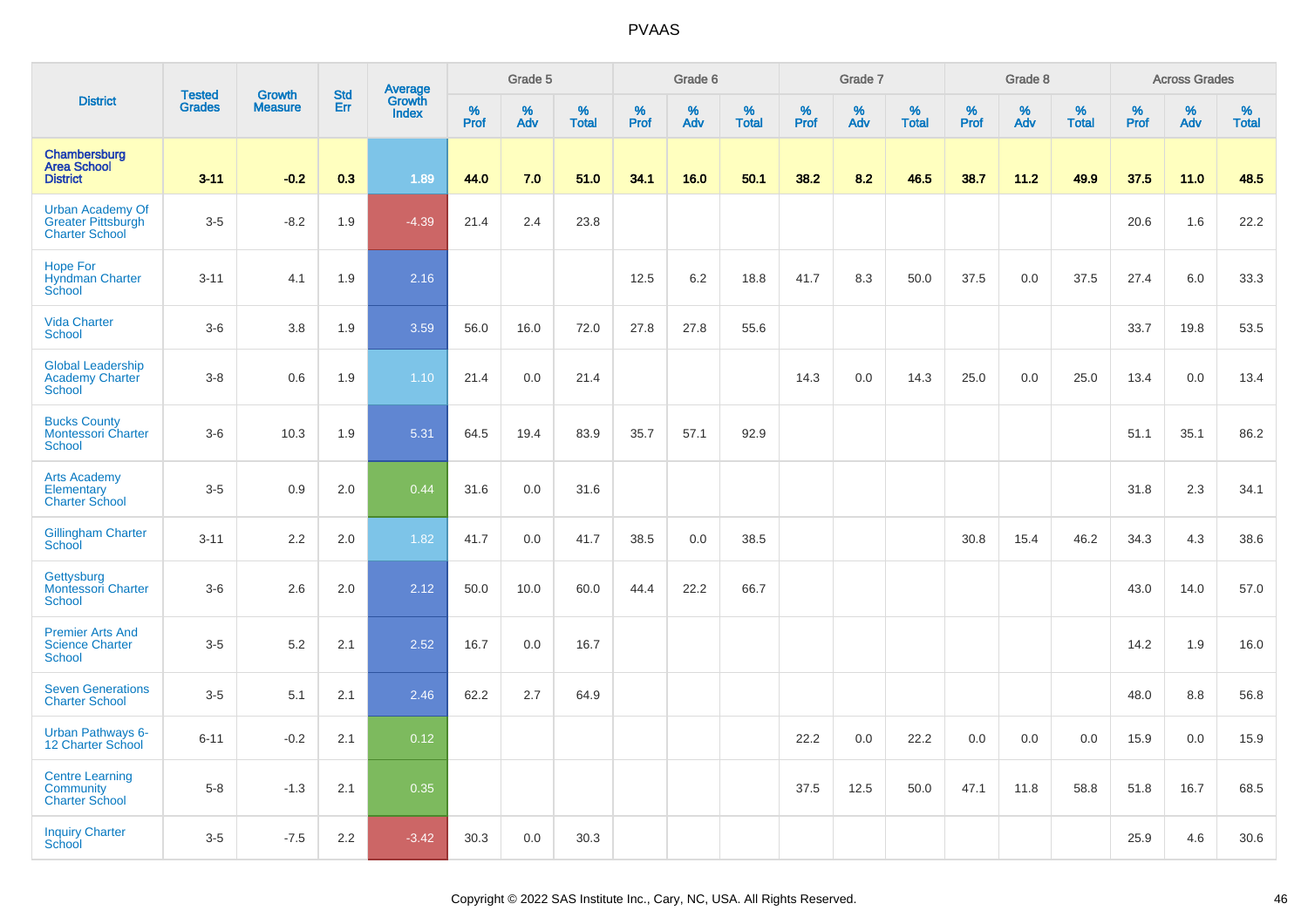| District | Tested Grades | Growth Measure | Std Err | Average Growth Index | Grade 5 | | | Grade 6 | | | Grade 7 | | | Grade 8 | | | Across Grades | | |
|---|---|---|---|---|---|---|---|---|---|---|---|---|---|---|---|---|---|---|---|
| | | | | | % Prof | % Adv | % Total | % Prof | % Adv | % Total | % Prof | % Adv | % Total | % Prof | % Adv | % Total | % Prof | % Adv | % Total |
| **Chambersburg Area School District** | **3-11** | **-0.2** | **0.3** | **1.89** | **44.0** | **7.0** | **51.0** | **34.1** | **16.0** | **50.1** | **38.2** | **8.2** | **46.5** | **38.7** | **11.2** | **49.9** | **37.5** | **11.0** | **48.5** |
| Urban Academy Of Greater Pittsburgh Charter School | 3-5 | -8.2 | 1.9 | -4.39 | 21.4 | 2.4 | 23.8 | | | | | | | | | | 20.6 | 1.6 | 22.2 |
| Hope For Hyndman Charter School | 3-11 | 4.1 | 1.9 | 2.16 | | | | 12.5 | 6.2 | 18.8 | 41.7 | 8.3 | 50.0 | 37.5 | 0.0 | 37.5 | 27.4 | 6.0 | 33.3 |
| Vida Charter School | 3-6 | 3.8 | 1.9 | 3.59 | 56.0 | 16.0 | 72.0 | 27.8 | 27.8 | 55.6 | | | | | | | 33.7 | 19.8 | 53.5 |
| Global Leadership Academy Charter School | 3-8 | 0.6 | 1.9 | 1.10 | 21.4 | 0.0 | 21.4 | | | | 14.3 | 0.0 | 14.3 | 25.0 | 0.0 | 25.0 | 13.4 | 0.0 | 13.4 |
| Bucks County Montessori Charter School | 3-6 | 10.3 | 1.9 | 5.31 | 64.5 | 19.4 | 83.9 | 35.7 | 57.1 | 92.9 | | | | | | | 51.1 | 35.1 | 86.2 |
| Arts Academy Elementary Charter School | 3-5 | 0.9 | 2.0 | 0.44 | 31.6 | 0.0 | 31.6 | | | | | | | | | | 31.8 | 2.3 | 34.1 |
| Gillingham Charter School | 3-11 | 2.2 | 2.0 | 1.82 | 41.7 | 0.0 | 41.7 | 38.5 | 0.0 | 38.5 | | | | 30.8 | 15.4 | 46.2 | 34.3 | 4.3 | 38.6 |
| Gettysburg Montessori Charter School | 3-6 | 2.6 | 2.0 | 2.12 | 50.0 | 10.0 | 60.0 | 44.4 | 22.2 | 66.7 | | | | | | | 43.0 | 14.0 | 57.0 |
| Premier Arts And Science Charter School | 3-5 | 5.2 | 2.1 | 2.52 | 16.7 | 0.0 | 16.7 | | | | | | | | | | 14.2 | 1.9 | 16.0 |
| Seven Generations Charter School | 3-5 | 5.1 | 2.1 | 2.46 | 62.2 | 2.7 | 64.9 | | | | | | | | | | 48.0 | 8.8 | 56.8 |
| Urban Pathways 6-12 Charter School | 6-11 | -0.2 | 2.1 | 0.12 | | | | | | | 22.2 | 0.0 | 22.2 | 0.0 | 0.0 | 0.0 | 15.9 | 0.0 | 15.9 |
| Centre Learning Community Charter School | 5-8 | -1.3 | 2.1 | 0.35 | | | | | | | 37.5 | 12.5 | 50.0 | 47.1 | 11.8 | 58.8 | 51.8 | 16.7 | 68.5 |
| Inquiry Charter School | 3-5 | -7.5 | 2.2 | -3.42 | 30.3 | 0.0 | 30.3 | | | | | | | | | | 25.9 | 4.6 | 30.6 |

Copyright © 2022 SAS Institute Inc., Cary, NC, USA. All Rights Reserved.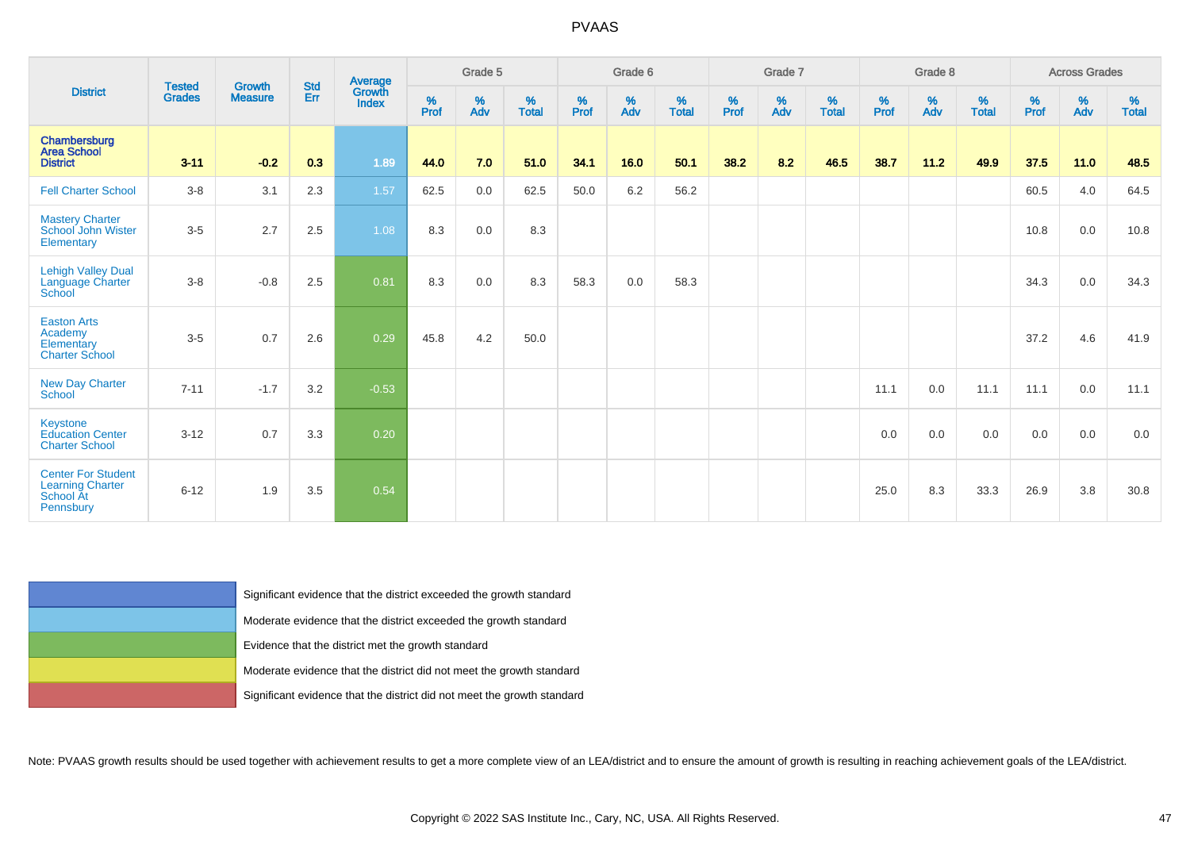# PVAAS

| District | Tested Grades | Growth Measure | Std Err | Average Growth Index | Grade 5 | | | Grade 6 | | | Grade 7 | | | Grade 8 | | | Across Grades | | |
|---|---|---|---|---|---|---|---|---|---|---|---|---|---|---|---|---|---|---|---|
| | | | | | % Prof | % Adv | % Total | % Prof | % Adv | % Total | % Prof | % Adv | % Total | % Prof | % Adv | % Total | % Prof | % Adv | % Total |
| **Chambersburg Area School District** | **3-11** | **-0.2** | **0.3** | **1.89** | **44.0** | **7.0** | **51.0** | **34.1** | **16.0** | **50.1** | **38.2** | **8.2** | **46.5** | **38.7** | **11.2** | **49.9** | **37.5** | **11.0** | **48.5** |
| Fell Charter School | 3-8 | 3.1 | 2.3 | 1.57 | 62.5 | 0.0 | 62.5 | 50.0 | 6.2 | 56.2 | | | | | | | 60.5 | 4.0 | 64.5 |
| Mastery Charter School John Wister Elementary | 3-5 | 2.7 | 2.5 | 1.08 | 8.3 | 0.0 | 8.3 | | | | | | | | | | 10.8 | 0.0 | 10.8 |
| Lehigh Valley Dual Language Charter School | 3-8 | -0.8 | 2.5 | 0.81 | 8.3 | 0.0 | 8.3 | 58.3 | 0.0 | 58.3 | | | | | | | 34.3 | 0.0 | 34.3 |
| Easton Arts Academy Elementary Charter School | 3-5 | 0.7 | 2.6 | 0.29 | 45.8 | 4.2 | 50.0 | | | | | | | | | | 37.2 | 4.6 | 41.9 |
| New Day Charter School | 7-11 | -1.7 | 3.2 | -0.53 | | | | | | | | | | 11.1 | 0.0 | 11.1 | 11.1 | 0.0 | 11.1 |
| Keystone Education Center Charter School | 3-12 | 0.7 | 3.3 | 0.20 | | | | | | | | | | 0.0 | 0.0 | 0.0 | 0.0 | 0.0 | 0.0 |
| Center For Student Learning Charter School At Pennsbury | 6-12 | 1.9 | 3.5 | 0.54 | | | | | | | | | | 25.0 | 8.3 | 33.3 | 26.9 | 3.8 | 30.8 |

- Significant evidence that the district exceeded the growth standard
- Moderate evidence that the district exceeded the growth standard
- Evidence that the district met the growth standard
- Moderate evidence that the district did not meet the growth standard
- Significant evidence that the district did not meet the growth standard

Note: PVAAS growth results should be used together with achievement results to get a more complete view of an LEA/district and to ensure the amount of growth is resulting in reaching achievement goals of the LEA/district.

Copyright © 2022 SAS Institute Inc., Cary, NC, USA. All Rights Reserved.